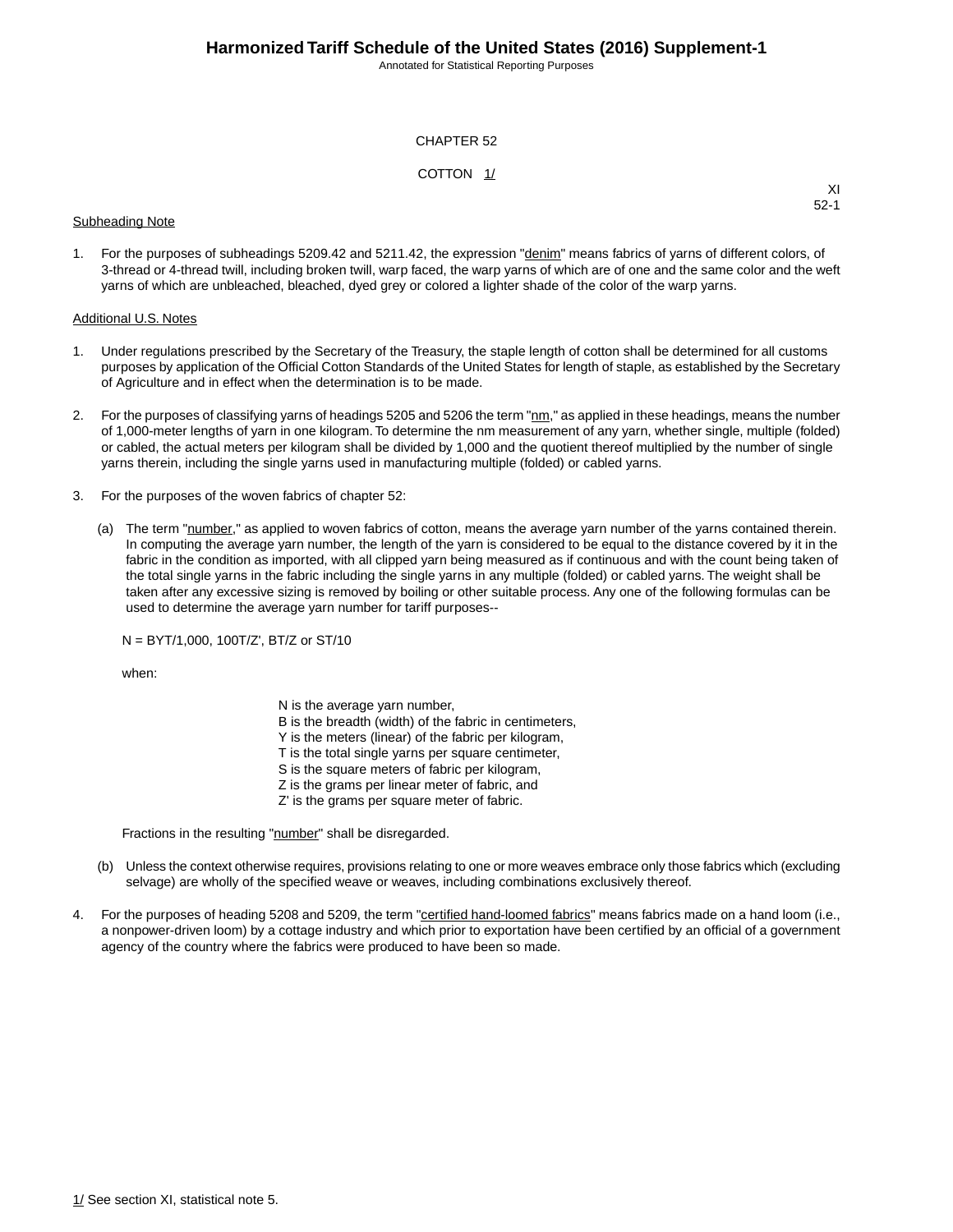# CHAPTER 52

## COTTON 1/

XI
52-1

Subheading Note

1. For the purposes of subheadings 5209.42 and 5211.42, the expression "denim" means fabrics of yarns of different colors, of 3-thread or 4-thread twill, including broken twill, warp faced, the warp yarns of which are of one and the same color and the weft yarns of which are unbleached, bleached, dyed grey or colored a lighter shade of the color of the warp yarns.

Additional U.S. Notes

1. Under regulations prescribed by the Secretary of the Treasury, the staple length of cotton shall be determined for all customs purposes by application of the Official Cotton Standards of the United States for length of staple, as established by the Secretary of Agriculture and in effect when the determination is to be made.

2. For the purposes of classifying yarns of headings 5205 and 5206 the term "nm," as applied in these headings, means the number of 1,000-meter lengths of yarn in one kilogram. To determine the nm measurement of any yarn, whether single, multiple (folded) or cabled, the actual meters per kilogram shall be divided by 1,000 and the quotient thereof multiplied by the number of single yarns therein, including the single yarns used in manufacturing multiple (folded) or cabled yarns.

3. For the purposes of the woven fabrics of chapter 52:

   (a) The term "number," as applied to woven fabrics of cotton, means the average yarn number of the yarns contained therein. In computing the average yarn number, the length of the yarn is considered to be equal to the distance covered by it in the fabric in the condition as imported, with all clipped yarn being measured as if continuous and with the count being taken of the total single yarns in the fabric including the single yarns in any multiple (folded) or cabled yarns. The weight shall be taken after any excessive sizing is removed by boiling or other suitable process. Any one of the following formulas can be used to determine the average yarn number for tariff purposes--

   $N = BYT/1{,}000,\ 100T/Z',\ BT/Z$ or $ST/10$

   when:

   N is the average yarn number,
   B is the breadth (width) of the fabric in centimeters,
   Y is the meters (linear) of the fabric per kilogram,
   T is the total single yarns per square centimeter,
   S is the square meters of fabric per kilogram,
   Z is the grams per linear meter of fabric, and
   Z' is the grams per square meter of fabric.

   Fractions in the resulting "number" shall be disregarded.

   (b) Unless the context otherwise requires, provisions relating to one or more weaves embrace only those fabrics which (excluding selvage) are wholly of the specified weave or weaves, including combinations exclusively thereof.

4. For the purposes of heading 5208 and 5209, the term "certified hand-loomed fabrics" means fabrics made on a hand loom (i.e., a nonpower-driven loom) by a cottage industry and which prior to exportation have been certified by an official of a government agency of the country where the fabrics were produced to have been so made.

1/ See section XI, statistical note 5.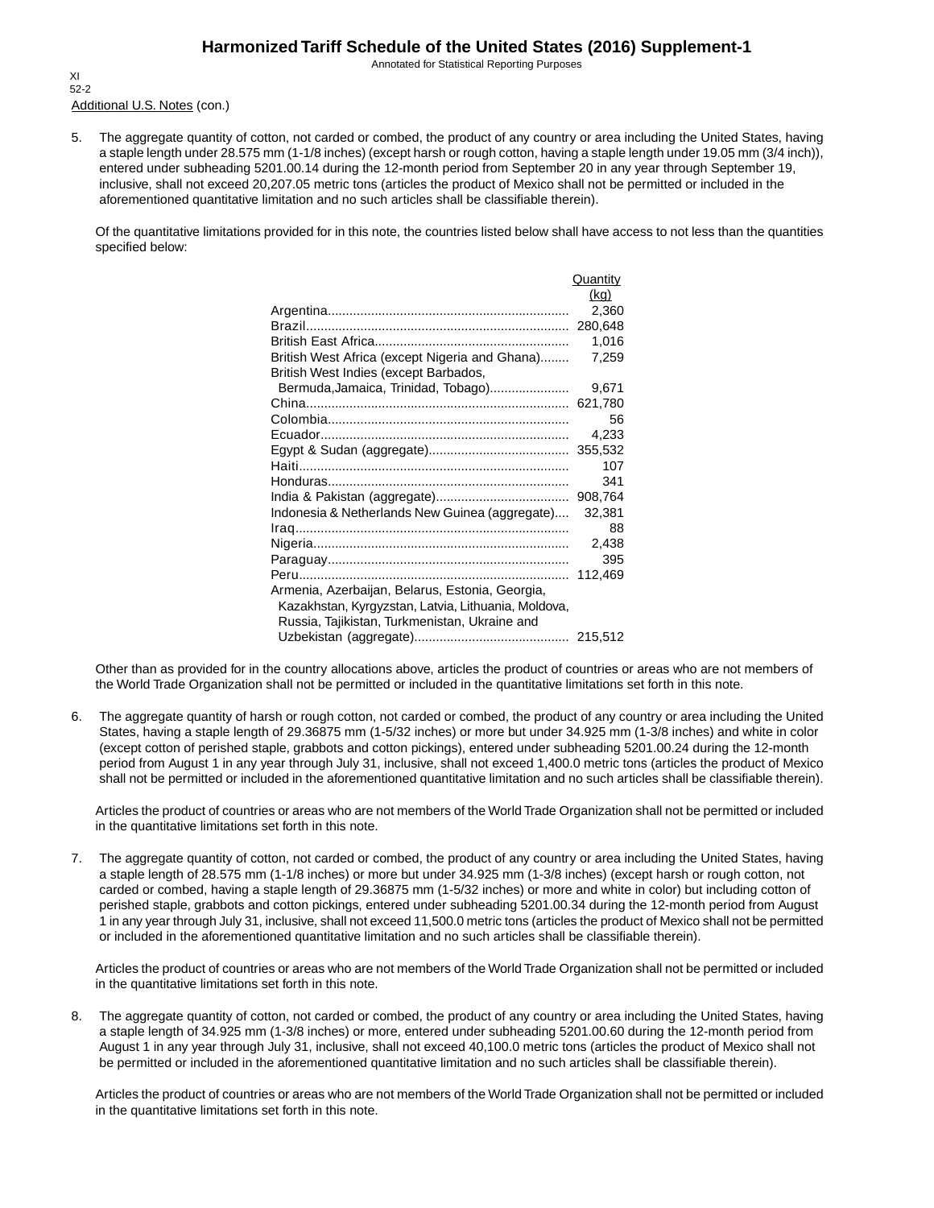XI
52-2

Additional U.S. Notes (con.)

5. The aggregate quantity of cotton, not carded or combed, the product of any country or area including the United States, having a staple length under 28.575 mm (1-1/8 inches) (except harsh or rough cotton, having a staple length under 19.05 mm (3/4 inch)), entered under subheading 5201.00.14 during the 12-month period from September 20 in any year through September 19, inclusive, shall not exceed 20,207.05 metric tons (articles the product of Mexico shall not be permitted or included in the aforementioned quantitative limitation and no such articles shall be classifiable therein).

   Of the quantitative limitations provided for in this note, the countries listed below shall have access to not less than the quantities specified below:

| | Quantity (kg) |
|---|---|
| Argentina | 2,360 |
| Brazil | 280,648 |
| British East Africa | 1,016 |
| British West Africa (except Nigeria and Ghana) | 7,259 |
| British West Indies (except Barbados, Bermuda,Jamaica, Trinidad, Tobago) | 9,671 |
| China | 621,780 |
| Colombia | 56 |
| Ecuador | 4,233 |
| Egypt & Sudan (aggregate) | 355,532 |
| Haiti | 107 |
| Honduras | 341 |
| India & Pakistan (aggregate) | 908,764 |
| Indonesia & Netherlands New Guinea (aggregate) | 32,381 |
| Iraq | 88 |
| Nigeria | 2,438 |
| Paraguay | 395 |
| Peru | 112,469 |
| Armenia, Azerbaijan, Belarus, Estonia, Georgia, Kazakhstan, Kyrgyzstan, Latvia, Lithuania, Moldova, Russia, Tajikistan, Turkmenistan, Ukraine and Uzbekistan (aggregate) | 215,512 |

   Other than as provided for in the country allocations above, articles the product of countries or areas who are not members of the World Trade Organization shall not be permitted or included in the quantitative limitations set forth in this note.

6. The aggregate quantity of harsh or rough cotton, not carded or combed, the product of any country or area including the United States, having a staple length of 29.36875 mm (1-5/32 inches) or more but under 34.925 mm (1-3/8 inches) and white in color (except cotton of perished staple, grabbots and cotton pickings), entered under subheading 5201.00.24 during the 12-month period from August 1 in any year through July 31, inclusive, shall not exceed 1,400.0 metric tons (articles the product of Mexico shall not be permitted or included in the aforementioned quantitative limitation and no such articles shall be classifiable therein).

   Articles the product of countries or areas who are not members of the World Trade Organization shall not be permitted or included in the quantitative limitations set forth in this note.

7. The aggregate quantity of cotton, not carded or combed, the product of any country or area including the United States, having a staple length of 28.575 mm (1-1/8 inches) or more but under 34.925 mm (1-3/8 inches) (except harsh or rough cotton, not carded or combed, having a staple length of 29.36875 mm (1-5/32 inches) or more and white in color) but including cotton of perished staple, grabbots and cotton pickings, entered under subheading 5201.00.34 during the 12-month period from August 1 in any year through July 31, inclusive, shall not exceed 11,500.0 metric tons (articles the product of Mexico shall not be permitted or included in the aforementioned quantitative limitation and no such articles shall be classifiable therein).

   Articles the product of countries or areas who are not members of the World Trade Organization shall not be permitted or included in the quantitative limitations set forth in this note.

8. The aggregate quantity of cotton, not carded or combed, the product of any country or area including the United States, having a staple length of 34.925 mm (1-3/8 inches) or more, entered under subheading 5201.00.60 during the 12-month period from August 1 in any year through July 31, inclusive, shall not exceed 40,100.0 metric tons (articles the product of Mexico shall not be permitted or included in the aforementioned quantitative limitation and no such articles shall be classifiable therein).

   Articles the product of countries or areas who are not members of the World Trade Organization shall not be permitted or included in the quantitative limitations set forth in this note.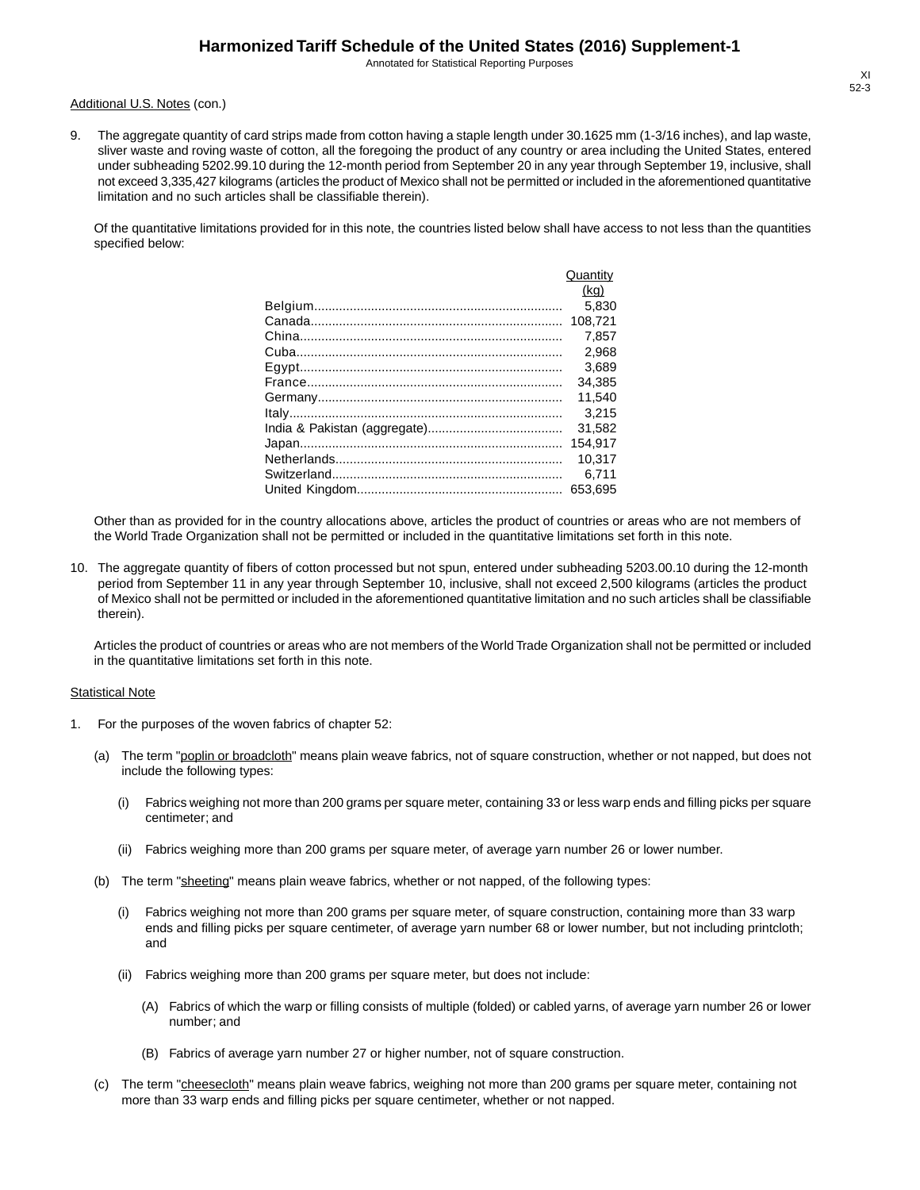Additional U.S. Notes (con.)

9. The aggregate quantity of card strips made from cotton having a staple length under 30.1625 mm (1-3/16 inches), and lap waste, sliver waste and roving waste of cotton, all the foregoing the product of any country or area including the United States, entered under subheading 5202.99.10 during the 12-month period from September 20 in any year through September 19, inclusive, shall not exceed 3,335,427 kilograms (articles the product of Mexico shall not be permitted or included in the aforementioned quantitative limitation and no such articles shall be classifiable therein).

   Of the quantitative limitations provided for in this note, the countries listed below shall have access to not less than the quantities specified below:

| | Quantity (kg) |
|---|---|
| Belgium | 5,830 |
| Canada | 108,721 |
| China | 7,857 |
| Cuba | 2,968 |
| Egypt | 3,689 |
| France | 34,385 |
| Germany | 11,540 |
| Italy | 3,215 |
| India & Pakistan (aggregate) | 31,582 |
| Japan | 154,917 |
| Netherlands | 10,317 |
| Switzerland | 6,711 |
| United Kingdom | 653,695 |

   Other than as provided for in the country allocations above, articles the product of countries or areas who are not members of the World Trade Organization shall not be permitted or included in the quantitative limitations set forth in this note.

10. The aggregate quantity of fibers of cotton processed but not spun, entered under subheading 5203.00.10 during the 12-month period from September 11 in any year through September 10, inclusive, shall not exceed 2,500 kilograms (articles the product of Mexico shall not be permitted or included in the aforementioned quantitative limitation and no such articles shall be classifiable therein).

    Articles the product of countries or areas who are not members of the World Trade Organization shall not be permitted or included in the quantitative limitations set forth in this note.

Statistical Note

1. For the purposes of the woven fabrics of chapter 52:

   (a) The term "poplin or broadcloth" means plain weave fabrics, not of square construction, whether or not napped, but does not include the following types:

      (i) Fabrics weighing not more than 200 grams per square meter, containing 33 or less warp ends and filling picks per square centimeter; and

      (ii) Fabrics weighing more than 200 grams per square meter, of average yarn number 26 or lower number.

   (b) The term "sheeting" means plain weave fabrics, whether or not napped, of the following types:

      (i) Fabrics weighing not more than 200 grams per square meter, of square construction, containing more than 33 warp ends and filling picks per square centimeter, of average yarn number 68 or lower number, but not including printcloth; and

      (ii) Fabrics weighing more than 200 grams per square meter, but does not include:

         (A) Fabrics of which the warp or filling consists of multiple (folded) or cabled yarns, of average yarn number 26 or lower number; and

         (B) Fabrics of average yarn number 27 or higher number, not of square construction.

   (c) The term "cheesecloth" means plain weave fabrics, weighing not more than 200 grams per square meter, containing not more than 33 warp ends and filling picks per square centimeter, whether or not napped.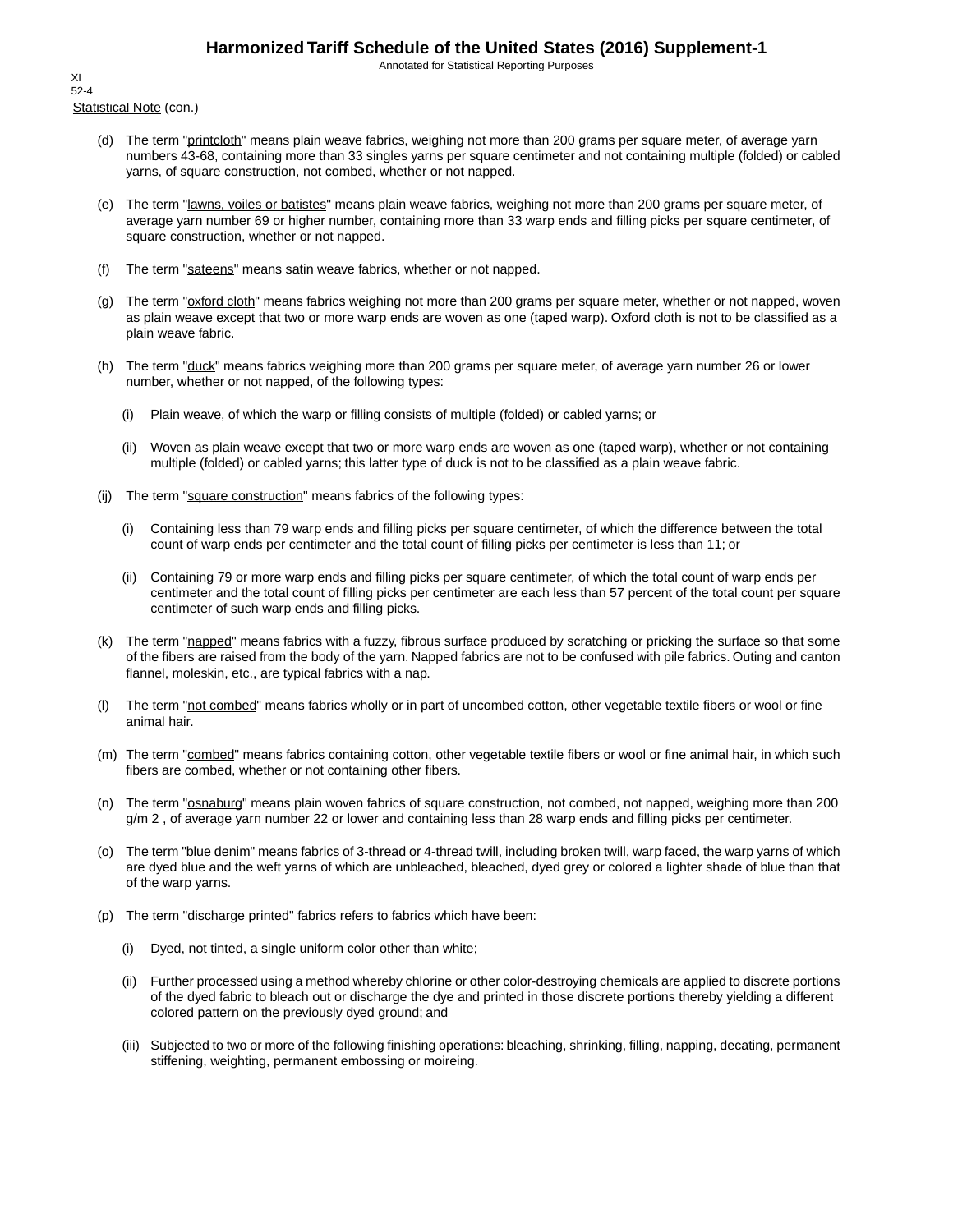Statistical Note (con.)

(d) The term "printcloth" means plain weave fabrics, weighing not more than 200 grams per square meter, of average yarn numbers 43-68, containing more than 33 singles yarns per square centimeter and not containing multiple (folded) or cabled yarns, of square construction, not combed, whether or not napped.

(e) The term "lawns, voiles or batistes" means plain weave fabrics, weighing not more than 200 grams per square meter, of average yarn number 69 or higher number, containing more than 33 warp ends and filling picks per square centimeter, of square construction, whether or not napped.

(f) The term "sateens" means satin weave fabrics, whether or not napped.

(g) The term "oxford cloth" means fabrics weighing not more than 200 grams per square meter, whether or not napped, woven as plain weave except that two or more warp ends are woven as one (taped warp). Oxford cloth is not to be classified as a plain weave fabric.

(h) The term "duck" means fabrics weighing more than 200 grams per square meter, of average yarn number 26 or lower number, whether or not napped, of the following types:

  (i) Plain weave, of which the warp or filling consists of multiple (folded) or cabled yarns; or

  (ii) Woven as plain weave except that two or more warp ends are woven as one (taped warp), whether or not containing multiple (folded) or cabled yarns; this latter type of duck is not to be classified as a plain weave fabric.

(ij) The term "square construction" means fabrics of the following types:

  (i) Containing less than 79 warp ends and filling picks per square centimeter, of which the difference between the total count of warp ends per centimeter and the total count of filling picks per centimeter is less than 11; or

  (ii) Containing 79 or more warp ends and filling picks per square centimeter, of which the total count of warp ends per centimeter and the total count of filling picks per centimeter are each less than 57 percent of the total count per square centimeter of such warp ends and filling picks.

(k) The term "napped" means fabrics with a fuzzy, fibrous surface produced by scratching or pricking the surface so that some of the fibers are raised from the body of the yarn. Napped fabrics are not to be confused with pile fabrics. Outing and canton flannel, moleskin, etc., are typical fabrics with a nap.

(l) The term "not combed" means fabrics wholly or in part of uncombed cotton, other vegetable textile fibers or wool or fine animal hair.

(m) The term "combed" means fabrics containing cotton, other vegetable textile fibers or wool or fine animal hair, in which such fibers are combed, whether or not containing other fibers.

(n) The term "osnaburg" means plain woven fabrics of square construction, not combed, not napped, weighing more than 200 g/m 2 , of average yarn number 22 or lower and containing less than 28 warp ends and filling picks per centimeter.

(o) The term "blue denim" means fabrics of 3-thread or 4-thread twill, including broken twill, warp faced, the warp yarns of which are dyed blue and the weft yarns of which are unbleached, bleached, dyed grey or colored a lighter shade of blue than that of the warp yarns.

(p) The term "discharge printed" fabrics refers to fabrics which have been:

  (i) Dyed, not tinted, a single uniform color other than white;

  (ii) Further processed using a method whereby chlorine or other color-destroying chemicals are applied to discrete portions of the dyed fabric to bleach out or discharge the dye and printed in those discrete portions thereby yielding a different colored pattern on the previously dyed ground; and

  (iii) Subjected to two or more of the following finishing operations: bleaching, shrinking, filling, napping, decating, permanent stiffening, weighting, permanent embossing or moireing.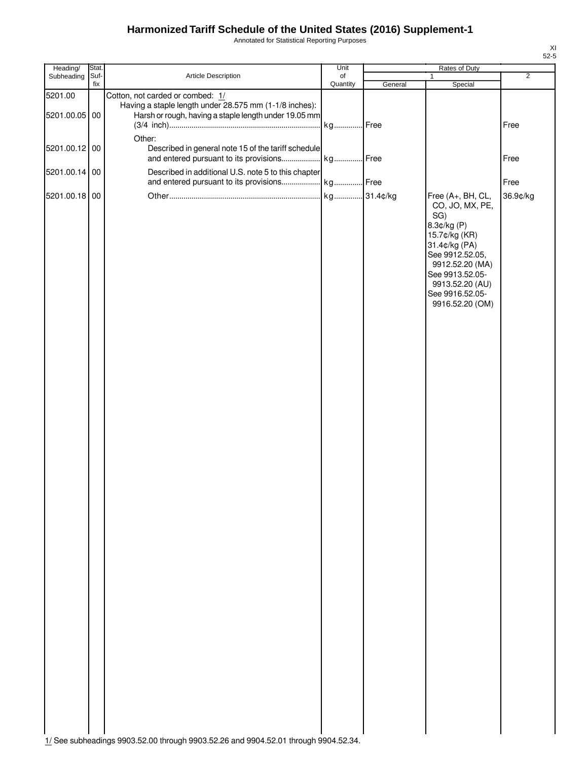# Harmonized Tariff Schedule of the United States (2016) Supplement-1

Annotated for Statistical Reporting Purposes

XI
52-5

| Heading/ Subheading | Stat. Suf- fix | Article Description | Unit of Quantity | Rates of Duty 1 General | Special | 2 |
|---|---|---|---|---|---|---|
| 5201.00 | | Cotton, not carded or combed: 1/ | | | | |
| | | Having a staple length under 28.575 mm (1-1/8 inches): | | | | |
| 5201.00.05 | 00 | Harsh or rough, having a staple length under 19.05 mm (3/4 inch) | kg | Free | | Free |
| | | Other: | | | | |
| 5201.00.12 | 00 | Described in general note 15 of the tariff schedule and entered pursuant to its provisions | kg | Free | | Free |
| 5201.00.14 | 00 | Described in additional U.S. note 5 to this chapter and entered pursuant to its provisions | kg | Free | | Free |
| 5201.00.18 | 00 | Other | kg | 31.4¢/kg | Free (A+, BH, CL, CO, JO, MX, PE, SG)<br>8.3¢/kg (P)<br>15.7¢/kg (KR)<br>31.4¢/kg (PA)<br>See 9912.52.05, 9912.52.20 (MA)<br>See 9913.52.05-9913.52.20 (AU)<br>See 9916.52.05-9916.52.20 (OM) | 36.9¢/kg |

1/ See subheadings 9903.52.00 through 9903.52.26 and 9904.52.01 through 9904.52.34.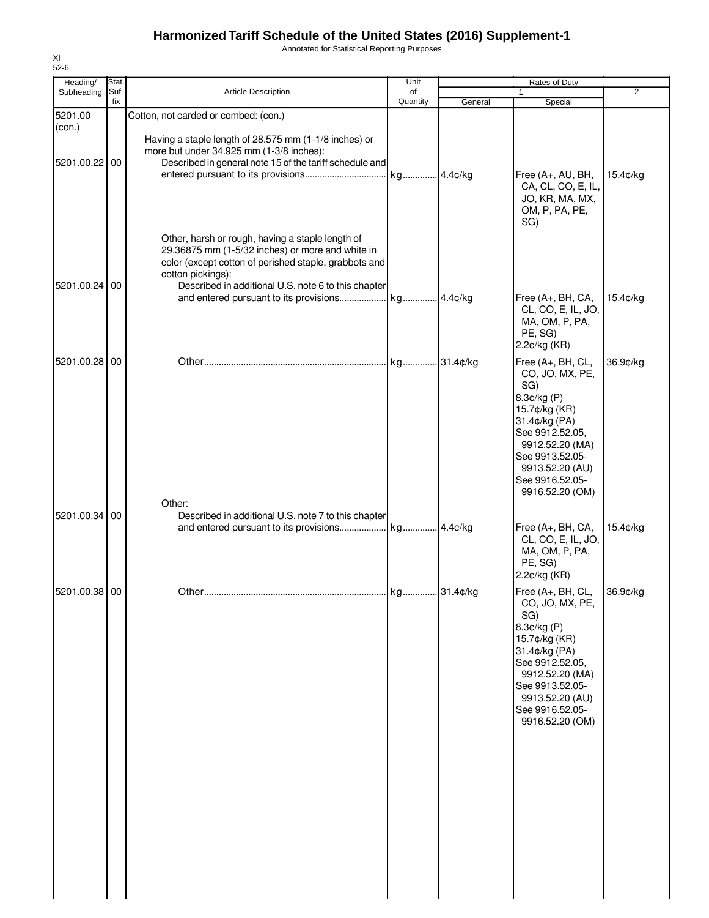# Harmonized Tariff Schedule of the United States (2016) Supplement-1

Annotated for Statistical Reporting Purposes

XI
52-6

| Heading/ Subheading | Stat. Suf- fix | Article Description | Unit of Quantity | Rates of Duty 1 General | Special | 2 |
|---|---|---|---|---|---|---|
| 5201.00 (con.) | | Cotton, not carded or combed: (con.) | | | | |
| | | Having a staple length of 28.575 mm (1-1/8 inches) or more but under 34.925 mm (1-3/8 inches): | | | | |
| 5201.00.22 | 00 | Described in general note 15 of the tariff schedule and entered pursuant to its provisions | kg | 4.4¢/kg | Free (A+, AU, BH, CA, CL, CO, E, IL, JO, KR, MA, MX, OM, P, PA, PE, SG) | 15.4¢/kg |
| | | Other, harsh or rough, having a staple length of 29.36875 mm (1-5/32 inches) or more and white in color (except cotton of perished staple, grabbots and cotton pickings): | | | | |
| 5201.00.24 | 00 | Described in additional U.S. note 6 to this chapter and entered pursuant to its provisions | kg | 4.4¢/kg | Free (A+, BH, CA, CL, CO, E, IL, JO, MA, OM, P, PA, PE, SG)<br>2.2¢/kg (KR) | 15.4¢/kg |
| 5201.00.28 | 00 | Other | kg | 31.4¢/kg | Free (A+, BH, CL, CO, JO, MX, PE, SG)<br>8.3¢/kg (P)<br>15.7¢/kg (KR)<br>31.4¢/kg (PA)<br>See 9912.52.05, 9912.52.20 (MA)<br>See 9913.52.05-9913.52.20 (AU)<br>See 9916.52.05-9916.52.20 (OM) | 36.9¢/kg |
| | | Other: | | | | |
| 5201.00.34 | 00 | Described in additional U.S. note 7 to this chapter and entered pursuant to its provisions | kg | 4.4¢/kg | Free (A+, BH, CA, CL, CO, E, IL, JO, MA, OM, P, PA, PE, SG)<br>2.2¢/kg (KR) | 15.4¢/kg |
| 5201.00.38 | 00 | Other | kg | 31.4¢/kg | Free (A+, BH, CL, CO, JO, MX, PE, SG)<br>8.3¢/kg (P)<br>15.7¢/kg (KR)<br>31.4¢/kg (PA)<br>See 9912.52.05, 9912.52.20 (MA)<br>See 9913.52.05-9913.52.20 (AU)<br>See 9916.52.05-9916.52.20 (OM) | 36.9¢/kg |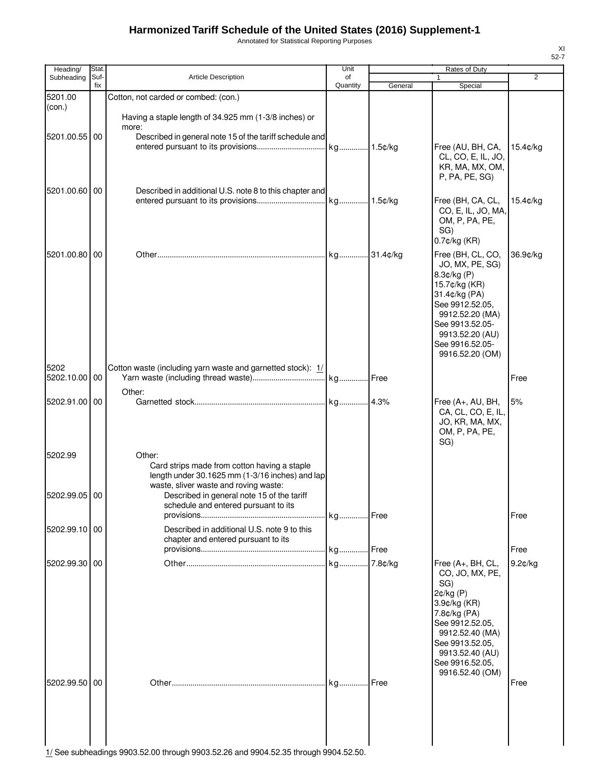# Harmonized Tariff Schedule of the United States (2016) Supplement-1

Annotated for Statistical Reporting Purposes

XI
52-7

| Heading/ Subheading | Stat. Suf- fix | Article Description | Unit of Quantity | Rates of Duty 1 General | Special | 2 |
|---|---|---|---|---|---|---|
| 5201.00 (con.) | | Cotton, not carded or combed: (con.) | | | | |
| | | Having a staple length of 34.925 mm (1-3/8 inches) or more: | | | | |
| 5201.00.55 | 00 | Described in general note 15 of the tariff schedule and entered pursuant to its provisions | kg | 1.5¢/kg | Free (AU, BH, CA, CL, CO, E, IL, JO, KR, MA, MX, OM, P, PA, PE, SG) | 15.4¢/kg |
| 5201.00.60 | 00 | Described in additional U.S. note 8 to this chapter and entered pursuant to its provisions | kg | 1.5¢/kg | Free (BH, CA, CL, CO, E, IL, JO, MA, OM, P, PA, PE, SG) 0.7¢/kg (KR) | 15.4¢/kg |
| 5201.00.80 | 00 | Other | kg | 31.4¢/kg | Free (BH, CL, CO, JO, MX, PE, SG) 8.3¢/kg (P) 15.7¢/kg (KR) 31.4¢/kg (PA) See 9912.52.05, 9912.52.20 (MA) See 9913.52.05-9913.52.20 (AU) See 9916.52.05-9916.52.20 (OM) | 36.9¢/kg |
| 5202 | | Cotton waste (including yarn waste and garnetted stock): 1/ | | | | |
| 5202.10.00 | 00 | Yarn waste (including thread waste) | kg | Free | | Free |
| | | Other: | | | | |
| 5202.91.00 | 00 | Garnetted stock | kg | 4.3% | Free (A+, AU, BH, CA, CL, CO, E, IL, JO, KR, MA, MX, OM, P, PA, PE, SG) | 5% |
| 5202.99 | | Other: | | | | |
| | | Card strips made from cotton having a staple length under 30.1625 mm (1-3/16 inches) and lap waste, sliver waste and roving waste: | | | | |
| 5202.99.05 | 00 | Described in general note 15 of the tariff schedule and entered pursuant to its provisions | kg | Free | | Free |
| 5202.99.10 | 00 | Described in additional U.S. note 9 to this chapter and entered pursuant to its provisions | kg | Free | | Free |
| 5202.99.30 | 00 | Other | kg | 7.8¢/kg | Free (A+, BH, CL, CO, JO, MX, PE, SG) 2¢/kg (P) 3.9¢/kg (KR) 7.8¢/kg (PA) See 9912.52.05, 9912.52.40 (MA) See 9913.52.05, 9913.52.40 (AU) See 9916.52.05, 9916.52.40 (OM) | 9.2¢/kg |
| 5202.99.50 | 00 | Other | kg | Free | | Free |

1/ See subheadings 9903.52.00 through 9903.52.26 and 9904.52.35 through 9904.52.50.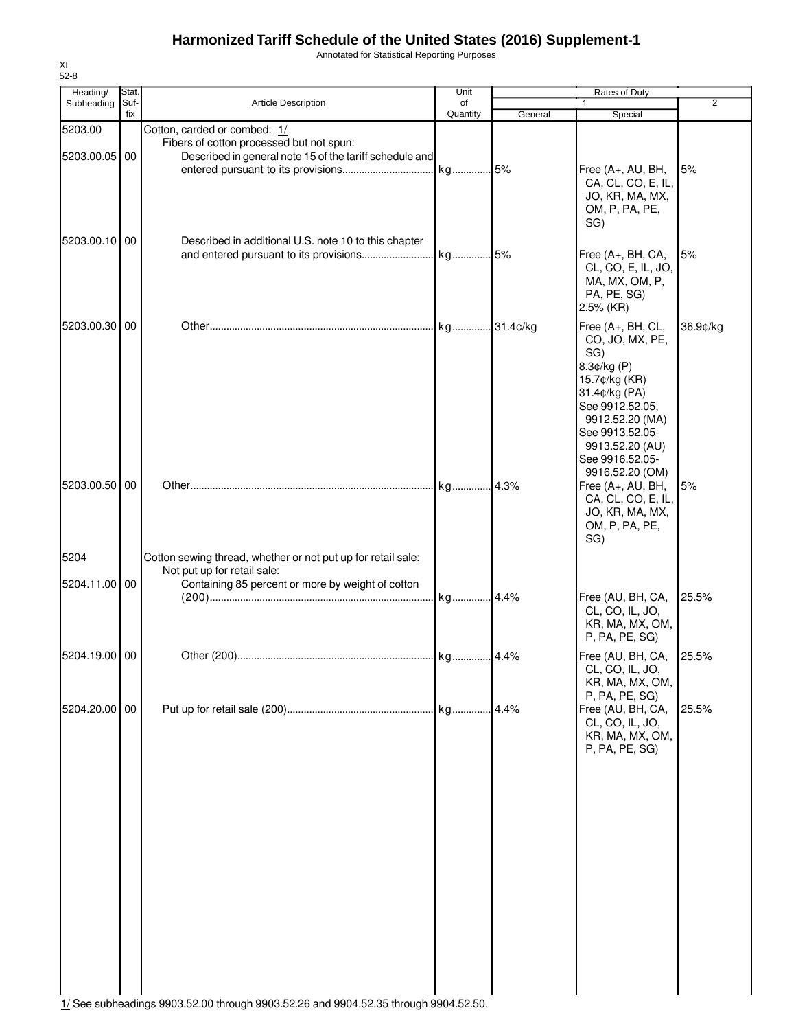# Harmonized Tariff Schedule of the United States (2016) Supplement-1

Annotated for Statistical Reporting Purposes

XI
52-8

| Heading/ Subheading | Stat. Suf- fix | Article Description | Unit of Quantity | Rates of Duty 1 General | Special | 2 |
|---|---|---|---|---|---|---|
| 5203.00 | | Cotton, carded or combed: 1/ | | | | |
| | | Fibers of cotton processed but not spun: | | | | |
| 5203.00.05 | 00 | Described in general note 15 of the tariff schedule and entered pursuant to its provisions | kg | 5% | Free (A+, AU, BH, CA, CL, CO, E, IL, JO, KR, MA, MX, OM, P, PA, PE, SG) | 5% |
| 5203.00.10 | 00 | Described in additional U.S. note 10 to this chapter and entered pursuant to its provisions | kg | 5% | Free (A+, BH, CA, CL, CO, E, IL, JO, MA, MX, OM, P, PA, PE, SG) 2.5% (KR) | 5% |
| 5203.00.30 | 00 | Other | kg | 31.4¢/kg | Free (A+, BH, CL, CO, JO, MX, PE, SG) 8.3¢/kg (P) 15.7¢/kg (KR) 31.4¢/kg (PA) See 9912.52.05, 9912.52.20 (MA) See 9913.52.05- 9913.52.20 (AU) See 9916.52.05- 9916.52.20 (OM) | 36.9¢/kg |
| 5203.00.50 | 00 | Other | kg | 4.3% | Free (A+, AU, BH, CA, CL, CO, E, IL, JO, KR, MA, MX, OM, P, PA, PE, SG) | 5% |
| 5204 | | Cotton sewing thread, whether or not put up for retail sale: | | | | |
| | | Not put up for retail sale: | | | | |
| 5204.11.00 | 00 | Containing 85 percent or more by weight of cotton (200) | kg | 4.4% | Free (AU, BH, CA, CL, CO, IL, JO, KR, MA, MX, OM, P, PA, PE, SG) | 25.5% |
| 5204.19.00 | 00 | Other (200) | kg | 4.4% | Free (AU, BH, CA, CL, CO, IL, JO, KR, MA, MX, OM, P, PA, PE, SG) | 25.5% |
| 5204.20.00 | 00 | Put up for retail sale (200) | kg | 4.4% | Free (AU, BH, CA, CL, CO, IL, JO, KR, MA, MX, OM, P, PA, PE, SG) | 25.5% |

1/ See subheadings 9903.52.00 through 9903.52.26 and 9904.52.35 through 9904.52.50.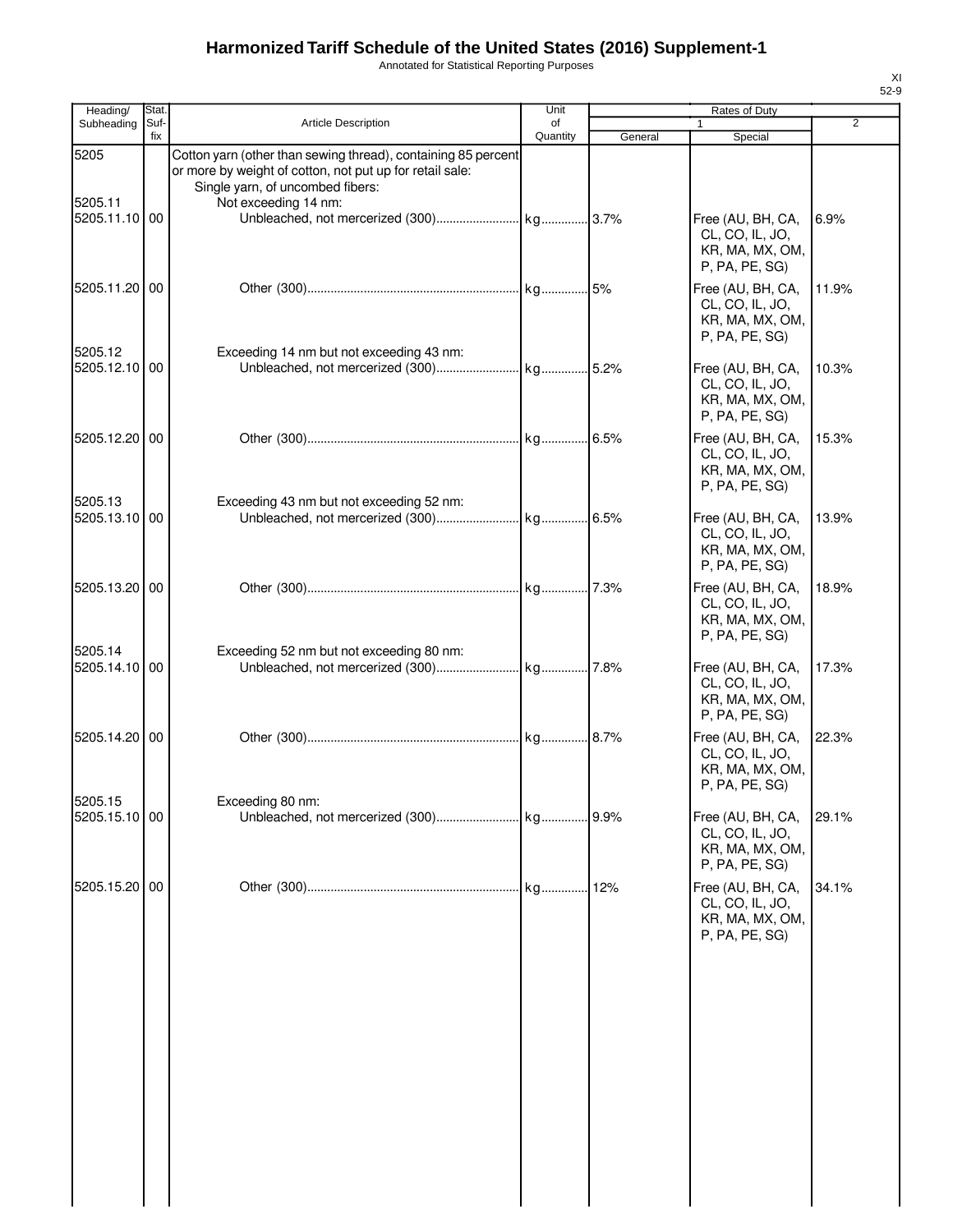# Harmonized Tariff Schedule of the United States (2016) Supplement-1

Annotated for Statistical Reporting Purposes

XI
52-9

| Heading/ Subheading | Stat. Suf- fix | Article Description | Unit of Quantity | Rates of Duty 1 General | Special | 2 |
|---|---|---|---|---|---|---|
| 5205 | | Cotton yarn (other than sewing thread), containing 85 percent or more by weight of cotton, not put up for retail sale: | | | | |
| | | Single yarn, of uncombed fibers: | | | | |
| 5205.11 | | Not exceeding 14 nm: | | | | |
| 5205.11.10 | 00 | Unbleached, not mercerized (300) | kg | 3.7% | Free (AU, BH, CA, CL, CO, IL, JO, KR, MA, MX, OM, P, PA, PE, SG) | 6.9% |
| 5205.11.20 | 00 | Other (300) | kg | 5% | Free (AU, BH, CA, CL, CO, IL, JO, KR, MA, MX, OM, P, PA, PE, SG) | 11.9% |
| 5205.12 | | Exceeding 14 nm but not exceeding 43 nm: | | | | |
| 5205.12.10 | 00 | Unbleached, not mercerized (300) | kg | 5.2% | Free (AU, BH, CA, CL, CO, IL, JO, KR, MA, MX, OM, P, PA, PE, SG) | 10.3% |
| 5205.12.20 | 00 | Other (300) | kg | 6.5% | Free (AU, BH, CA, CL, CO, IL, JO, KR, MA, MX, OM, P, PA, PE, SG) | 15.3% |
| 5205.13 | | Exceeding 43 nm but not exceeding 52 nm: | | | | |
| 5205.13.10 | 00 | Unbleached, not mercerized (300) | kg | 6.5% | Free (AU, BH, CA, CL, CO, IL, JO, KR, MA, MX, OM, P, PA, PE, SG) | 13.9% |
| 5205.13.20 | 00 | Other (300) | kg | 7.3% | Free (AU, BH, CA, CL, CO, IL, JO, KR, MA, MX, OM, P, PA, PE, SG) | 18.9% |
| 5205.14 | | Exceeding 52 nm but not exceeding 80 nm: | | | | |
| 5205.14.10 | 00 | Unbleached, not mercerized (300) | kg | 7.8% | Free (AU, BH, CA, CL, CO, IL, JO, KR, MA, MX, OM, P, PA, PE, SG) | 17.3% |
| 5205.14.20 | 00 | Other (300) | kg | 8.7% | Free (AU, BH, CA, CL, CO, IL, JO, KR, MA, MX, OM, P, PA, PE, SG) | 22.3% |
| 5205.15 | | Exceeding 80 nm: | | | | |
| 5205.15.10 | 00 | Unbleached, not mercerized (300) | kg | 9.9% | Free (AU, BH, CA, CL, CO, IL, JO, KR, MA, MX, OM, P, PA, PE, SG) | 29.1% |
| 5205.15.20 | 00 | Other (300) | kg | 12% | Free (AU, BH, CA, CL, CO, IL, JO, KR, MA, MX, OM, P, PA, PE, SG) | 34.1% |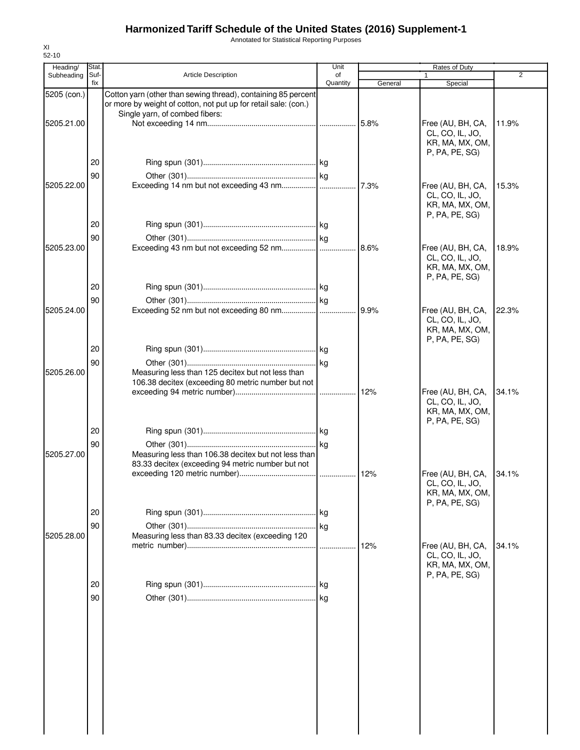# Harmonized Tariff Schedule of the United States (2016) Supplement-1

Annotated for Statistical Reporting Purposes

XI
52-10

| Heading/ Subheading | Stat. Suf- fix | Article Description | Unit of Quantity | Rates of Duty 1 General | Special | 2 |
|---|---|---|---|---|---|---|
| 5205 (con.) | | Cotton yarn (other than sewing thread), containing 85 percent or more by weight of cotton, not put up for retail sale: (con.) | | | | |
| | | Single yarn, of combed fibers: | | | | |
| 5205.21.00 | | Not exceeding 14 nm | | 5.8% | Free (AU, BH, CA, CL, CO, IL, JO, KR, MA, MX, OM, P, PA, PE, SG) | 11.9% |
| | 20 | Ring spun (301) | kg | | | |
| | 90 | Other (301) | kg | | | |
| 5205.22.00 | | Exceeding 14 nm but not exceeding 43 nm | | 7.3% | Free (AU, BH, CA, CL, CO, IL, JO, KR, MA, MX, OM, P, PA, PE, SG) | 15.3% |
| | 20 | Ring spun (301) | kg | | | |
| | 90 | Other (301) | kg | | | |
| 5205.23.00 | | Exceeding 43 nm but not exceeding 52 nm | | 8.6% | Free (AU, BH, CA, CL, CO, IL, JO, KR, MA, MX, OM, P, PA, PE, SG) | 18.9% |
| | 20 | Ring spun (301) | kg | | | |
| | 90 | Other (301) | kg | | | |
| 5205.24.00 | | Exceeding 52 nm but not exceeding 80 nm | | 9.9% | Free (AU, BH, CA, CL, CO, IL, JO, KR, MA, MX, OM, P, PA, PE, SG) | 22.3% |
| | 20 | Ring spun (301) | kg | | | |
| | 90 | Other (301) | kg | | | |
| 5205.26.00 | | Measuring less than 125 decitex but not less than 106.38 decitex (exceeding 80 metric number but not exceeding 94 metric number) | | 12% | Free (AU, BH, CA, CL, CO, IL, JO, KR, MA, MX, OM, P, PA, PE, SG) | 34.1% |
| | 20 | Ring spun (301) | kg | | | |
| | 90 | Other (301) | kg | | | |
| 5205.27.00 | | Measuring less than 106.38 decitex but not less than 83.33 decitex (exceeding 94 metric number but not exceeding 120 metric number) | | 12% | Free (AU, BH, CA, CL, CO, IL, JO, KR, MA, MX, OM, P, PA, PE, SG) | 34.1% |
| | 20 | Ring spun (301) | kg | | | |
| | 90 | Other (301) | kg | | | |
| 5205.28.00 | | Measuring less than 83.33 decitex (exceeding 120 metric number) | | 12% | Free (AU, BH, CA, CL, CO, IL, JO, KR, MA, MX, OM, P, PA, PE, SG) | 34.1% |
| | 20 | Ring spun (301) | kg | | | |
| | 90 | Other (301) | kg | | | |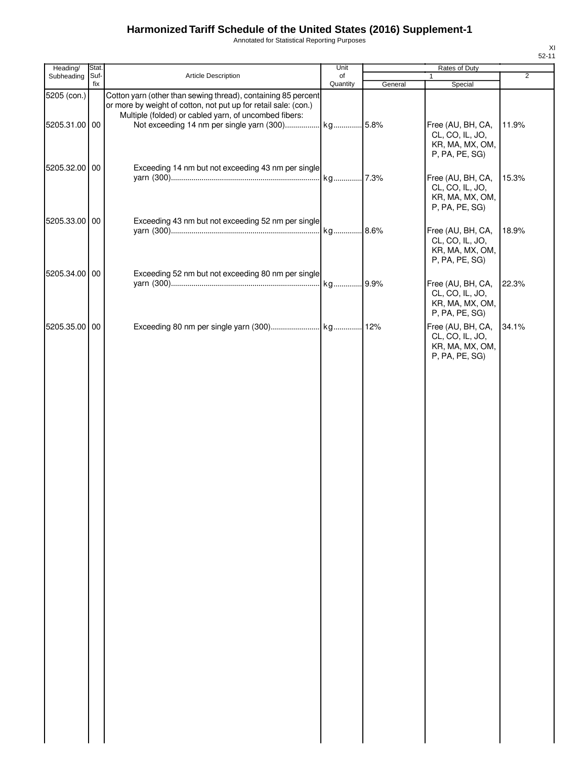# Harmonized Tariff Schedule of the United States (2016) Supplement-1

Annotated for Statistical Reporting Purposes

XI
52-11

| Heading/ Subheading | Stat. Suf- fix | Article Description | Unit of Quantity | Rates of Duty | | |
|---|---|---|---|---|---|---|
| | | | | 1 | | 2 |
| | | | | General | Special | |
| 5205 (con.) | | Cotton yarn (other than sewing thread), containing 85 percent or more by weight of cotton, not put up for retail sale: (con.) | | | | |
| | | Multiple (folded) or cabled yarn, of uncombed fibers: | | | | |
| 5205.31.00 | 00 | Not exceeding 14 nm per single yarn (300) | kg | 5.8% | Free (AU, BH, CA, CL, CO, IL, JO, KR, MA, MX, OM, P, PA, PE, SG) | 11.9% |
| 5205.32.00 | 00 | Exceeding 14 nm but not exceeding 43 nm per single yarn (300) | kg | 7.3% | Free (AU, BH, CA, CL, CO, IL, JO, KR, MA, MX, OM, P, PA, PE, SG) | 15.3% |
| 5205.33.00 | 00 | Exceeding 43 nm but not exceeding 52 nm per single yarn (300) | kg | 8.6% | Free (AU, BH, CA, CL, CO, IL, JO, KR, MA, MX, OM, P, PA, PE, SG) | 18.9% |
| 5205.34.00 | 00 | Exceeding 52 nm but not exceeding 80 nm per single yarn (300) | kg | 9.9% | Free (AU, BH, CA, CL, CO, IL, JO, KR, MA, MX, OM, P, PA, PE, SG) | 22.3% |
| 5205.35.00 | 00 | Exceeding 80 nm per single yarn (300) | kg | 12% | Free (AU, BH, CA, CL, CO, IL, JO, KR, MA, MX, OM, P, PA, PE, SG) | 34.1% |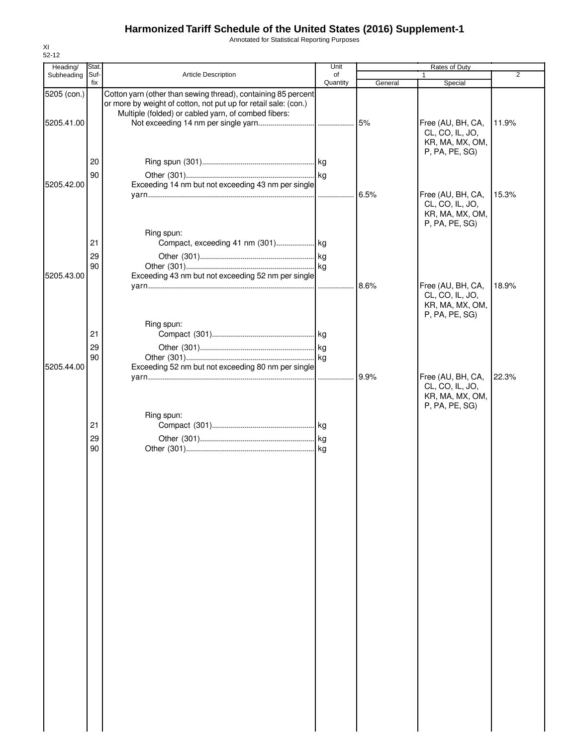# Harmonized Tariff Schedule of the United States (2016) Supplement-1

Annotated for Statistical Reporting Purposes

XI
52-12

| Heading/ Subheading | Stat. Suf-fix | Article Description | Unit of Quantity | Rates of Duty 1 General | Rates of Duty 1 Special | Rates of Duty 2 |
|---|---|---|---|---|---|---|
| 5205 (con.) | | Cotton yarn (other than sewing thread), containing 85 percent or more by weight of cotton, not put up for retail sale: (con.) | | | | |
| | | Multiple (folded) or cabled yarn, of combed fibers: | | | | |
| 5205.41.00 | | Not exceeding 14 nm per single yarn | | 5% | Free (AU, BH, CA, CL, CO, IL, JO, KR, MA, MX, OM, P, PA, PE, SG) | 11.9% |
| | 20 | Ring spun (301) | kg | | | |
| | 90 | Other (301) | kg | | | |
| 5205.42.00 | | Exceeding 14 nm but not exceeding 43 nm per single yarn | | 6.5% | Free (AU, BH, CA, CL, CO, IL, JO, KR, MA, MX, OM, P, PA, PE, SG) | 15.3% |
| | | Ring spun: | | | | |
| | 21 | Compact, exceeding 41 nm (301) | kg | | | |
| | 29 | Other (301) | kg | | | |
| | 90 | Other (301) | kg | | | |
| 5205.43.00 | | Exceeding 43 nm but not exceeding 52 nm per single yarn | | 8.6% | Free (AU, BH, CA, CL, CO, IL, JO, KR, MA, MX, OM, P, PA, PE, SG) | 18.9% |
| | | Ring spun: | | | | |
| | 21 | Compact (301) | kg | | | |
| | 29 | Other (301) | kg | | | |
| | 90 | Other (301) | kg | | | |
| 5205.44.00 | | Exceeding 52 nm but not exceeding 80 nm per single yarn | | 9.9% | Free (AU, BH, CA, CL, CO, IL, JO, KR, MA, MX, OM, P, PA, PE, SG) | 22.3% |
| | | Ring spun: | | | | |
| | 21 | Compact (301) | kg | | | |
| | 29 | Other (301) | kg | | | |
| | 90 | Other (301) | kg | | | |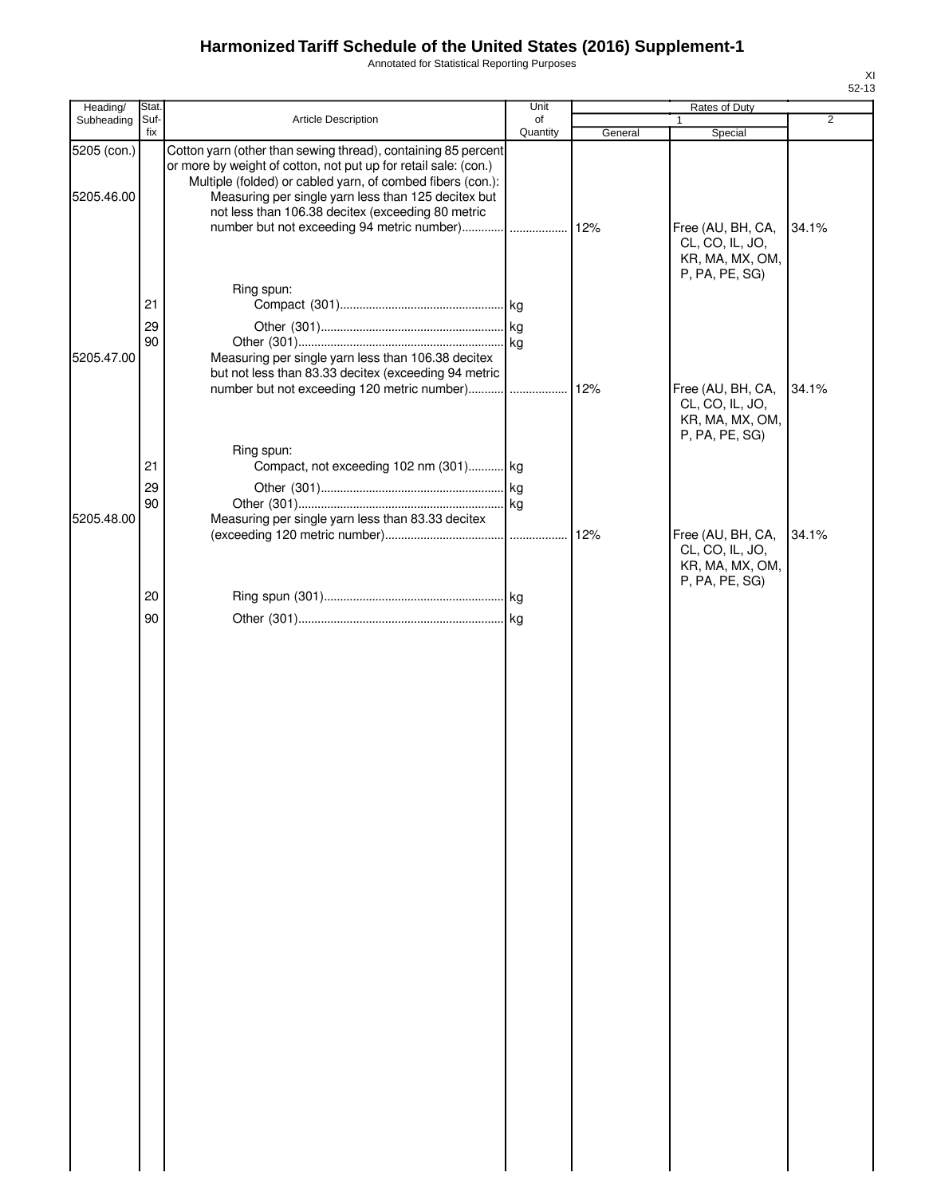# Harmonized Tariff Schedule of the United States (2016) Supplement-1

Annotated for Statistical Reporting Purposes

XI
52-13

| Heading/ Subheading | Stat. Suf- fix | Article Description | Unit of Quantity | Rates of Duty 1 General | Rates of Duty 1 Special | Rates of Duty 2 |
|---|---|---|---|---|---|---|
| 5205 (con.) | | Cotton yarn (other than sewing thread), containing 85 percent or more by weight of cotton, not put up for retail sale: (con.) | | | | |
| | | Multiple (folded) or cabled yarn, of combed fibers (con.): | | | | |
| 5205.46.00 | | Measuring per single yarn less than 125 decitex but not less than 106.38 decitex (exceeding 80 metric number but not exceeding 94 metric number) | | 12% | Free (AU, BH, CA, CL, CO, IL, JO, KR, MA, MX, OM, P, PA, PE, SG) | 34.1% |
| | | Ring spun: | | | | |
| | 21 | Compact (301) | kg | | | |
| | 29 | Other (301) | kg | | | |
| | 90 | Other (301) | kg | | | |
| 5205.47.00 | | Measuring per single yarn less than 106.38 decitex but not less than 83.33 decitex (exceeding 94 metric number but not exceeding 120 metric number) | | 12% | Free (AU, BH, CA, CL, CO, IL, JO, KR, MA, MX, OM, P, PA, PE, SG) | 34.1% |
| | | Ring spun: | | | | |
| | 21 | Compact, not exceeding 102 nm (301) | kg | | | |
| | 29 | Other (301) | kg | | | |
| | 90 | Other (301) | kg | | | |
| 5205.48.00 | | Measuring per single yarn less than 83.33 decitex (exceeding 120 metric number) | | 12% | Free (AU, BH, CA, CL, CO, IL, JO, KR, MA, MX, OM, P, PA, PE, SG) | 34.1% |
| | 20 | Ring spun (301) | kg | | | |
| | 90 | Other (301) | kg | | | |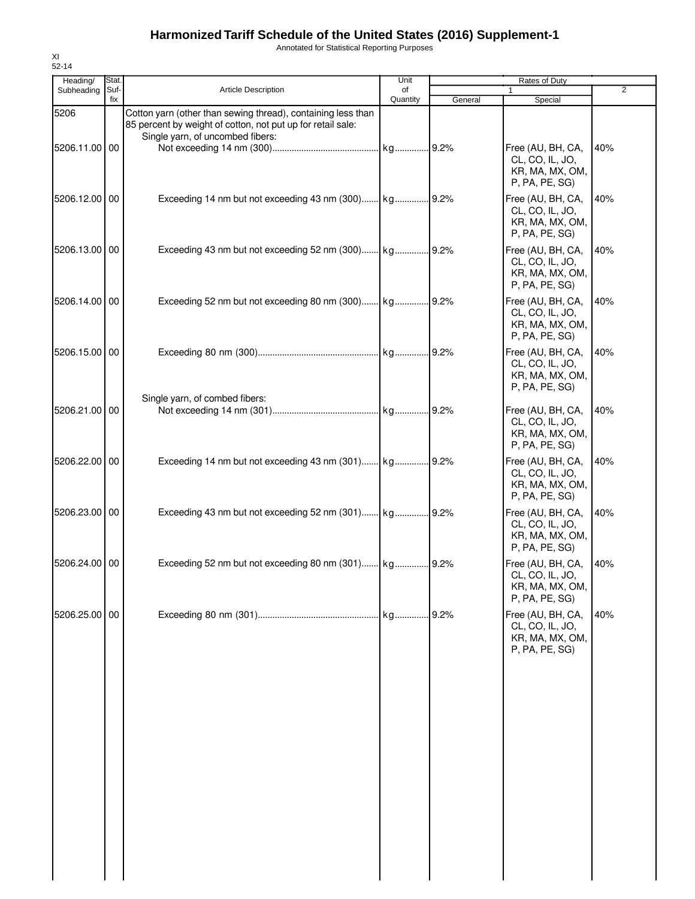# Harmonized Tariff Schedule of the United States (2016) Supplement-1

Annotated for Statistical Reporting Purposes

XI
52-14

| Heading/ Subheading | Stat. Suf- fix | Article Description | Unit of Quantity | Rates of Duty 1 General | Special | 2 |
|---|---|---|---|---|---|---|
| 5206 | | Cotton yarn (other than sewing thread), containing less than 85 percent by weight of cotton, not put up for retail sale: | | | | |
| | | Single yarn, of uncombed fibers: | | | | |
| 5206.11.00 | 00 | Not exceeding 14 nm (300) | kg | 9.2% | Free (AU, BH, CA, CL, CO, IL, JO, KR, MA, MX, OM, P, PA, PE, SG) | 40% |
| 5206.12.00 | 00 | Exceeding 14 nm but not exceeding 43 nm (300) | kg | 9.2% | Free (AU, BH, CA, CL, CO, IL, JO, KR, MA, MX, OM, P, PA, PE, SG) | 40% |
| 5206.13.00 | 00 | Exceeding 43 nm but not exceeding 52 nm (300) | kg | 9.2% | Free (AU, BH, CA, CL, CO, IL, JO, KR, MA, MX, OM, P, PA, PE, SG) | 40% |
| 5206.14.00 | 00 | Exceeding 52 nm but not exceeding 80 nm (300) | kg | 9.2% | Free (AU, BH, CA, CL, CO, IL, JO, KR, MA, MX, OM, P, PA, PE, SG) | 40% |
| 5206.15.00 | 00 | Exceeding 80 nm (300) | kg | 9.2% | Free (AU, BH, CA, CL, CO, IL, JO, KR, MA, MX, OM, P, PA, PE, SG) | 40% |
| | | Single yarn, of combed fibers: | | | | |
| 5206.21.00 | 00 | Not exceeding 14 nm (301) | kg | 9.2% | Free (AU, BH, CA, CL, CO, IL, JO, KR, MA, MX, OM, P, PA, PE, SG) | 40% |
| 5206.22.00 | 00 | Exceeding 14 nm but not exceeding 43 nm (301) | kg | 9.2% | Free (AU, BH, CA, CL, CO, IL, JO, KR, MA, MX, OM, P, PA, PE, SG) | 40% |
| 5206.23.00 | 00 | Exceeding 43 nm but not exceeding 52 nm (301) | kg | 9.2% | Free (AU, BH, CA, CL, CO, IL, JO, KR, MA, MX, OM, P, PA, PE, SG) | 40% |
| 5206.24.00 | 00 | Exceeding 52 nm but not exceeding 80 nm (301) | kg | 9.2% | Free (AU, BH, CA, CL, CO, IL, JO, KR, MA, MX, OM, P, PA, PE, SG) | 40% |
| 5206.25.00 | 00 | Exceeding 80 nm (301) | kg | 9.2% | Free (AU, BH, CA, CL, CO, IL, JO, KR, MA, MX, OM, P, PA, PE, SG) | 40% |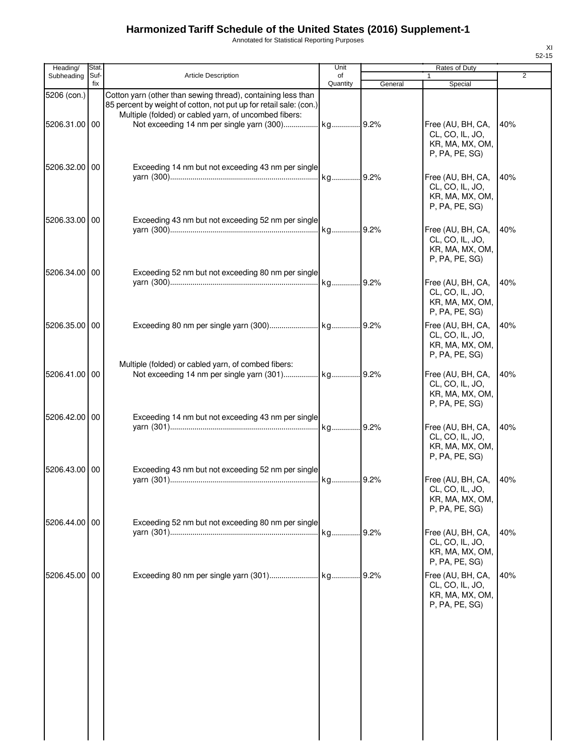# Harmonized Tariff Schedule of the United States (2016) Supplement-1

Annotated for Statistical Reporting Purposes

XI
52-15

| Heading/ Subheading | Stat. Suf-fix | Article Description | Unit of Quantity | Rates of Duty 1 General | Rates of Duty 1 Special | Rates of Duty 2 |
|---|---|---|---|---|---|---|
| 5206 (con.) | | Cotton yarn (other than sewing thread), containing less than 85 percent by weight of cotton, not put up for retail sale: (con.) | | | | |
| | | Multiple (folded) or cabled yarn, of uncombed fibers: | | | | |
| 5206.31.00 | 00 | Not exceeding 14 nm per single yarn (300) | kg | 9.2% | Free (AU, BH, CA, CL, CO, IL, JO, KR, MA, MX, OM, P, PA, PE, SG) | 40% |
| 5206.32.00 | 00 | Exceeding 14 nm but not exceeding 43 nm per single yarn (300) | kg | 9.2% | Free (AU, BH, CA, CL, CO, IL, JO, KR, MA, MX, OM, P, PA, PE, SG) | 40% |
| 5206.33.00 | 00 | Exceeding 43 nm but not exceeding 52 nm per single yarn (300) | kg | 9.2% | Free (AU, BH, CA, CL, CO, IL, JO, KR, MA, MX, OM, P, PA, PE, SG) | 40% |
| 5206.34.00 | 00 | Exceeding 52 nm but not exceeding 80 nm per single yarn (300) | kg | 9.2% | Free (AU, BH, CA, CL, CO, IL, JO, KR, MA, MX, OM, P, PA, PE, SG) | 40% |
| 5206.35.00 | 00 | Exceeding 80 nm per single yarn (300) | kg | 9.2% | Free (AU, BH, CA, CL, CO, IL, JO, KR, MA, MX, OM, P, PA, PE, SG) | 40% |
| | | Multiple (folded) or cabled yarn, of combed fibers: | | | | |
| 5206.41.00 | 00 | Not exceeding 14 nm per single yarn (301) | kg | 9.2% | Free (AU, BH, CA, CL, CO, IL, JO, KR, MA, MX, OM, P, PA, PE, SG) | 40% |
| 5206.42.00 | 00 | Exceeding 14 nm but not exceeding 43 nm per single yarn (301) | kg | 9.2% | Free (AU, BH, CA, CL, CO, IL, JO, KR, MA, MX, OM, P, PA, PE, SG) | 40% |
| 5206.43.00 | 00 | Exceeding 43 nm but not exceeding 52 nm per single yarn (301) | kg | 9.2% | Free (AU, BH, CA, CL, CO, IL, JO, KR, MA, MX, OM, P, PA, PE, SG) | 40% |
| 5206.44.00 | 00 | Exceeding 52 nm but not exceeding 80 nm per single yarn (301) | kg | 9.2% | Free (AU, BH, CA, CL, CO, IL, JO, KR, MA, MX, OM, P, PA, PE, SG) | 40% |
| 5206.45.00 | 00 | Exceeding 80 nm per single yarn (301) | kg | 9.2% | Free (AU, BH, CA, CL, CO, IL, JO, KR, MA, MX, OM, P, PA, PE, SG) | 40% |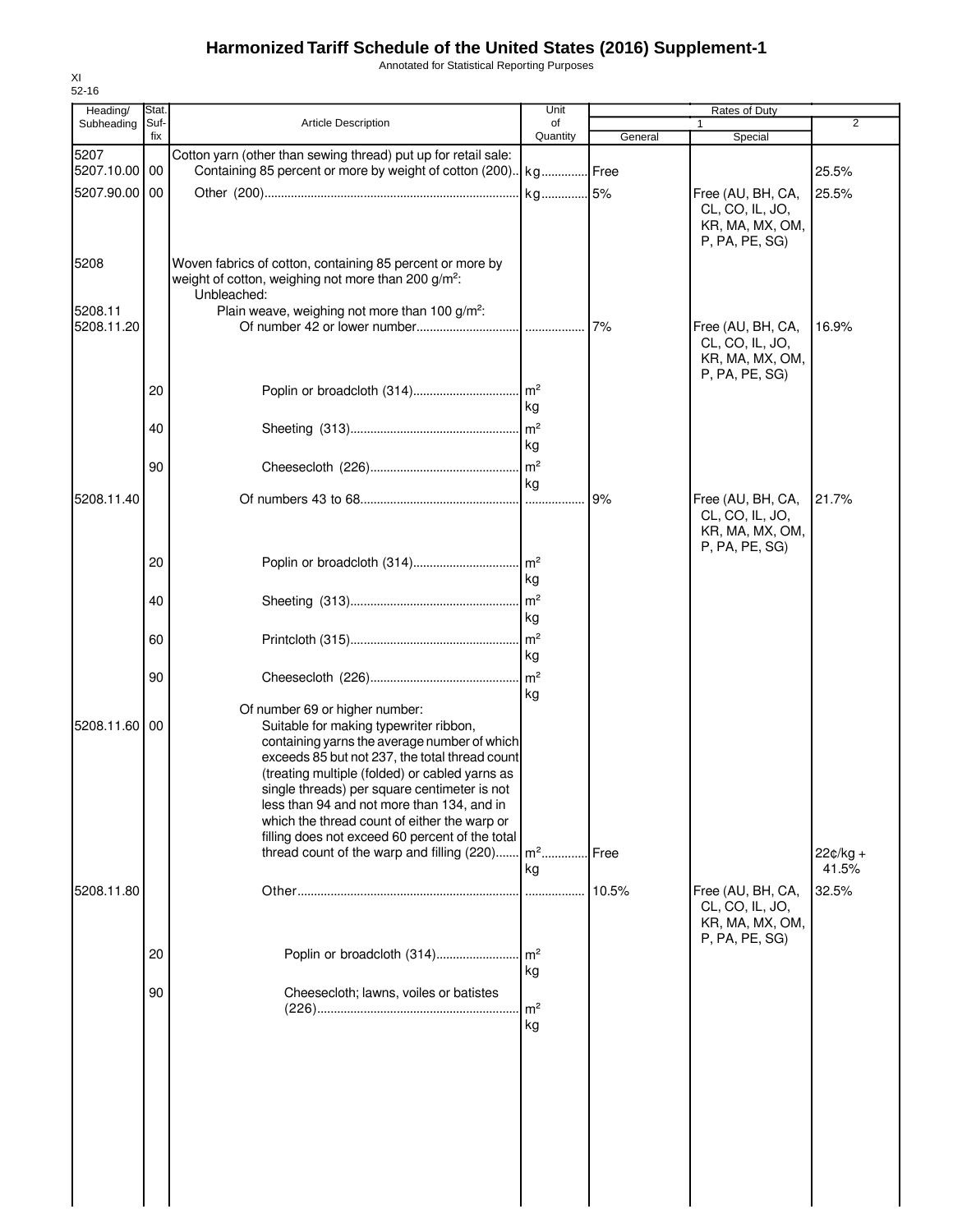# Harmonized Tariff Schedule of the United States (2016) Supplement-1

Annotated for Statistical Reporting Purposes

XI
52-16

| Heading/ Subheading | Stat. Suf- fix | Article Description | Unit of Quantity | Rates of Duty 1 General | Special | 2 |
|---|---|---|---|---|---|---|
| 5207 | | Cotton yarn (other than sewing thread) put up for retail sale: | | | | |
| 5207.10.00 | 00 | Containing 85 percent or more by weight of cotton (200) | kg | Free | | 25.5% |
| 5207.90.00 | 00 | Other (200) | kg | 5% | Free (AU, BH, CA, CL, CO, IL, JO, KR, MA, MX, OM, P, PA, PE, SG) | 25.5% |
| 5208 | | Woven fabrics of cotton, containing 85 percent or more by weight of cotton, weighing not more than 200 g/m²: | | | | |
| | | Unbleached: | | | | |
| 5208.11 | | Plain weave, weighing not more than 100 g/m²: | | | | |
| 5208.11.20 | | Of number 42 or lower number | | 7% | Free (AU, BH, CA, CL, CO, IL, JO, KR, MA, MX, OM, P, PA, PE, SG) | 16.9% |
| | 20 | Poplin or broadcloth (314) | m² kg | | | |
| | 40 | Sheeting (313) | m² kg | | | |
| | 90 | Cheesecloth (226) | m² kg | | | |
| 5208.11.40 | | Of numbers 43 to 68 | | 9% | Free (AU, BH, CA, CL, CO, IL, JO, KR, MA, MX, OM, P, PA, PE, SG) | 21.7% |
| | 20 | Poplin or broadcloth (314) | m² kg | | | |
| | 40 | Sheeting (313) | m² kg | | | |
| | 60 | Printcloth (315) | m² kg | | | |
| | 90 | Cheesecloth (226) | m² kg | | | |
| | | Of number 69 or higher number: | | | | |
| 5208.11.60 | 00 | Suitable for making typewriter ribbon, containing yarns the average number of which exceeds 85 but not 237, the total thread count (treating multiple (folded) or cabled yarns as single threads) per square centimeter is not less than 94 and not more than 134, and in which the thread count of either the warp or filling does not exceed 60 percent of the total thread count of the warp and filling (220) | m² kg | Free | | 22¢/kg + 41.5% |
| 5208.11.80 | | Other | | 10.5% | Free (AU, BH, CA, CL, CO, IL, JO, KR, MA, MX, OM, P, PA, PE, SG) | 32.5% |
| | 20 | Poplin or broadcloth (314) | m² kg | | | |
| | 90 | Cheesecloth; lawns, voiles or batistes (226) | m² kg | | | |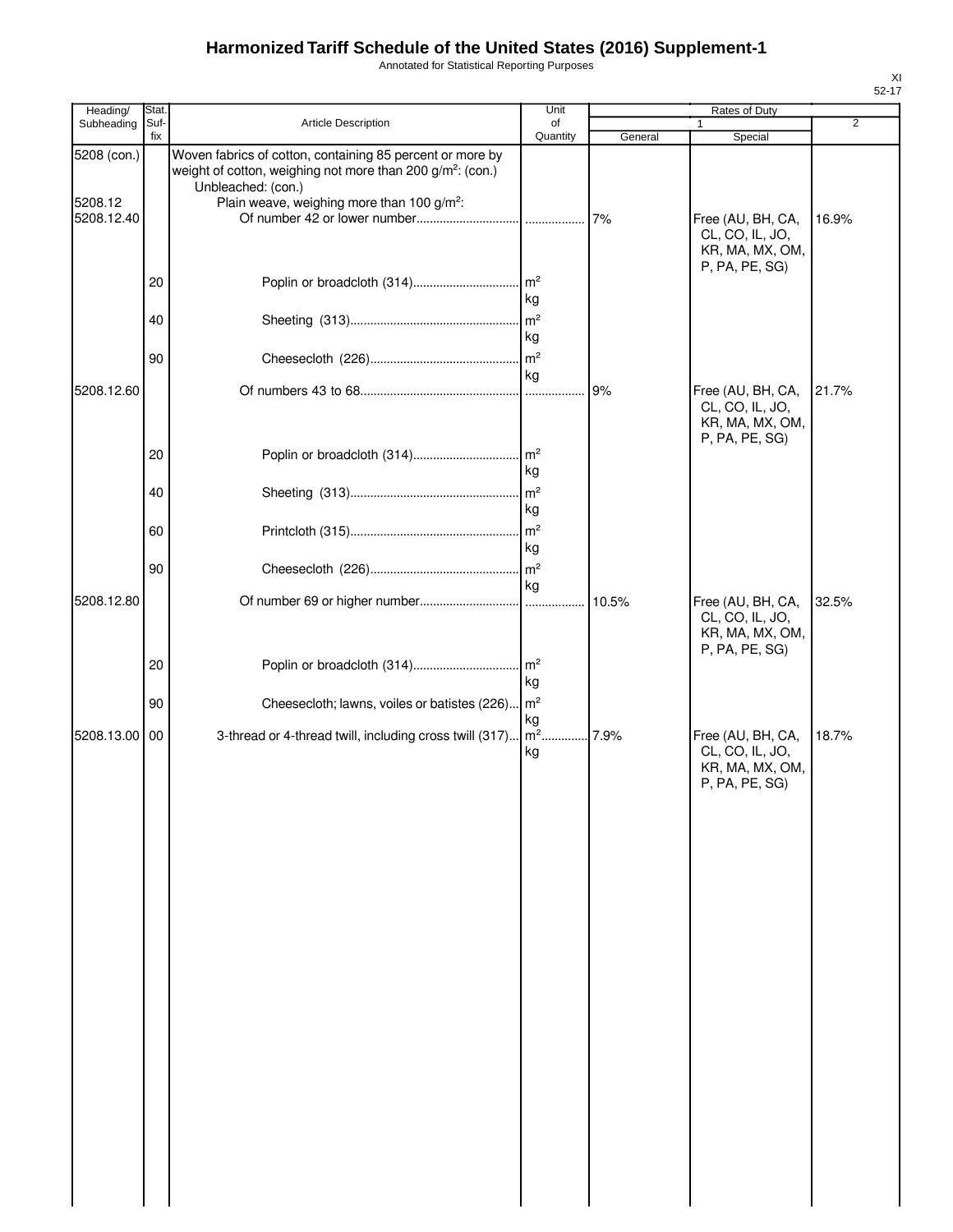# Harmonized Tariff Schedule of the United States (2016) Supplement-1

Annotated for Statistical Reporting Purposes

XI
52-17

| Heading/ Subheading | Stat. Suf-fix | Article Description | Unit of Quantity | Rates of Duty 1 General | Rates of Duty 1 Special | Rates of Duty 2 |
|---|---|---|---|---|---|---|
| 5208 (con.) | | Woven fabrics of cotton, containing 85 percent or more by weight of cotton, weighing not more than 200 g/m²: (con.) | | | | |
| | | Unbleached: (con.) | | | | |
| 5208.12 | | Plain weave, weighing more than 100 g/m²: | | | | |
| 5208.12.40 | | Of number 42 or lower number | | 7% | Free (AU, BH, CA, CL, CO, IL, JO, KR, MA, MX, OM, P, PA, PE, SG) | 16.9% |
| | 20 | Poplin or broadcloth (314) | m²<br>kg | | | |
| | 40 | Sheeting (313) | m²<br>kg | | | |
| | 90 | Cheesecloth (226) | m²<br>kg | | | |
| 5208.12.60 | | Of numbers 43 to 68 | | 9% | Free (AU, BH, CA, CL, CO, IL, JO, KR, MA, MX, OM, P, PA, PE, SG) | 21.7% |
| | 20 | Poplin or broadcloth (314) | m²<br>kg | | | |
| | 40 | Sheeting (313) | m²<br>kg | | | |
| | 60 | Printcloth (315) | m²<br>kg | | | |
| | 90 | Cheesecloth (226) | m²<br>kg | | | |
| 5208.12.80 | | Of number 69 or higher number | | 10.5% | Free (AU, BH, CA, CL, CO, IL, JO, KR, MA, MX, OM, P, PA, PE, SG) | 32.5% |
| | 20 | Poplin or broadcloth (314) | m²<br>kg | | | |
| | 90 | Cheesecloth; lawns, voiles or batistes (226) | m²<br>kg | | | |
| 5208.13.00 | 00 | 3-thread or 4-thread twill, including cross twill (317) | m²<br>kg | 7.9% | Free (AU, BH, CA, CL, CO, IL, JO, KR, MA, MX, OM, P, PA, PE, SG) | 18.7% |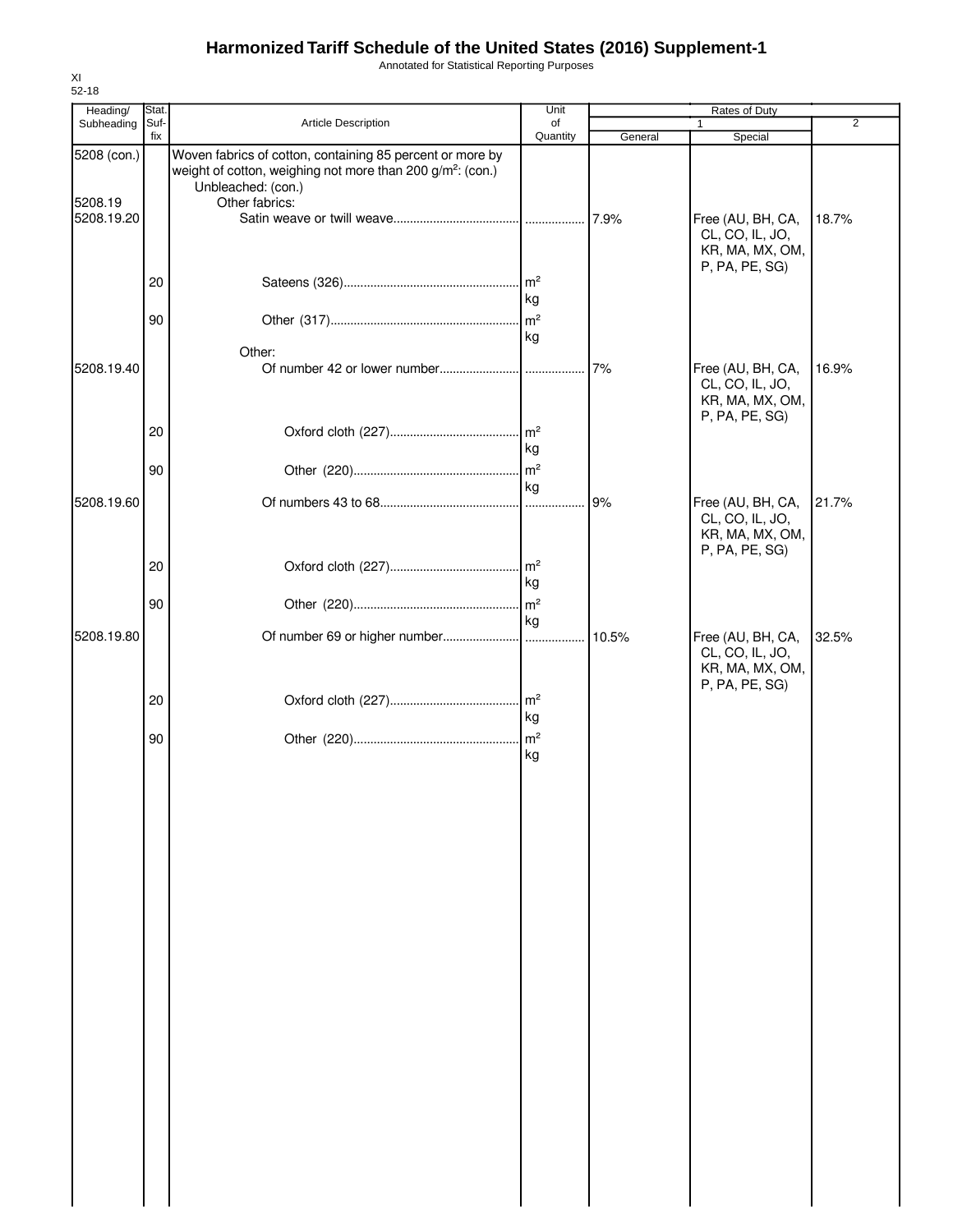# Harmonized Tariff Schedule of the United States (2016) Supplement-1

Annotated for Statistical Reporting Purposes

XI
52-18

| Heading/ Subheading | Stat. Suf- fix | Article Description | Unit of Quantity | Rates of Duty 1 General | Special | 2 |
|---|---|---|---|---|---|---|
| 5208 (con.) | | Woven fabrics of cotton, containing 85 percent or more by weight of cotton, weighing not more than 200 g/m²: (con.) | | | | |
| | | Unbleached: (con.) | | | | |
| 5208.19 | | Other fabrics: | | | | |
| 5208.19.20 | | Satin weave or twill weave | | 7.9% | Free (AU, BH, CA, CL, CO, IL, JO, KR, MA, MX, OM, P, PA, PE, SG) | 18.7% |
| | 20 | Sateens (326) | m² kg | | | |
| | 90 | Other (317) | m² kg | | | |
| | | Other: | | | | |
| 5208.19.40 | | Of number 42 or lower number | | 7% | Free (AU, BH, CA, CL, CO, IL, JO, KR, MA, MX, OM, P, PA, PE, SG) | 16.9% |
| | 20 | Oxford cloth (227) | m² kg | | | |
| | 90 | Other (220) | m² kg | | | |
| 5208.19.60 | | Of numbers 43 to 68 | | 9% | Free (AU, BH, CA, CL, CO, IL, JO, KR, MA, MX, OM, P, PA, PE, SG) | 21.7% |
| | 20 | Oxford cloth (227) | m² kg | | | |
| | 90 | Other (220) | m² kg | | | |
| 5208.19.80 | | Of number 69 or higher number | | 10.5% | Free (AU, BH, CA, CL, CO, IL, JO, KR, MA, MX, OM, P, PA, PE, SG) | 32.5% |
| | 20 | Oxford cloth (227) | m² kg | | | |
| | 90 | Other (220) | m² kg | | | |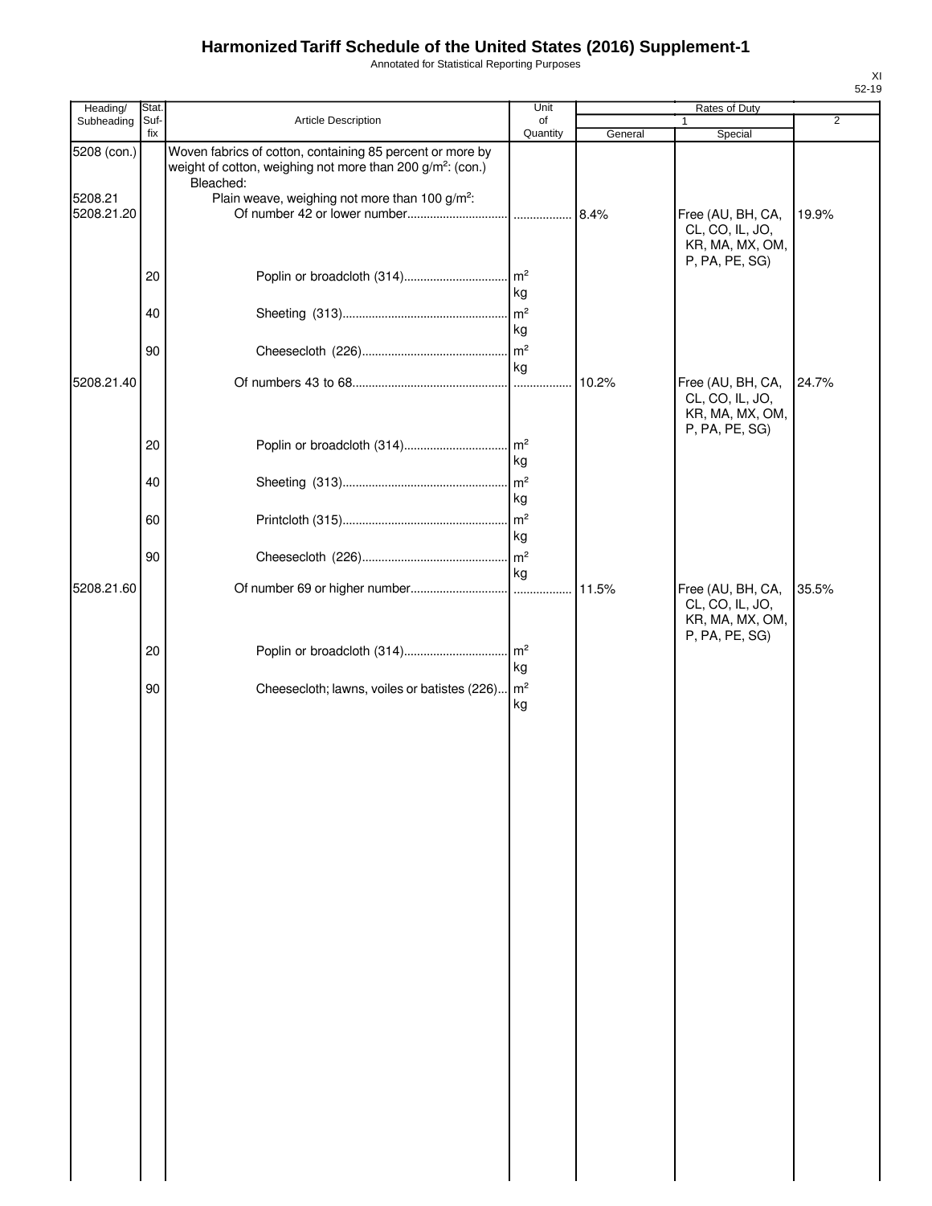# Harmonized Tariff Schedule of the United States (2016) Supplement-1

Annotated for Statistical Reporting Purposes

| Heading/ Subheading | Stat. Suf- fix | Article Description | Unit of Quantity | Rates of Duty 1 General | Rates of Duty 1 Special | Rates of Duty 2 |
|---|---|---|---|---|---|---|
| 5208 (con.) | | Woven fabrics of cotton, containing 85 percent or more by weight of cotton, weighing not more than 200 g/m²: (con.) | | | | |
| | | Bleached: | | | | |
| 5208.21 | | Plain weave, weighing not more than 100 g/m²: | | | | |
| 5208.21.20 | | Of number 42 or lower number | | 8.4% | Free (AU, BH, CA, CL, CO, IL, JO, KR, MA, MX, OM, P, PA, PE, SG) | 19.9% |
| | 20 | Poplin or broadcloth (314) | m² kg | | | |
| | 40 | Sheeting (313) | m² kg | | | |
| | 90 | Cheesecloth (226) | m² kg | | | |
| 5208.21.40 | | Of numbers 43 to 68 | | 10.2% | Free (AU, BH, CA, CL, CO, IL, JO, KR, MA, MX, OM, P, PA, PE, SG) | 24.7% |
| | 20 | Poplin or broadcloth (314) | m² kg | | | |
| | 40 | Sheeting (313) | m² kg | | | |
| | 60 | Printcloth (315) | m² kg | | | |
| | 90 | Cheesecloth (226) | m² kg | | | |
| 5208.21.60 | | Of number 69 or higher number | | 11.5% | Free (AU, BH, CA, CL, CO, IL, JO, KR, MA, MX, OM, P, PA, PE, SG) | 35.5% |
| | 20 | Poplin or broadcloth (314) | m² kg | | | |
| | 90 | Cheesecloth; lawns, voiles or batistes (226) | m² kg | | | |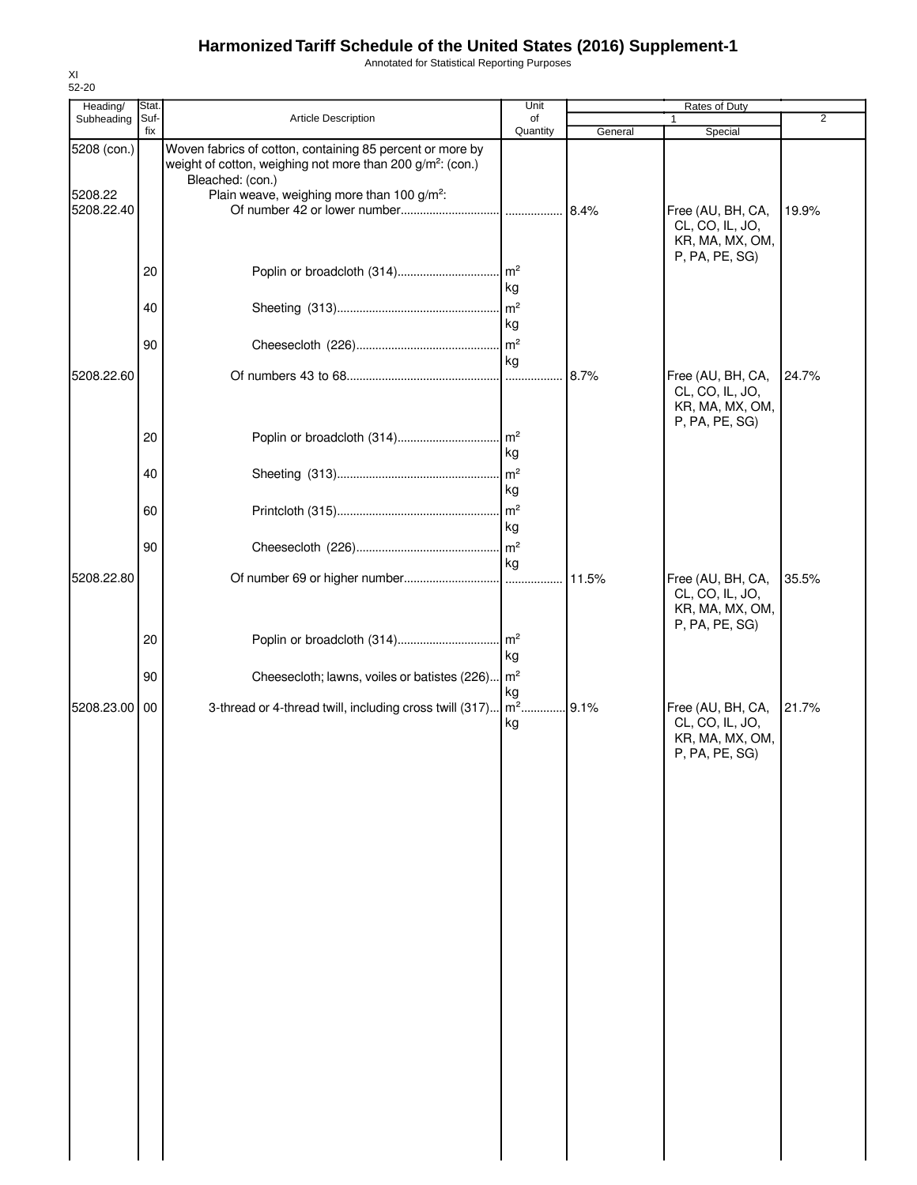# Harmonized Tariff Schedule of the United States (2016) Supplement-1

Annotated for Statistical Reporting Purposes

XI
52-20

| Heading/ Subheading | Stat. Suf-fix | Article Description | Unit of Quantity | Rates of Duty 1 General | Rates of Duty 1 Special | Rates of Duty 2 |
|---|---|---|---|---|---|---|
| 5208 (con.) | | Woven fabrics of cotton, containing 85 percent or more by weight of cotton, weighing not more than 200 g/m²: (con.) | | | | |
| | | Bleached: (con.) | | | | |
| 5208.22 | | Plain weave, weighing more than 100 g/m²: | | | | |
| 5208.22.40 | | Of number 42 or lower number | | 8.4% | Free (AU, BH, CA, CL, CO, IL, JO, KR, MA, MX, OM, P, PA, PE, SG) | 19.9% |
| | 20 | Poplin or broadcloth (314) | m² kg | | | |
| | 40 | Sheeting (313) | m² kg | | | |
| | 90 | Cheesecloth (226) | m² kg | | | |
| 5208.22.60 | | Of numbers 43 to 68 | | 8.7% | Free (AU, BH, CA, CL, CO, IL, JO, KR, MA, MX, OM, P, PA, PE, SG) | 24.7% |
| | 20 | Poplin or broadcloth (314) | m² kg | | | |
| | 40 | Sheeting (313) | m² kg | | | |
| | 60 | Printcloth (315) | m² kg | | | |
| | 90 | Cheesecloth (226) | m² kg | | | |
| 5208.22.80 | | Of number 69 or higher number | | 11.5% | Free (AU, BH, CA, CL, CO, IL, JO, KR, MA, MX, OM, P, PA, PE, SG) | 35.5% |
| | 20 | Poplin or broadcloth (314) | m² kg | | | |
| | 90 | Cheesecloth; lawns, voiles or batistes (226) | m² kg | | | |
| 5208.23.00 | 00 | 3-thread or 4-thread twill, including cross twill (317) | m² kg | 9.1% | Free (AU, BH, CA, CL, CO, IL, JO, KR, MA, MX, OM, P, PA, PE, SG) | 21.7% |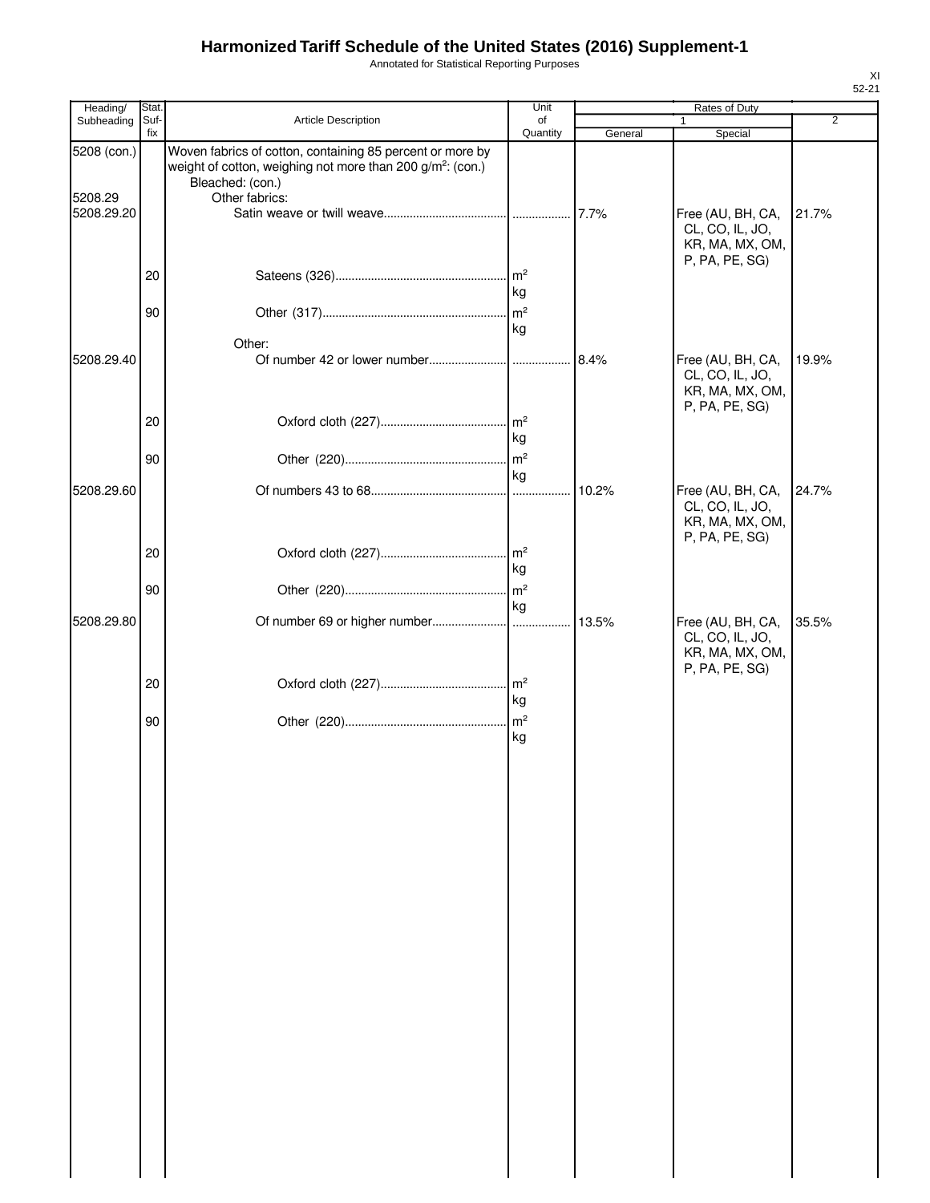# Harmonized Tariff Schedule of the United States (2016) Supplement-1

Annotated for Statistical Reporting Purposes

| Heading/ Subheading | Stat. Suf- fix | Article Description | Unit of Quantity | Rates of Duty 1 General | 1 Special | 2 |
|---|---|---|---|---|---|---|
| 5208 (con.) | | Woven fabrics of cotton, containing 85 percent or more by weight of cotton, weighing not more than 200 g/m²: (con.) | | | | |
| | | Bleached: (con.) | | | | |
| 5208.29 | | Other fabrics: | | | | |
| 5208.29.20 | | Satin weave or twill weave | | 7.7% | Free (AU, BH, CA, CL, CO, IL, JO, KR, MA, MX, OM, P, PA, PE, SG) | 21.7% |
| | 20 | Sateens (326) | m² kg | | | |
| | 90 | Other (317) | m² kg | | | |
| | | Other: | | | | |
| 5208.29.40 | | Of number 42 or lower number | | 8.4% | Free (AU, BH, CA, CL, CO, IL, JO, KR, MA, MX, OM, P, PA, PE, SG) | 19.9% |
| | 20 | Oxford cloth (227) | m² kg | | | |
| | 90 | Other (220) | m² kg | | | |
| 5208.29.60 | | Of numbers 43 to 68 | | 10.2% | Free (AU, BH, CA, CL, CO, IL, JO, KR, MA, MX, OM, P, PA, PE, SG) | 24.7% |
| | 20 | Oxford cloth (227) | m² kg | | | |
| | 90 | Other (220) | m² kg | | | |
| 5208.29.80 | | Of number 69 or higher number | | 13.5% | Free (AU, BH, CA, CL, CO, IL, JO, KR, MA, MX, OM, P, PA, PE, SG) | 35.5% |
| | 20 | Oxford cloth (227) | m² kg | | | |
| | 90 | Other (220) | m² kg | | | |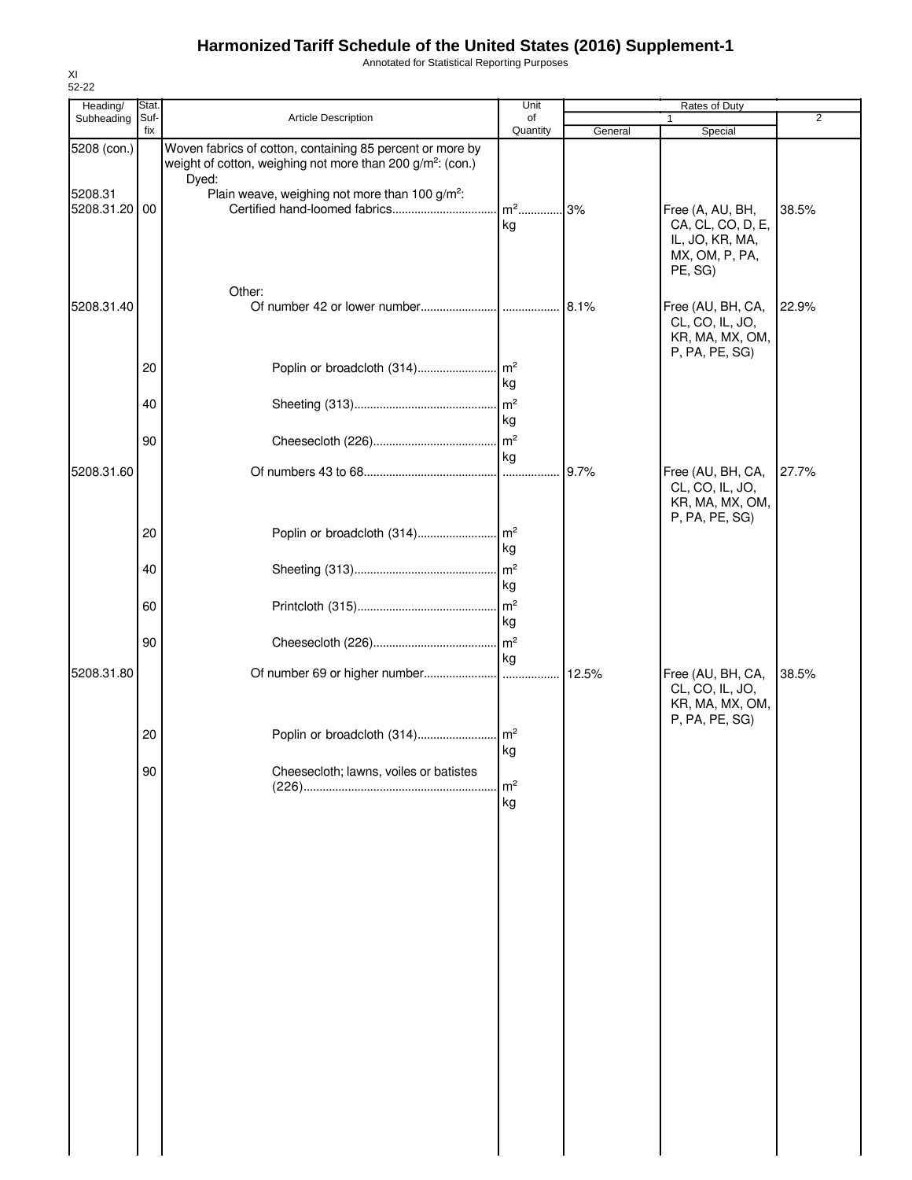# Harmonized Tariff Schedule of the United States (2016) Supplement-1

Annotated for Statistical Reporting Purposes

XI
52-22

| Heading/ Subheading | Stat. Suf- fix | Article Description | Unit of Quantity | Rates of Duty 1 General | Special | 2 |
|---|---|---|---|---|---|---|
| 5208 (con.) | | Woven fabrics of cotton, containing 85 percent or more by weight of cotton, weighing not more than 200 g/m²: (con.) | | | | |
| | | Dyed: | | | | |
| 5208.31 | | Plain weave, weighing not more than 100 g/m²: | | | | |
| 5208.31.20 | 00 | Certified hand-loomed fabrics | m² kg | 3% | Free (A, AU, BH, CA, CL, CO, D, E, IL, JO, KR, MA, MX, OM, P, PA, PE, SG) | 38.5% |
| | | Other: | | | | |
| 5208.31.40 | | Of number 42 or lower number | | 8.1% | Free (AU, BH, CA, CL, CO, IL, JO, KR, MA, MX, OM, P, PA, PE, SG) | 22.9% |
| | 20 | Poplin or broadcloth (314) | m² kg | | | |
| | 40 | Sheeting (313) | m² kg | | | |
| | 90 | Cheesecloth (226) | m² kg | | | |
| 5208.31.60 | | Of numbers 43 to 68 | | 9.7% | Free (AU, BH, CA, CL, CO, IL, JO, KR, MA, MX, OM, P, PA, PE, SG) | 27.7% |
| | 20 | Poplin or broadcloth (314) | m² kg | | | |
| | 40 | Sheeting (313) | m² kg | | | |
| | 60 | Printcloth (315) | m² kg | | | |
| | 90 | Cheesecloth (226) | m² kg | | | |
| 5208.31.80 | | Of number 69 or higher number | | 12.5% | Free (AU, BH, CA, CL, CO, IL, JO, KR, MA, MX, OM, P, PA, PE, SG) | 38.5% |
| | 20 | Poplin or broadcloth (314) | m² kg | | | |
| | 90 | Cheesecloth; lawns, voiles or batistes (226) | m² kg | | | |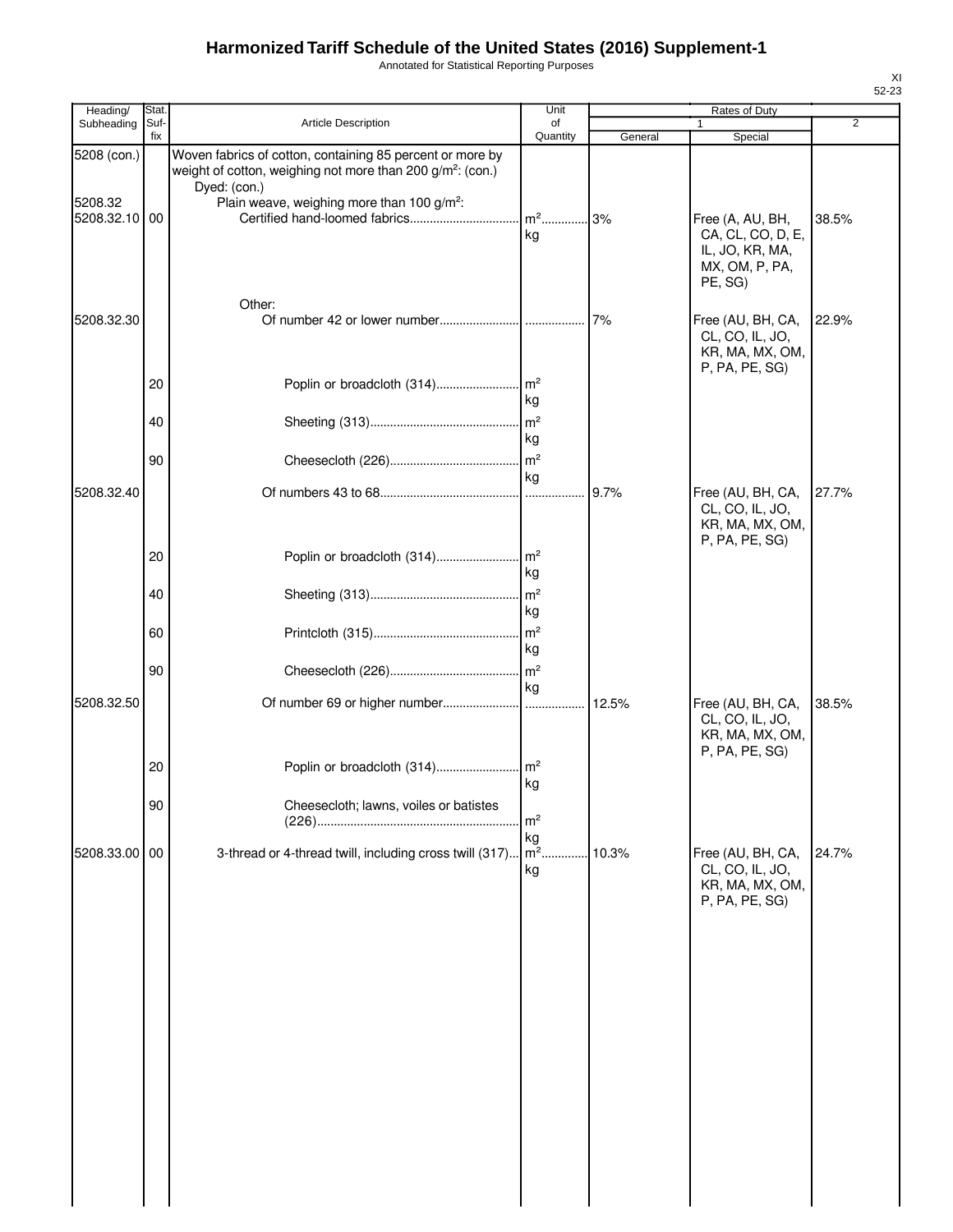# Harmonized Tariff Schedule of the United States (2016) Supplement-1

Annotated for Statistical Reporting Purposes

XI
52-23

| Heading/ Subheading | Stat. Suf-fix | Article Description | Unit of Quantity | Rates of Duty 1 General | Rates of Duty 1 Special | Rates of Duty 2 |
|---|---|---|---|---|---|---|
| 5208 (con.) | | Woven fabrics of cotton, containing 85 percent or more by weight of cotton, weighing not more than 200 g/m²: (con.) | | | | |
| | | Dyed: (con.) | | | | |
| 5208.32 | | Plain weave, weighing more than 100 g/m²: | | | | |
| 5208.32.10 | 00 | Certified hand-loomed fabrics | m² kg | 3% | Free (A, AU, BH, CA, CL, CO, D, E, IL, JO, KR, MA, MX, OM, P, PA, PE, SG) | 38.5% |
| | | Other: | | | | |
| 5208.32.30 | | Of number 42 or lower number | | 7% | Free (AU, BH, CA, CL, CO, IL, JO, KR, MA, MX, OM, P, PA, PE, SG) | 22.9% |
| | 20 | Poplin or broadcloth (314) | m² kg | | | |
| | 40 | Sheeting (313) | m² kg | | | |
| | 90 | Cheesecloth (226) | m² kg | | | |
| 5208.32.40 | | Of numbers 43 to 68 | | 9.7% | Free (AU, BH, CA, CL, CO, IL, JO, KR, MA, MX, OM, P, PA, PE, SG) | 27.7% |
| | 20 | Poplin or broadcloth (314) | m² kg | | | |
| | 40 | Sheeting (313) | m² kg | | | |
| | 60 | Printcloth (315) | m² kg | | | |
| | 90 | Cheesecloth (226) | m² kg | | | |
| 5208.32.50 | | Of number 69 or higher number | | 12.5% | Free (AU, BH, CA, CL, CO, IL, JO, KR, MA, MX, OM, P, PA, PE, SG) | 38.5% |
| | 20 | Poplin or broadcloth (314) | m² kg | | | |
| | 90 | Cheesecloth; lawns, voiles or batistes (226) | m² kg | | | |
| 5208.33.00 | 00 | 3-thread or 4-thread twill, including cross twill (317) | m² kg | 10.3% | Free (AU, BH, CA, CL, CO, IL, JO, KR, MA, MX, OM, P, PA, PE, SG) | 24.7% |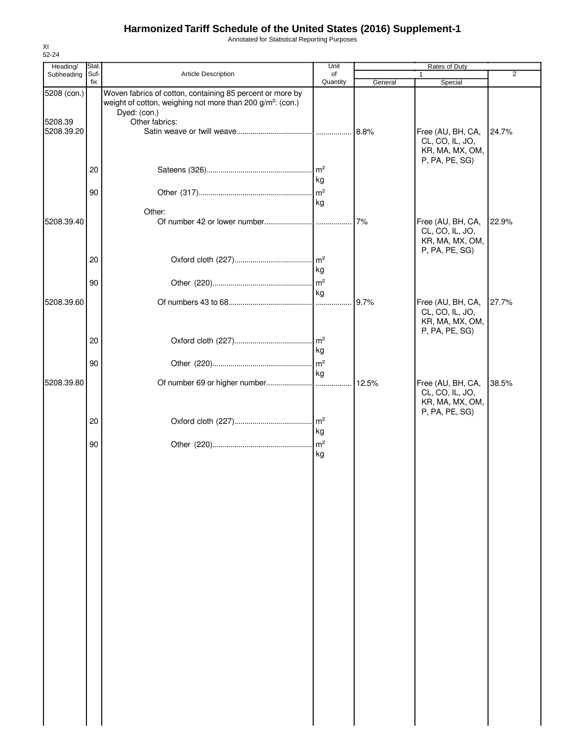# Harmonized Tariff Schedule of the United States (2016) Supplement-1

Annotated for Statistical Reporting Purposes

XI
52-24

| Heading/ Subheading | Stat. Suf- fix | Article Description | Unit of Quantity | Rates of Duty 1 General | Rates of Duty 1 Special | Rates of Duty 2 |
|---|---|---|---|---|---|---|
| 5208 (con.) | | Woven fabrics of cotton, containing 85 percent or more by weight of cotton, weighing not more than 200 g/m²: (con.) | | | | |
| | | Dyed: (con.) | | | | |
| 5208.39 | | Other fabrics: | | | | |
| 5208.39.20 | | Satin weave or twill weave | | 8.8% | Free (AU, BH, CA, CL, CO, IL, JO, KR, MA, MX, OM, P, PA, PE, SG) | 24.7% |
| | 20 | Sateens (326) | m² kg | | | |
| | 90 | Other (317) | m² kg | | | |
| | | Other: | | | | |
| 5208.39.40 | | Of number 42 or lower number | | 7% | Free (AU, BH, CA, CL, CO, IL, JO, KR, MA, MX, OM, P, PA, PE, SG) | 22.9% |
| | 20 | Oxford cloth (227) | m² kg | | | |
| | 90 | Other (220) | m² kg | | | |
| 5208.39.60 | | Of numbers 43 to 68 | | 9.7% | Free (AU, BH, CA, CL, CO, IL, JO, KR, MA, MX, OM, P, PA, PE, SG) | 27.7% |
| | 20 | Oxford cloth (227) | m² kg | | | |
| | 90 | Other (220) | m² kg | | | |
| 5208.39.80 | | Of number 69 or higher number | | 12.5% | Free (AU, BH, CA, CL, CO, IL, JO, KR, MA, MX, OM, P, PA, PE, SG) | 38.5% |
| | 20 | Oxford cloth (227) | m² kg | | | |
| | 90 | Other (220) | m² kg | | | |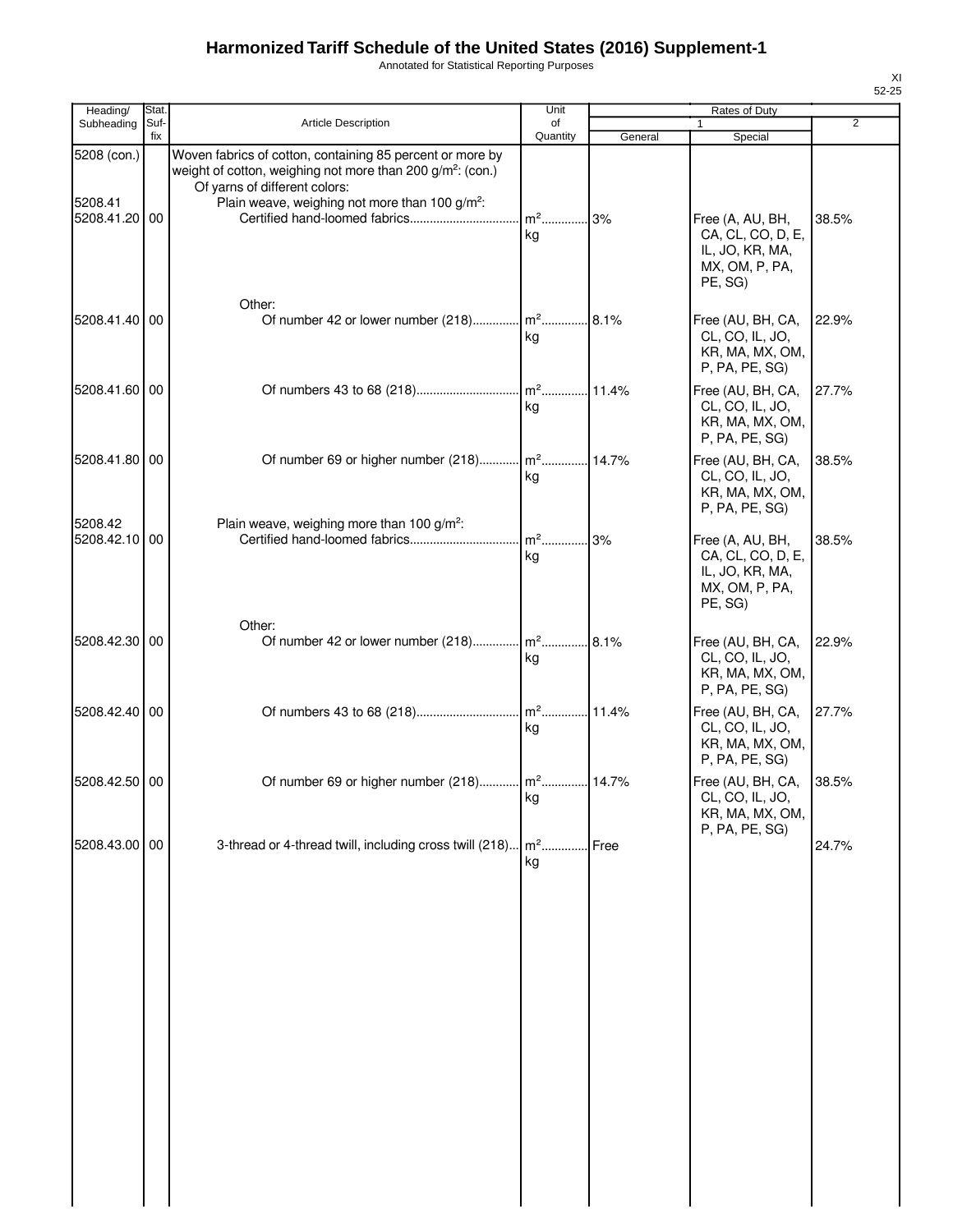# Harmonized Tariff Schedule of the United States (2016) Supplement-1

Annotated for Statistical Reporting Purposes

XI
52-25

| Heading/ Subheading | Stat. Suf- fix | Article Description | Unit of Quantity | Rates of Duty | | |
|---|---|---|---|---|---|---|
| | | | | 1 | | 2 |
| | | | | General | Special | |
| 5208 (con.) | | Woven fabrics of cotton, containing 85 percent or more by weight of cotton, weighing not more than 200 g/m²: (con.) | | | | |
| | | Of yarns of different colors: | | | | |
| 5208.41 | | Plain weave, weighing not more than 100 g/m²: | | | | |
| 5208.41.20 | 00 | Certified hand-loomed fabrics | m² kg | 3% | Free (A, AU, BH, CA, CL, CO, D, E, IL, JO, KR, MA, MX, OM, P, PA, PE, SG) | 38.5% |
| | | Other: | | | | |
| 5208.41.40 | 00 | Of number 42 or lower number (218) | m² kg | 8.1% | Free (AU, BH, CA, CL, CO, IL, JO, KR, MA, MX, OM, P, PA, PE, SG) | 22.9% |
| 5208.41.60 | 00 | Of numbers 43 to 68 (218) | m² kg | 11.4% | Free (AU, BH, CA, CL, CO, IL, JO, KR, MA, MX, OM, P, PA, PE, SG) | 27.7% |
| 5208.41.80 | 00 | Of number 69 or higher number (218) | m² kg | 14.7% | Free (AU, BH, CA, CL, CO, IL, JO, KR, MA, MX, OM, P, PA, PE, SG) | 38.5% |
| 5208.42 | | Plain weave, weighing more than 100 g/m²: | | | | |
| 5208.42.10 | 00 | Certified hand-loomed fabrics | m² kg | 3% | Free (A, AU, BH, CA, CL, CO, D, E, IL, JO, KR, MA, MX, OM, P, PA, PE, SG) | 38.5% |
| | | Other: | | | | |
| 5208.42.30 | 00 | Of number 42 or lower number (218) | m² kg | 8.1% | Free (AU, BH, CA, CL, CO, IL, JO, KR, MA, MX, OM, P, PA, PE, SG) | 22.9% |
| 5208.42.40 | 00 | Of numbers 43 to 68 (218) | m² kg | 11.4% | Free (AU, BH, CA, CL, CO, IL, JO, KR, MA, MX, OM, P, PA, PE, SG) | 27.7% |
| 5208.42.50 | 00 | Of number 69 or higher number (218) | m² kg | 14.7% | Free (AU, BH, CA, CL, CO, IL, JO, KR, MA, MX, OM, P, PA, PE, SG) | 38.5% |
| 5208.43.00 | 00 | 3-thread or 4-thread twill, including cross twill (218) | m² kg | Free | | 24.7% |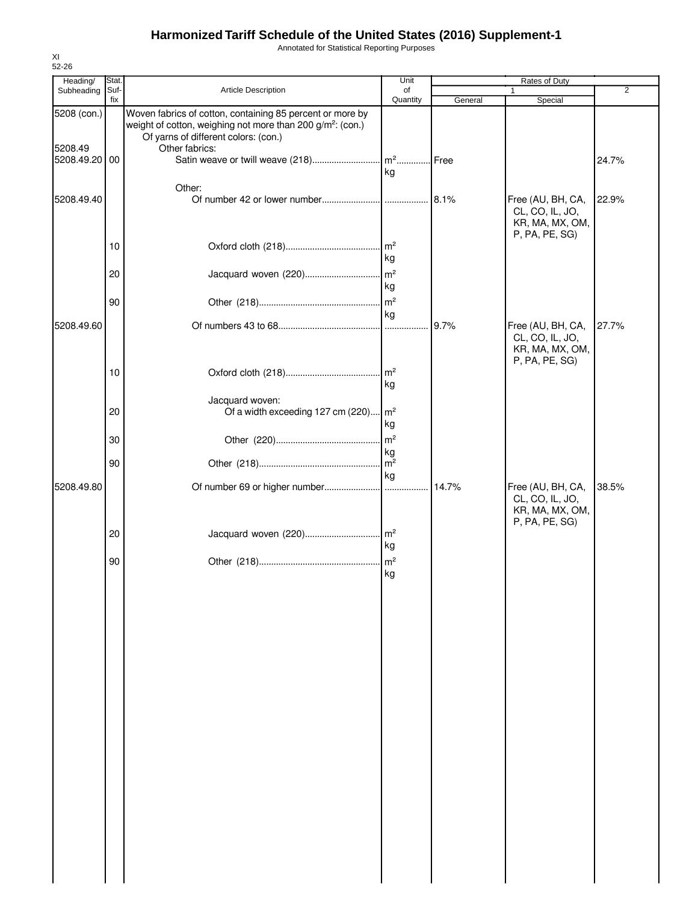# Harmonized Tariff Schedule of the United States (2016) Supplement-1

Annotated for Statistical Reporting Purposes

XI
52-26

| Heading/ Subheading | Stat. Suf- fix | Article Description | Unit of Quantity | Rates of Duty 1 General | Rates of Duty 1 Special | Rates of Duty 2 |
|---|---|---|---|---|---|---|
| 5208 (con.) | | Woven fabrics of cotton, containing 85 percent or more by weight of cotton, weighing not more than 200 g/m²: (con.) | | | | |
| | | Of yarns of different colors: (con.) | | | | |
| 5208.49 | | Other fabrics: | | | | |
| 5208.49.20 | 00 | Satin weave or twill weave (218) | m² kg | Free | | 24.7% |
| | | Other: | | | | |
| 5208.49.40 | | Of number 42 or lower number | | 8.1% | Free (AU, BH, CA, CL, CO, IL, JO, KR, MA, MX, OM, P, PA, PE, SG) | 22.9% |
| | 10 | Oxford cloth (218) | m² kg | | | |
| | 20 | Jacquard woven (220) | m² kg | | | |
| | 90 | Other (218) | m² kg | | | |
| 5208.49.60 | | Of numbers 43 to 68 | | 9.7% | Free (AU, BH, CA, CL, CO, IL, JO, KR, MA, MX, OM, P, PA, PE, SG) | 27.7% |
| | 10 | Oxford cloth (218) | m² kg | | | |
| | | Jacquard woven: | | | | |
| | 20 | Of a width exceeding 127 cm (220) | m² kg | | | |
| | 30 | Other (220) | m² kg | | | |
| | 90 | Other (218) | m² kg | | | |
| 5208.49.80 | | Of number 69 or higher number | | 14.7% | Free (AU, BH, CA, CL, CO, IL, JO, KR, MA, MX, OM, P, PA, PE, SG) | 38.5% |
| | 20 | Jacquard woven (220) | m² kg | | | |
| | 90 | Other (218) | m² kg | | | |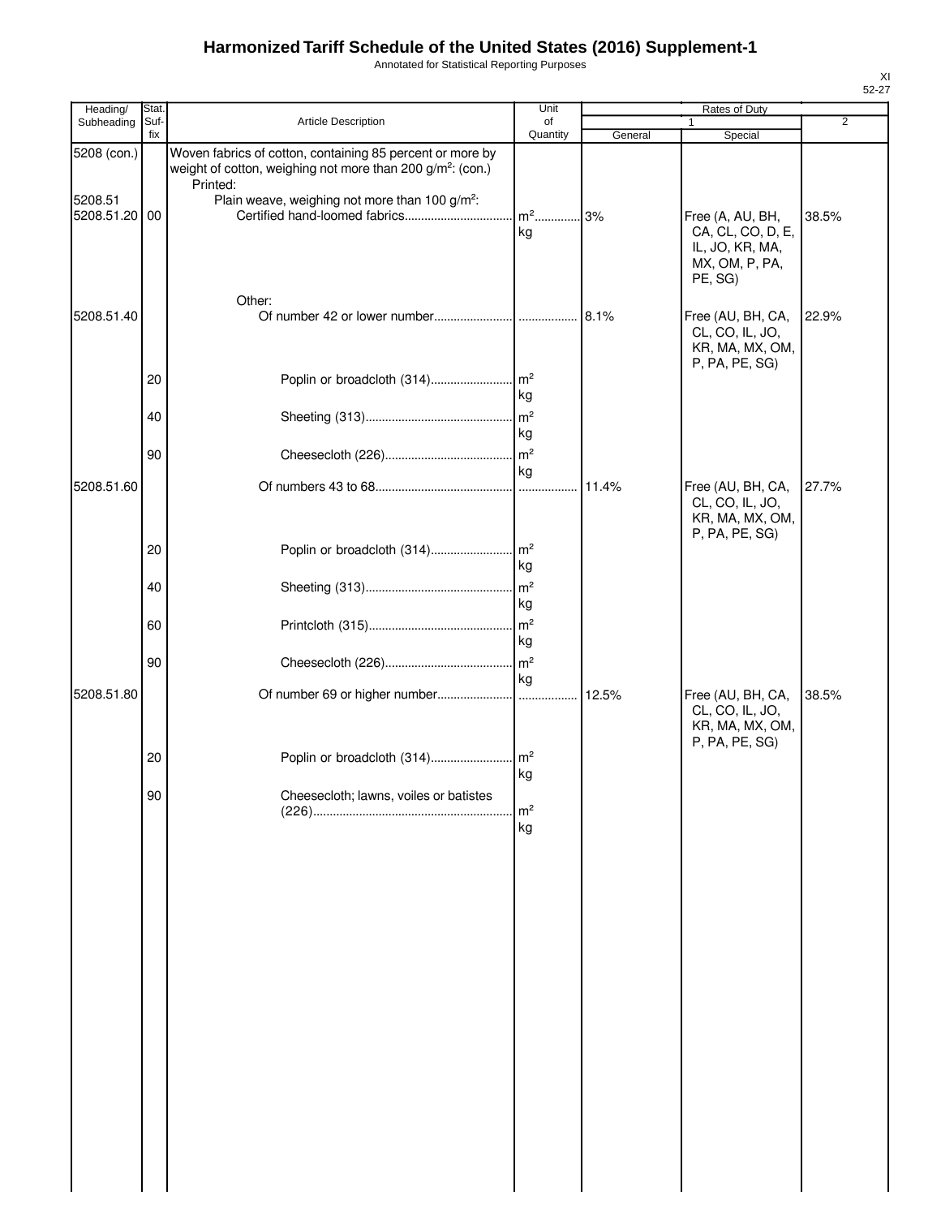# Harmonized Tariff Schedule of the United States (2016) Supplement-1

Annotated for Statistical Reporting Purposes

XI
52-27

| Heading/ Subheading | Stat. Suf- fix | Article Description | Unit of Quantity | Rates of Duty 1 General | Special | 2 |
|---|---|---|---|---|---|---|
| 5208 (con.) | | Woven fabrics of cotton, containing 85 percent or more by weight of cotton, weighing not more than 200 g/m²: (con.) | | | | |
| | | Printed: | | | | |
| 5208.51 | | Plain weave, weighing not more than 100 g/m²: | | | | |
| 5208.51.20 | 00 | Certified hand-loomed fabrics | m² kg | 3% | Free (A, AU, BH, CA, CL, CO, D, E, IL, JO, KR, MA, MX, OM, P, PA, PE, SG) | 38.5% |
| | | Other: | | | | |
| 5208.51.40 | | Of number 42 or lower number | | 8.1% | Free (AU, BH, CA, CL, CO, IL, JO, KR, MA, MX, OM, P, PA, PE, SG) | 22.9% |
| | 20 | Poplin or broadcloth (314) | m² kg | | | |
| | 40 | Sheeting (313) | m² kg | | | |
| | 90 | Cheesecloth (226) | m² kg | | | |
| 5208.51.60 | | Of numbers 43 to 68 | | 11.4% | Free (AU, BH, CA, CL, CO, IL, JO, KR, MA, MX, OM, P, PA, PE, SG) | 27.7% |
| | 20 | Poplin or broadcloth (314) | m² kg | | | |
| | 40 | Sheeting (313) | m² kg | | | |
| | 60 | Printcloth (315) | m² kg | | | |
| | 90 | Cheesecloth (226) | m² kg | | | |
| 5208.51.80 | | Of number 69 or higher number | | 12.5% | Free (AU, BH, CA, CL, CO, IL, JO, KR, MA, MX, OM, P, PA, PE, SG) | 38.5% |
| | 20 | Poplin or broadcloth (314) | m² kg | | | |
| | 90 | Cheesecloth; lawns, voiles or batistes (226) | m² kg | | | |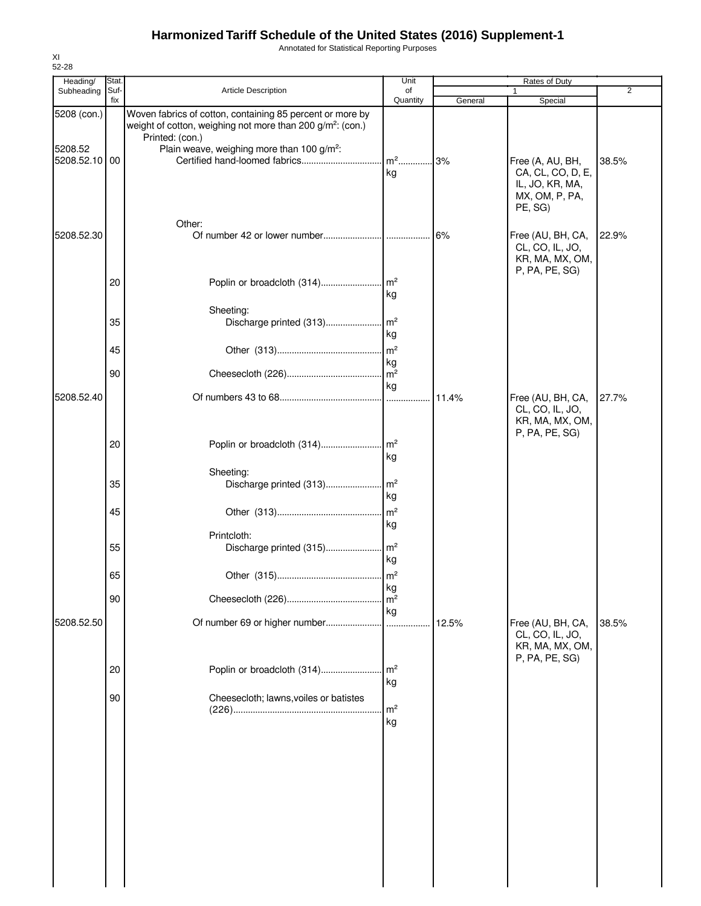# Harmonized Tariff Schedule of the United States (2016) Supplement-1

Annotated for Statistical Reporting Purposes

XI
52-28

| Heading/ Subheading | Stat. Suf- fix | Article Description | Unit of Quantity | Rates of Duty 1 General | Special | 2 |
|---|---|---|---|---|---|---|
| 5208 (con.) | | Woven fabrics of cotton, containing 85 percent or more by weight of cotton, weighing not more than 200 g/m²: (con.) | | | | |
| | | Printed: (con.) | | | | |
| 5208.52 | | Plain weave, weighing more than 100 g/m²: | | | | |
| 5208.52.10 | 00 | Certified hand-loomed fabrics | m² kg | 3% | Free (A, AU, BH, CA, CL, CO, D, E, IL, JO, KR, MA, MX, OM, P, PA, PE, SG) | 38.5% |
| | | Other: | | | | |
| 5208.52.30 | | Of number 42 or lower number | | 6% | Free (AU, BH, CA, CL, CO, IL, JO, KR, MA, MX, OM, P, PA, PE, SG) | 22.9% |
| | 20 | Poplin or broadcloth (314) | m² kg | | | |
| | | Sheeting: | | | | |
| | 35 | Discharge printed (313) | m² kg | | | |
| | 45 | Other (313) | m² kg | | | |
| | 90 | Cheesecloth (226) | m² kg | | | |
| 5208.52.40 | | Of numbers 43 to 68 | | 11.4% | Free (AU, BH, CA, CL, CO, IL, JO, KR, MA, MX, OM, P, PA, PE, SG) | 27.7% |
| | 20 | Poplin or broadcloth (314) | m² kg | | | |
| | | Sheeting: | | | | |
| | 35 | Discharge printed (313) | m² kg | | | |
| | 45 | Other (313) | m² kg | | | |
| | | Printcloth: | | | | |
| | 55 | Discharge printed (315) | m² kg | | | |
| | 65 | Other (315) | m² kg | | | |
| | 90 | Cheesecloth (226) | m² kg | | | |
| 5208.52.50 | | Of number 69 or higher number | | 12.5% | Free (AU, BH, CA, CL, CO, IL, JO, KR, MA, MX, OM, P, PA, PE, SG) | 38.5% |
| | 20 | Poplin or broadcloth (314) | m² kg | | | |
| | 90 | Cheesecloth; lawns, voiles or batistes (226) | m² kg | | | |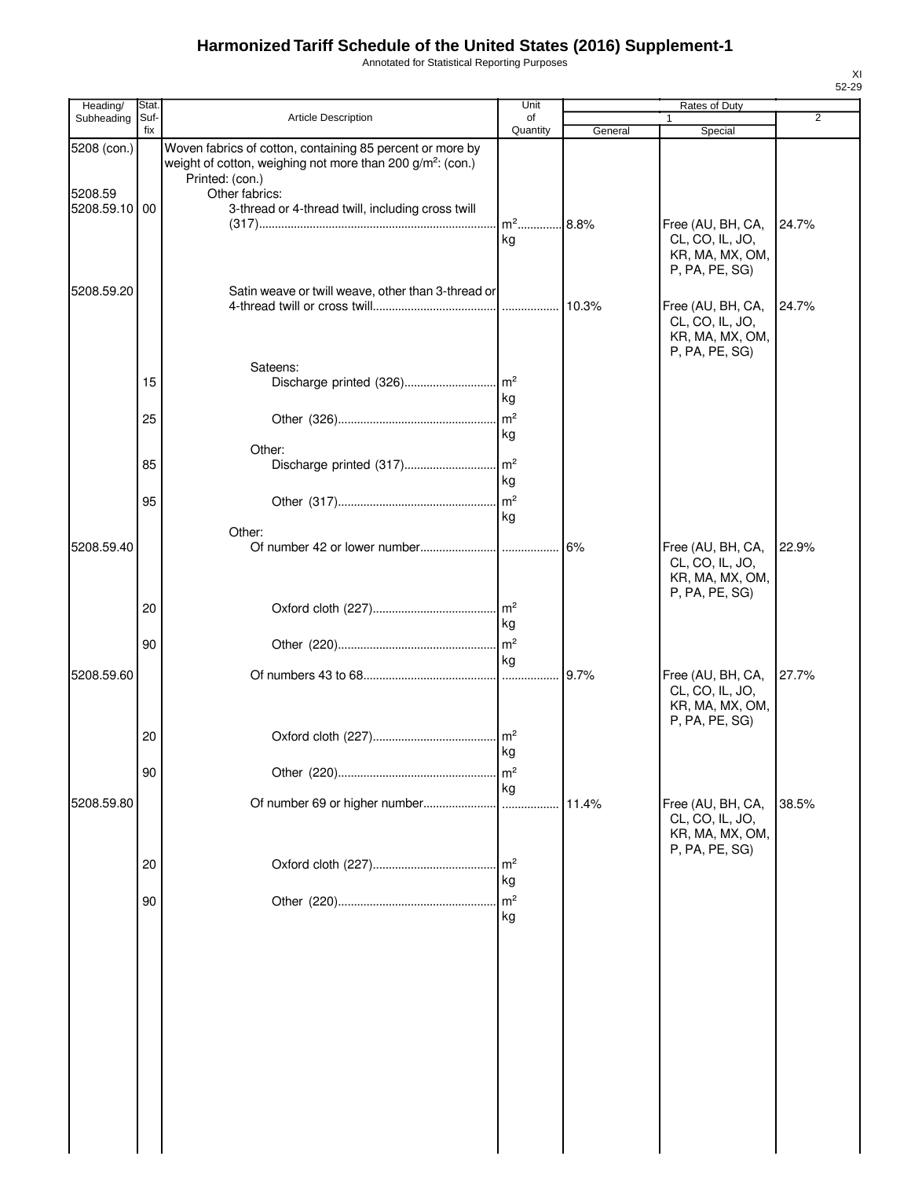# Harmonized Tariff Schedule of the United States (2016) Supplement-1

Annotated for Statistical Reporting Purposes

XI
52-29

| Heading/ Subheading | Stat. Suf- fix | Article Description | Unit of Quantity | Rates of Duty | | |
|---|---|---|---|---|---|---|
| | | | | 1 | | 2 |
| | | | | General | Special | |
| 5208 (con.) | | Woven fabrics of cotton, containing 85 percent or more by weight of cotton, weighing not more than 200 g/m²: (con.) | | | | |
| | | Printed: (con.) | | | | |
| 5208.59 | | Other fabrics: | | | | |
| 5208.59.10 | 00 | 3-thread or 4-thread twill, including cross twill (317) | m² kg | 8.8% | Free (AU, BH, CA, CL, CO, IL, JO, KR, MA, MX, OM, P, PA, PE, SG) | 24.7% |
| 5208.59.20 | | Satin weave or twill weave, other than 3-thread or 4-thread twill or cross twill | | 10.3% | Free (AU, BH, CA, CL, CO, IL, JO, KR, MA, MX, OM, P, PA, PE, SG) | 24.7% |
| | | Sateens: | | | | |
| | 15 | Discharge printed (326) | m² kg | | | |
| | 25 | Other (326) | m² kg | | | |
| | | Other: | | | | |
| | 85 | Discharge printed (317) | m² kg | | | |
| | 95 | Other (317) | m² kg | | | |
| | | Other: | | | | |
| 5208.59.40 | | Of number 42 or lower number | | 6% | Free (AU, BH, CA, CL, CO, IL, JO, KR, MA, MX, OM, P, PA, PE, SG) | 22.9% |
| | 20 | Oxford cloth (227) | m² kg | | | |
| | 90 | Other (220) | m² kg | | | |
| 5208.59.60 | | Of numbers 43 to 68 | | 9.7% | Free (AU, BH, CA, CL, CO, IL, JO, KR, MA, MX, OM, P, PA, PE, SG) | 27.7% |
| | 20 | Oxford cloth (227) | m² kg | | | |
| | 90 | Other (220) | m² kg | | | |
| 5208.59.80 | | Of number 69 or higher number | | 11.4% | Free (AU, BH, CA, CL, CO, IL, JO, KR, MA, MX, OM, P, PA, PE, SG) | 38.5% |
| | 20 | Oxford cloth (227) | m² kg | | | |
| | 90 | Other (220) | m² kg | | | |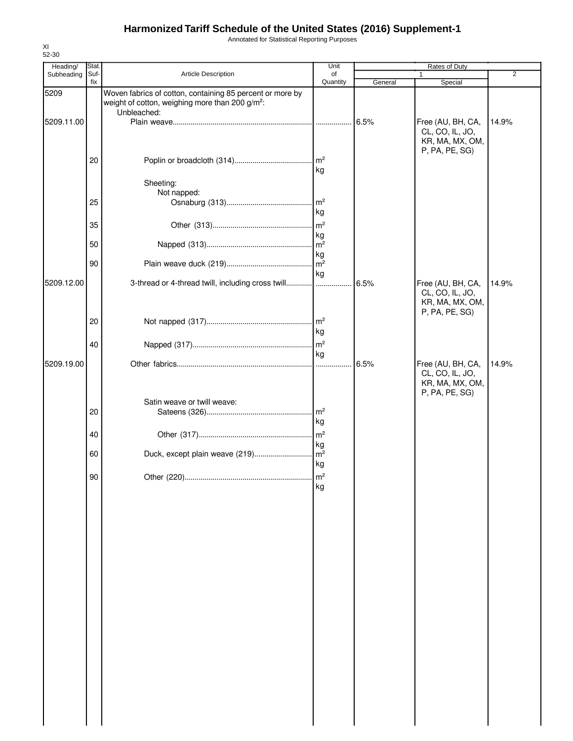# Harmonized Tariff Schedule of the United States (2016) Supplement-1

Annotated for Statistical Reporting Purposes

XI
52-30

| Heading/ Subheading | Stat. Suf- fix | Article Description | Unit of Quantity | Rates of Duty 1 General | Special | 2 |
|---|---|---|---|---|---|---|
| 5209 | | Woven fabrics of cotton, containing 85 percent or more by weight of cotton, weighing more than 200 g/m²: | | | | |
| | | Unbleached: | | | | |
| 5209.11.00 | | Plain weave | | 6.5% | Free (AU, BH, CA, CL, CO, IL, JO, KR, MA, MX, OM, P, PA, PE, SG) | 14.9% |
| | 20 | Poplin or broadcloth (314) | m² kg | | | |
| | | Sheeting: | | | | |
| | | Not napped: | | | | |
| | 25 | Osnaburg (313) | m² kg | | | |
| | 35 | Other (313) | m² kg | | | |
| | 50 | Napped (313) | m² kg | | | |
| | 90 | Plain weave duck (219) | m² kg | | | |
| 5209.12.00 | | 3-thread or 4-thread twill, including cross twill | | 6.5% | Free (AU, BH, CA, CL, CO, IL, JO, KR, MA, MX, OM, P, PA, PE, SG) | 14.9% |
| | 20 | Not napped (317) | m² kg | | | |
| | 40 | Napped (317) | m² kg | | | |
| 5209.19.00 | | Other fabrics | | 6.5% | Free (AU, BH, CA, CL, CO, IL, JO, KR, MA, MX, OM, P, PA, PE, SG) | 14.9% |
| | | Satin weave or twill weave: | | | | |
| | 20 | Sateens (326) | m² kg | | | |
| | 40 | Other (317) | m² kg | | | |
| | 60 | Duck, except plain weave (219) | m² kg | | | |
| | 90 | Other (220) | m² kg | | | |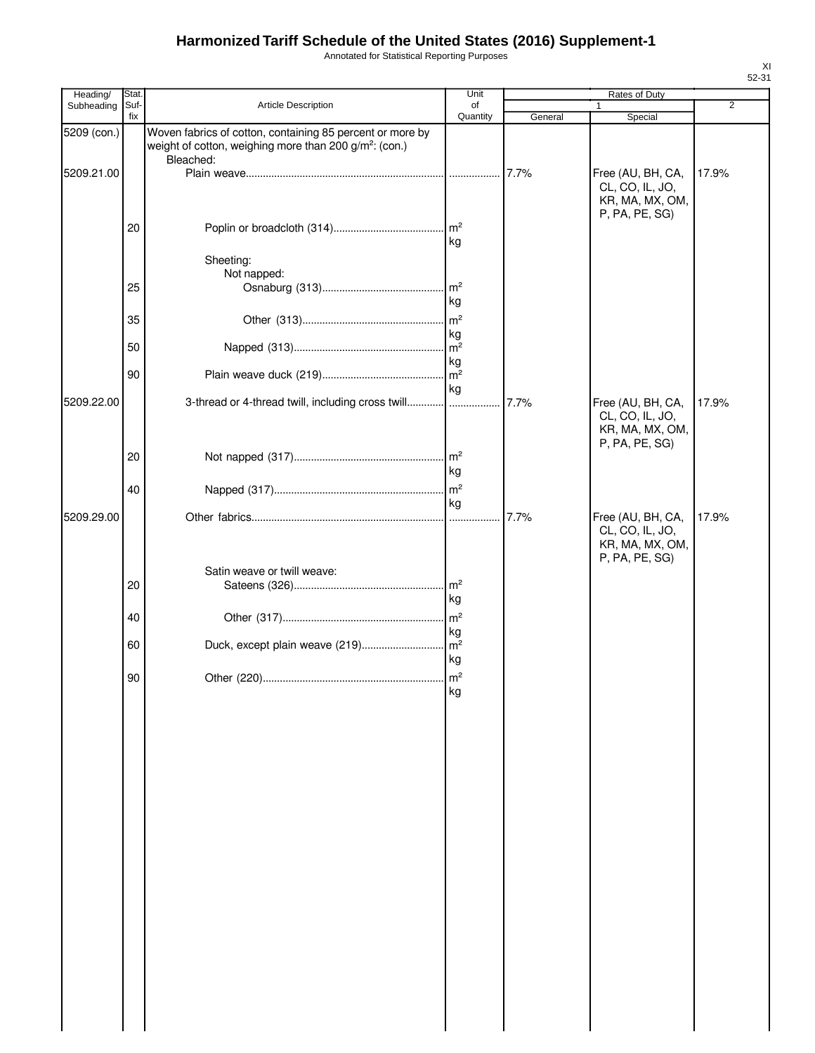# Harmonized Tariff Schedule of the United States (2016) Supplement-1

Annotated for Statistical Reporting Purposes

XI
52-31

| Heading/ Subheading | Stat. Suf- fix | Article Description | Unit of Quantity | Rates of Duty 1 General | Rates of Duty 1 Special | Rates of Duty 2 |
|---|---|---|---|---|---|---|
| 5209 (con.) | | Woven fabrics of cotton, containing 85 percent or more by weight of cotton, weighing more than 200 g/m²: (con.) | | | | |
| | | Bleached: | | | | |
| 5209.21.00 | | Plain weave | | 7.7% | Free (AU, BH, CA, CL, CO, IL, JO, KR, MA, MX, OM, P, PA, PE, SG) | 17.9% |
| | 20 | Poplin or broadcloth (314) | m² kg | | | |
| | | Sheeting: | | | | |
| | | Not napped: | | | | |
| | 25 | Osnaburg (313) | m² kg | | | |
| | 35 | Other (313) | m² kg | | | |
| | 50 | Napped (313) | m² kg | | | |
| | 90 | Plain weave duck (219) | m² kg | | | |
| 5209.22.00 | | 3-thread or 4-thread twill, including cross twill | | 7.7% | Free (AU, BH, CA, CL, CO, IL, JO, KR, MA, MX, OM, P, PA, PE, SG) | 17.9% |
| | 20 | Not napped (317) | m² kg | | | |
| | 40 | Napped (317) | m² kg | | | |
| 5209.29.00 | | Other fabrics | | 7.7% | Free (AU, BH, CA, CL, CO, IL, JO, KR, MA, MX, OM, P, PA, PE, SG) | 17.9% |
| | | Satin weave or twill weave: | | | | |
| | 20 | Sateens (326) | m² kg | | | |
| | 40 | Other (317) | m² kg | | | |
| | 60 | Duck, except plain weave (219) | m² kg | | | |
| | 90 | Other (220) | m² kg | | | |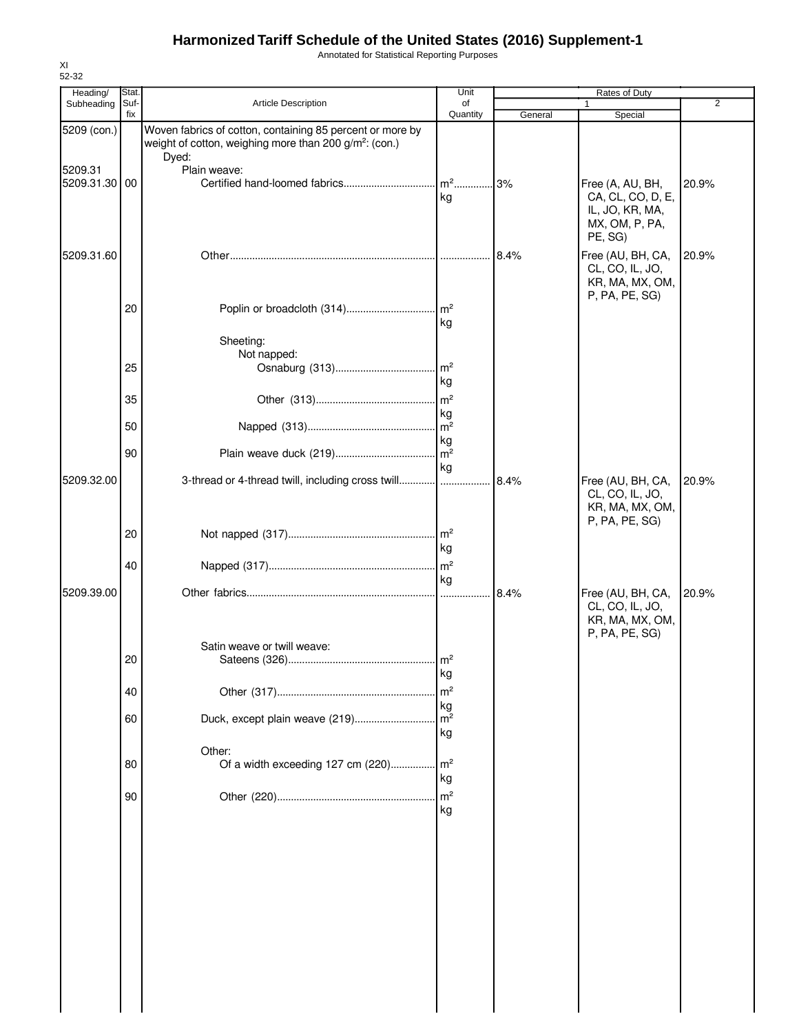# Harmonized Tariff Schedule of the United States (2016) Supplement-1

Annotated for Statistical Reporting Purposes

XI
52-32

| Heading/ Subheading | Stat. Suf- fix | Article Description | Unit of Quantity | Rates of Duty 1 General | 1 Special | 2 |
|---|---|---|---|---|---|---|
| 5209 (con.) | | Woven fabrics of cotton, containing 85 percent or more by weight of cotton, weighing more than 200 g/m²: (con.) | | | | |
| | | Dyed: | | | | |
| 5209.31 | | Plain weave: | | | | |
| 5209.31.30 | 00 | Certified hand-loomed fabrics | m² kg | 3% | Free (A, AU, BH, CA, CL, CO, D, E, IL, JO, KR, MA, MX, OM, P, PA, PE, SG) | 20.9% |
| 5209.31.60 | | Other | | 8.4% | Free (AU, BH, CA, CL, CO, IL, JO, KR, MA, MX, OM, P, PA, PE, SG) | 20.9% |
| | 20 | Poplin or broadcloth (314) | m² kg | | | |
| | | Sheeting: | | | | |
| | | Not napped: | | | | |
| | 25 | Osnaburg (313) | m² kg | | | |
| | 35 | Other (313) | m² kg | | | |
| | 50 | Napped (313) | m² kg | | | |
| | 90 | Plain weave duck (219) | m² kg | | | |
| 5209.32.00 | | 3-thread or 4-thread twill, including cross twill | | 8.4% | Free (AU, BH, CA, CL, CO, IL, JO, KR, MA, MX, OM, P, PA, PE, SG) | 20.9% |
| | 20 | Not napped (317) | m² kg | | | |
| | 40 | Napped (317) | m² kg | | | |
| 5209.39.00 | | Other fabrics | | 8.4% | Free (AU, BH, CA, CL, CO, IL, JO, KR, MA, MX, OM, P, PA, PE, SG) | 20.9% |
| | | Satin weave or twill weave: | | | | |
| | 20 | Sateens (326) | m² kg | | | |
| | 40 | Other (317) | m² kg | | | |
| | 60 | Duck, except plain weave (219) | m² kg | | | |
| | | Other: | | | | |
| | 80 | Of a width exceeding 127 cm (220) | m² kg | | | |
| | 90 | Other (220) | m² kg | | | |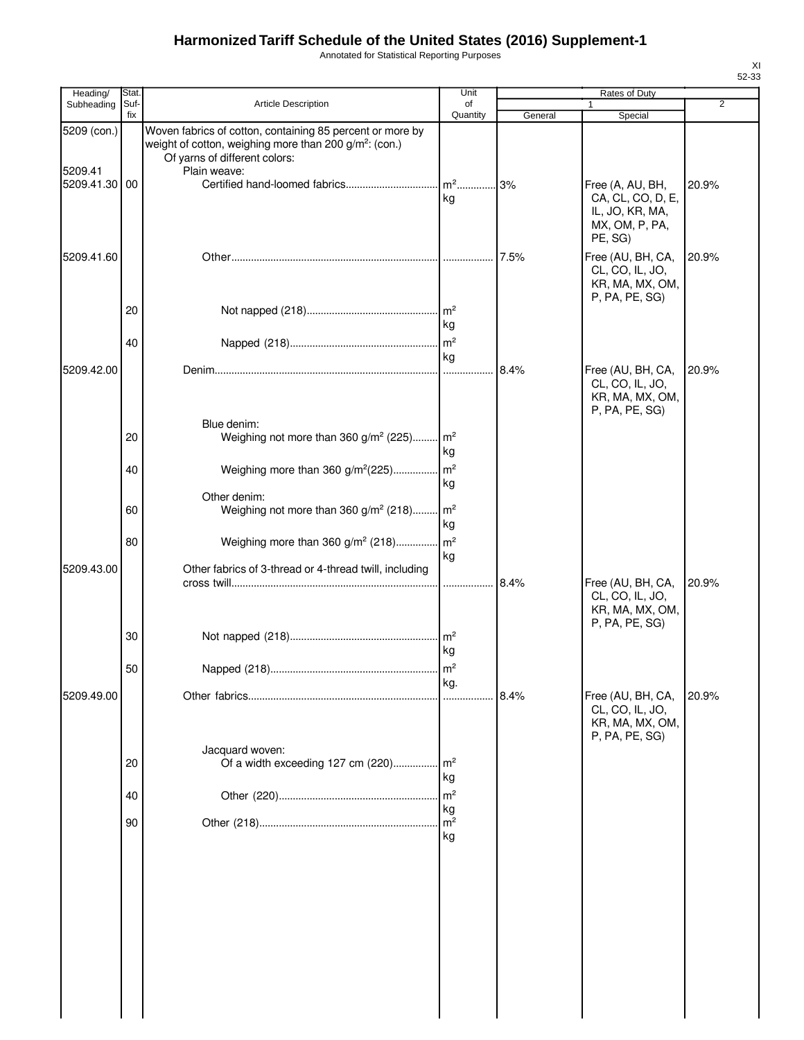# Harmonized Tariff Schedule of the United States (2016) Supplement-1

Annotated for Statistical Reporting Purposes

| Heading/ Subheading | Stat. Suf- fix | Article Description | Unit of Quantity | Rates of Duty | | |
|---|---|---|---|---|---|---|
| | | | | 1 | | 2 |
| | | | | General | Special | |
| 5209 (con.) | | Woven fabrics of cotton, containing 85 percent or more by weight of cotton, weighing more than 200 g/m²: (con.) | | | | |
| | | Of yarns of different colors: | | | | |
| 5209.41 | | Plain weave: | | | | |
| 5209.41.30 | 00 | Certified hand-loomed fabrics | m² kg | 3% | Free (A, AU, BH, CA, CL, CO, D, E, IL, JO, KR, MA, MX, OM, P, PA, PE, SG) | 20.9% |
| 5209.41.60 | | Other | | 7.5% | Free (AU, BH, CA, CL, CO, IL, JO, KR, MA, MX, OM, P, PA, PE, SG) | 20.9% |
| | 20 | Not napped (218) | m² kg | | | |
| | 40 | Napped (218) | m² kg | | | |
| 5209.42.00 | | Denim | | 8.4% | Free (AU, BH, CA, CL, CO, IL, JO, KR, MA, MX, OM, P, PA, PE, SG) | 20.9% |
| | | Blue denim: | | | | |
| | 20 | Weighing not more than 360 g/m² (225) | m² kg | | | |
| | 40 | Weighing more than 360 g/m²(225) | m² kg | | | |
| | | Other denim: | | | | |
| | 60 | Weighing not more than 360 g/m² (218) | m² kg | | | |
| | 80 | Weighing more than 360 g/m² (218) | m² kg | | | |
| 5209.43.00 | | Other fabrics of 3-thread or 4-thread twill, including cross twill | | 8.4% | Free (AU, BH, CA, CL, CO, IL, JO, KR, MA, MX, OM, P, PA, PE, SG) | 20.9% |
| | 30 | Not napped (218) | m² kg | | | |
| | 50 | Napped (218) | m² kg. | | | |
| 5209.49.00 | | Other fabrics | | 8.4% | Free (AU, BH, CA, CL, CO, IL, JO, KR, MA, MX, OM, P, PA, PE, SG) | 20.9% |
| | | Jacquard woven: | | | | |
| | 20 | Of a width exceeding 127 cm (220) | m² kg | | | |
| | 40 | Other (220) | m² kg | | | |
| | 90 | Other (218) | m² kg | | | |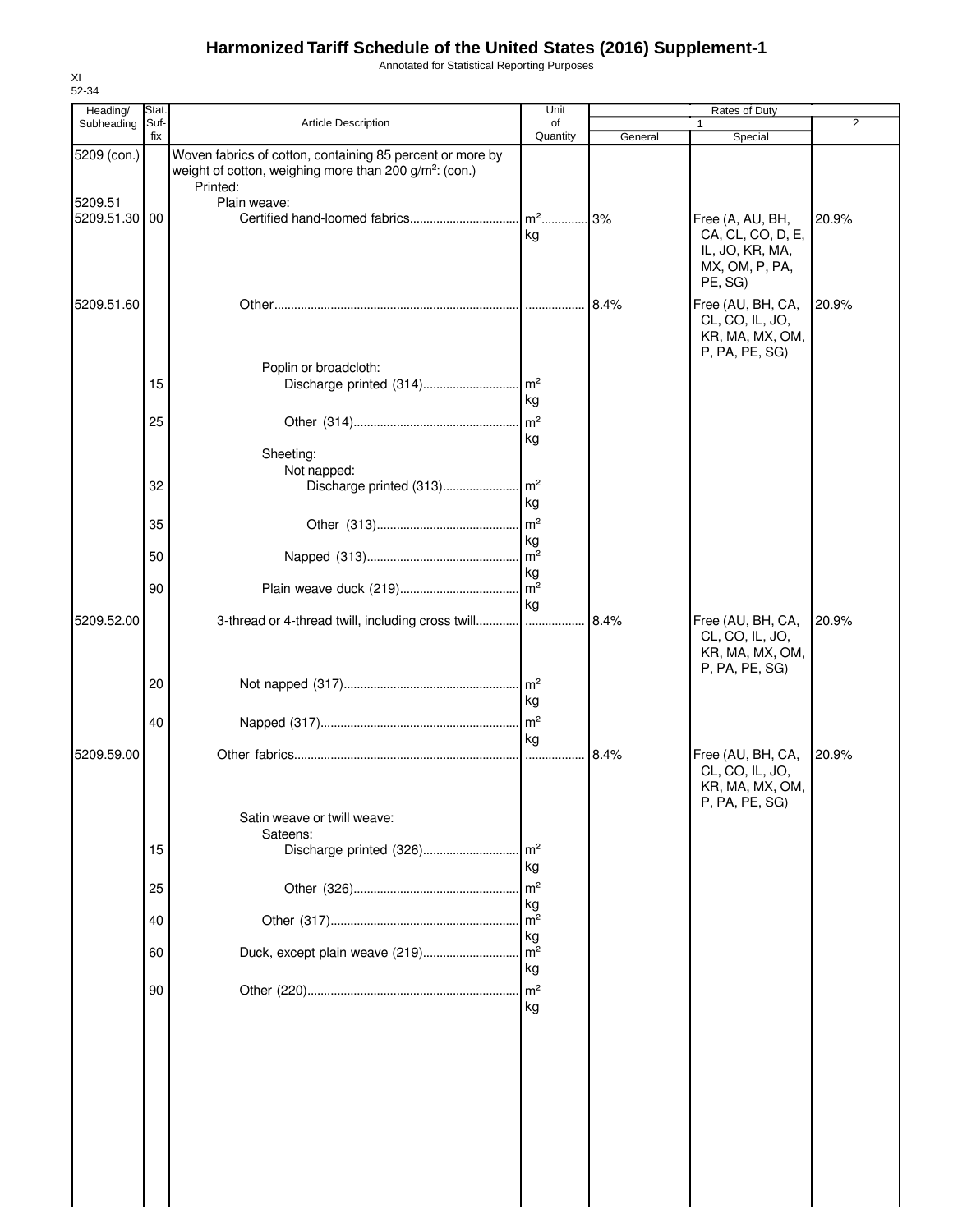# Harmonized Tariff Schedule of the United States (2016) Supplement-1

Annotated for Statistical Reporting Purposes

XI
52-34

| Heading/ Subheading | Stat. Suf- fix | Article Description | Unit of Quantity | Rates of Duty 1 General | Special | 2 |
|---|---|---|---|---|---|---|
| 5209 (con.) | | Woven fabrics of cotton, containing 85 percent or more by weight of cotton, weighing more than 200 g/m²: (con.) | | | | |
| | | Printed: | | | | |
| 5209.51 | | Plain weave: | | | | |
| 5209.51.30 | 00 | Certified hand-loomed fabrics | m² kg | 3% | Free (A, AU, BH, CA, CL, CO, D, E, IL, JO, KR, MA, MX, OM, P, PA, PE, SG) | 20.9% |
| 5209.51.60 | | Other | | 8.4% | Free (AU, BH, CA, CL, CO, IL, JO, KR, MA, MX, OM, P, PA, PE, SG) | 20.9% |
| | | Poplin or broadcloth: | | | | |
| | 15 | Discharge printed (314) | m² kg | | | |
| | 25 | Other (314) | m² kg | | | |
| | | Sheeting: | | | | |
| | | Not napped: | | | | |
| | 32 | Discharge printed (313) | m² kg | | | |
| | 35 | Other (313) | m² kg | | | |
| | 50 | Napped (313) | m² kg | | | |
| | 90 | Plain weave duck (219) | m² kg | | | |
| 5209.52.00 | | 3-thread or 4-thread twill, including cross twill | | 8.4% | Free (AU, BH, CA, CL, CO, IL, JO, KR, MA, MX, OM, P, PA, PE, SG) | 20.9% |
| | 20 | Not napped (317) | m² kg | | | |
| | 40 | Napped (317) | m² kg | | | |
| 5209.59.00 | | Other fabrics | | 8.4% | Free (AU, BH, CA, CL, CO, IL, JO, KR, MA, MX, OM, P, PA, PE, SG) | 20.9% |
| | | Satin weave or twill weave: | | | | |
| | | Sateens: | | | | |
| | 15 | Discharge printed (326) | m² kg | | | |
| | 25 | Other (326) | m² kg | | | |
| | 40 | Other (317) | m² kg | | | |
| | 60 | Duck, except plain weave (219) | m² kg | | | |
| | 90 | Other (220) | m² kg | | | |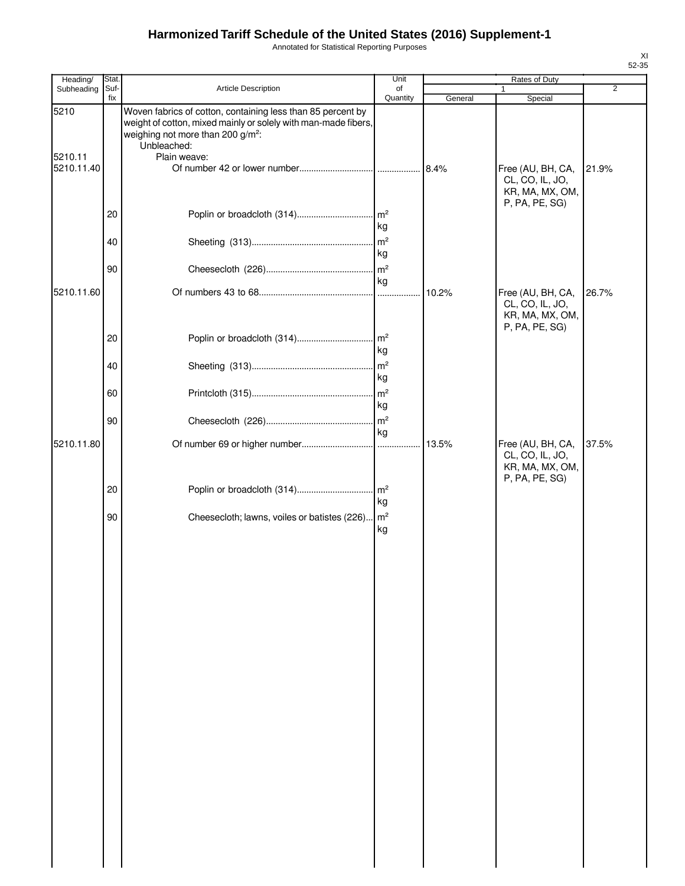# Harmonized Tariff Schedule of the United States (2016) Supplement-1

Annotated for Statistical Reporting Purposes

| Heading/ Subheading | Stat. Suf- fix | Article Description | Unit of Quantity | Rates of Duty 1 General | Rates of Duty 1 Special | Rates of Duty 2 |
|---|---|---|---|---|---|---|
| 5210 | | Woven fabrics of cotton, containing less than 85 percent by weight of cotton, mixed mainly or solely with man-made fibers, weighing not more than 200 g/m²: | | | | |
| | | Unbleached: | | | | |
| 5210.11 | | Plain weave: | | | | |
| 5210.11.40 | | Of number 42 or lower number | | 8.4% | Free (AU, BH, CA, CL, CO, IL, JO, KR, MA, MX, OM, P, PA, PE, SG) | 21.9% |
| | 20 | Poplin or broadcloth (314) | m² kg | | | |
| | 40 | Sheeting (313) | m² kg | | | |
| | 90 | Cheesecloth (226) | m² kg | | | |
| 5210.11.60 | | Of numbers 43 to 68 | | 10.2% | Free (AU, BH, CA, CL, CO, IL, JO, KR, MA, MX, OM, P, PA, PE, SG) | 26.7% |
| | 20 | Poplin or broadcloth (314) | m² kg | | | |
| | 40 | Sheeting (313) | m² kg | | | |
| | 60 | Printcloth (315) | m² kg | | | |
| | 90 | Cheesecloth (226) | m² kg | | | |
| 5210.11.80 | | Of number 69 or higher number | | 13.5% | Free (AU, BH, CA, CL, CO, IL, JO, KR, MA, MX, OM, P, PA, PE, SG) | 37.5% |
| | 20 | Poplin or broadcloth (314) | m² kg | | | |
| | 90 | Cheesecloth; lawns, voiles or batistes (226) | m² kg | | | |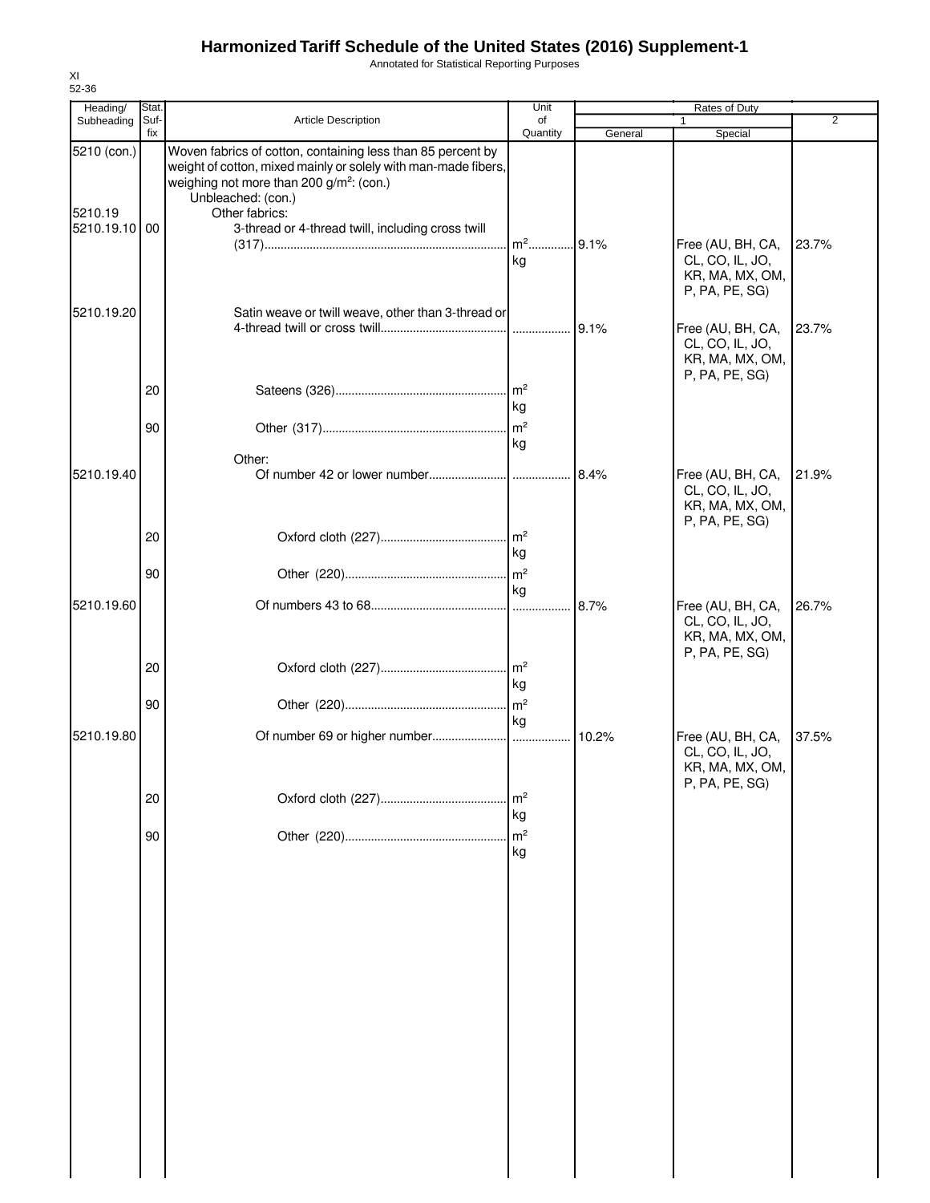# Harmonized Tariff Schedule of the United States (2016) Supplement-1

Annotated for Statistical Reporting Purposes

XI
52-36

| Heading/ Subheading | Stat. Suf- fix | Article Description | Unit of Quantity | Rates of Duty 1 General | Special | 2 |
|---|---|---|---|---|---|---|
| 5210 (con.) | | Woven fabrics of cotton, containing less than 85 percent by weight of cotton, mixed mainly or solely with man-made fibers, weighing not more than 200 g/m²: (con.) | | | | |
| | | Unbleached: (con.) | | | | |
| 5210.19 | | Other fabrics: | | | | |
| 5210.19.10 | 00 | 3-thread or 4-thread twill, including cross twill (317) | m² kg | 9.1% | Free (AU, BH, CA, CL, CO, IL, JO, KR, MA, MX, OM, P, PA, PE, SG) | 23.7% |
| 5210.19.20 | | Satin weave or twill weave, other than 3-thread or 4-thread twill or cross twill | | 9.1% | Free (AU, BH, CA, CL, CO, IL, JO, KR, MA, MX, OM, P, PA, PE, SG) | 23.7% |
| | 20 | Sateens (326) | m² kg | | | |
| | 90 | Other (317) | m² kg | | | |
| | | Other: | | | | |
| 5210.19.40 | | Of number 42 or lower number | | 8.4% | Free (AU, BH, CA, CL, CO, IL, JO, KR, MA, MX, OM, P, PA, PE, SG) | 21.9% |
| | 20 | Oxford cloth (227) | m² kg | | | |
| | 90 | Other (220) | m² kg | | | |
| 5210.19.60 | | Of numbers 43 to 68 | | 8.7% | Free (AU, BH, CA, CL, CO, IL, JO, KR, MA, MX, OM, P, PA, PE, SG) | 26.7% |
| | 20 | Oxford cloth (227) | m² kg | | | |
| | 90 | Other (220) | m² kg | | | |
| 5210.19.80 | | Of number 69 or higher number | | 10.2% | Free (AU, BH, CA, CL, CO, IL, JO, KR, MA, MX, OM, P, PA, PE, SG) | 37.5% |
| | 20 | Oxford cloth (227) | m² kg | | | |
| | 90 | Other (220) | m² kg | | | |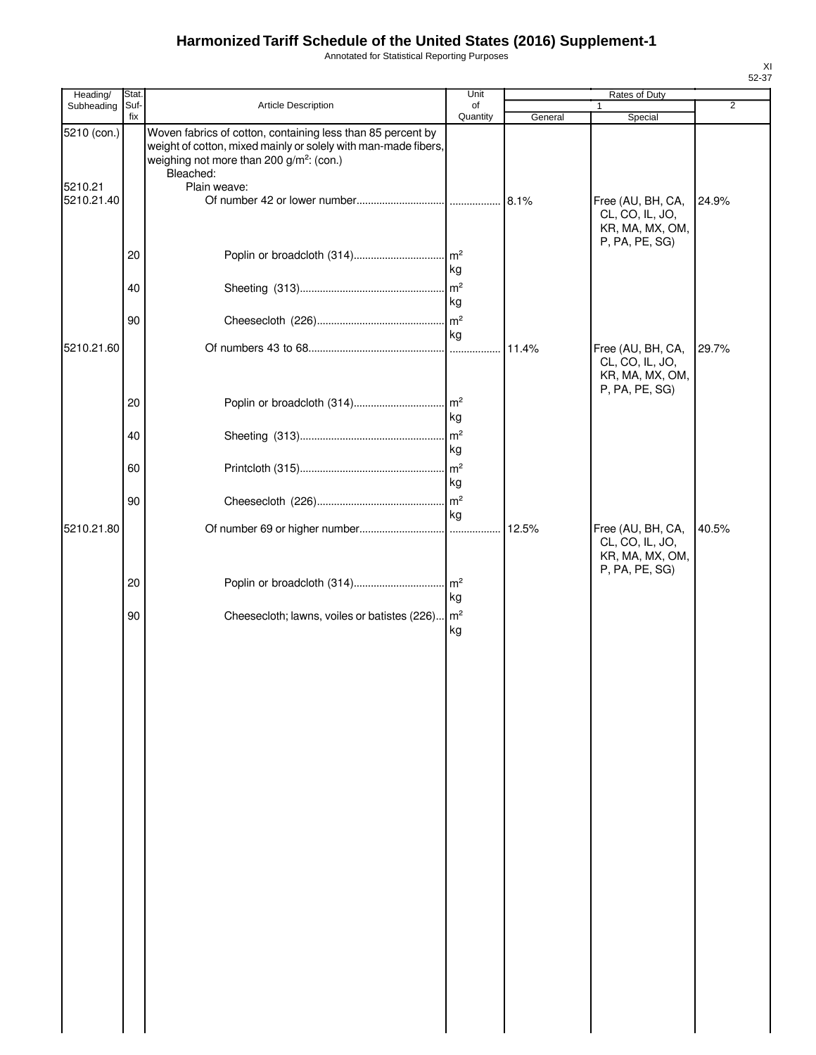# Harmonized Tariff Schedule of the United States (2016) Supplement-1

Annotated for Statistical Reporting Purposes

| Heading/ Subheading | Stat. Suf- fix | Article Description | Unit of Quantity | Rates of Duty 1 General | Rates of Duty 1 Special | Rates of Duty 2 |
|---|---|---|---|---|---|---|
| 5210 (con.) | | Woven fabrics of cotton, containing less than 85 percent by weight of cotton, mixed mainly or solely with man-made fibers, weighing not more than 200 g/m²: (con.) | | | | |
| | | Bleached: | | | | |
| 5210.21 | | Plain weave: | | | | |
| 5210.21.40 | | Of number 42 or lower number | | 8.1% | Free (AU, BH, CA, CL, CO, IL, JO, KR, MA, MX, OM, P, PA, PE, SG) | 24.9% |
| | 20 | Poplin or broadcloth (314) | m² kg | | | |
| | 40 | Sheeting (313) | m² kg | | | |
| | 90 | Cheesecloth (226) | m² kg | | | |
| 5210.21.60 | | Of numbers 43 to 68 | | 11.4% | Free (AU, BH, CA, CL, CO, IL, JO, KR, MA, MX, OM, P, PA, PE, SG) | 29.7% |
| | 20 | Poplin or broadcloth (314) | m² kg | | | |
| | 40 | Sheeting (313) | m² kg | | | |
| | 60 | Printcloth (315) | m² kg | | | |
| | 90 | Cheesecloth (226) | m² kg | | | |
| 5210.21.80 | | Of number 69 or higher number | | 12.5% | Free (AU, BH, CA, CL, CO, IL, JO, KR, MA, MX, OM, P, PA, PE, SG) | 40.5% |
| | 20 | Poplin or broadcloth (314) | m² kg | | | |
| | 90 | Cheesecloth; lawns, voiles or batistes (226) | m² kg | | | |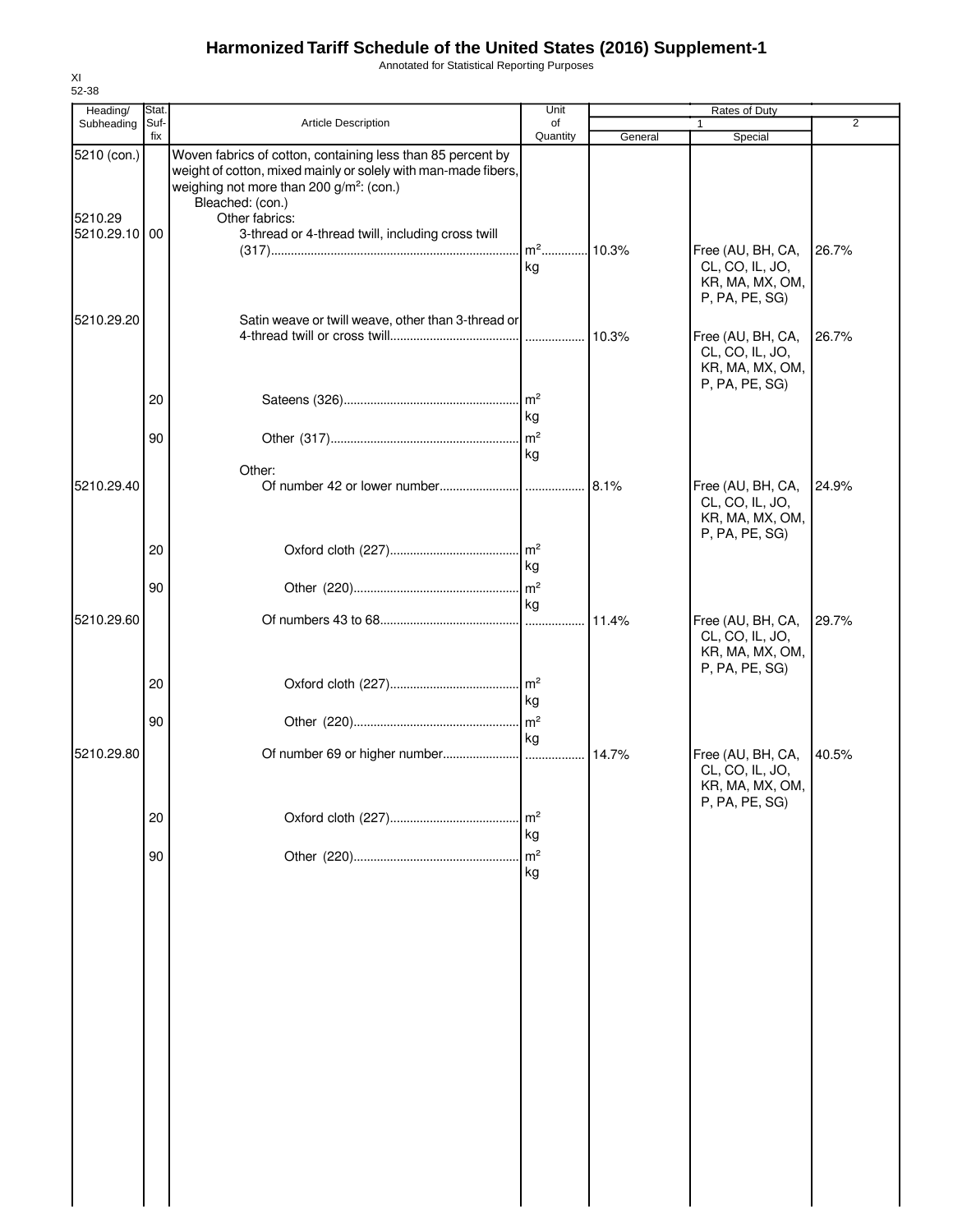# Harmonized Tariff Schedule of the United States (2016) Supplement-1

Annotated for Statistical Reporting Purposes

XI
52-38

| Heading/ Subheading | Stat. Suf-fix | Article Description | Unit of Quantity | Rates of Duty 1 General | Rates of Duty 1 Special | Rates of Duty 2 |
|---|---|---|---|---|---|---|
| 5210 (con.) | | Woven fabrics of cotton, containing less than 85 percent by weight of cotton, mixed mainly or solely with man-made fibers, weighing not more than 200 g/m²: (con.) | | | | |
| | | Bleached: (con.) | | | | |
| 5210.29 | | Other fabrics: | | | | |
| 5210.29.10 | 00 | 3-thread or 4-thread twill, including cross twill (317) | m² kg | 10.3% | Free (AU, BH, CA, CL, CO, IL, JO, KR, MA, MX, OM, P, PA, PE, SG) | 26.7% |
| 5210.29.20 | | Satin weave or twill weave, other than 3-thread or 4-thread twill or cross twill | | 10.3% | Free (AU, BH, CA, CL, CO, IL, JO, KR, MA, MX, OM, P, PA, PE, SG) | 26.7% |
| | 20 | Sateens (326) | m² kg | | | |
| | 90 | Other (317) | m² kg | | | |
| | | Other: | | | | |
| 5210.29.40 | | Of number 42 or lower number | | 8.1% | Free (AU, BH, CA, CL, CO, IL, JO, KR, MA, MX, OM, P, PA, PE, SG) | 24.9% |
| | 20 | Oxford cloth (227) | m² kg | | | |
| | 90 | Other (220) | m² kg | | | |
| 5210.29.60 | | Of numbers 43 to 68 | | 11.4% | Free (AU, BH, CA, CL, CO, IL, JO, KR, MA, MX, OM, P, PA, PE, SG) | 29.7% |
| | 20 | Oxford cloth (227) | m² kg | | | |
| | 90 | Other (220) | m² kg | | | |
| 5210.29.80 | | Of number 69 or higher number | | 14.7% | Free (AU, BH, CA, CL, CO, IL, JO, KR, MA, MX, OM, P, PA, PE, SG) | 40.5% |
| | 20 | Oxford cloth (227) | m² kg | | | |
| | 90 | Other (220) | m² kg | | | |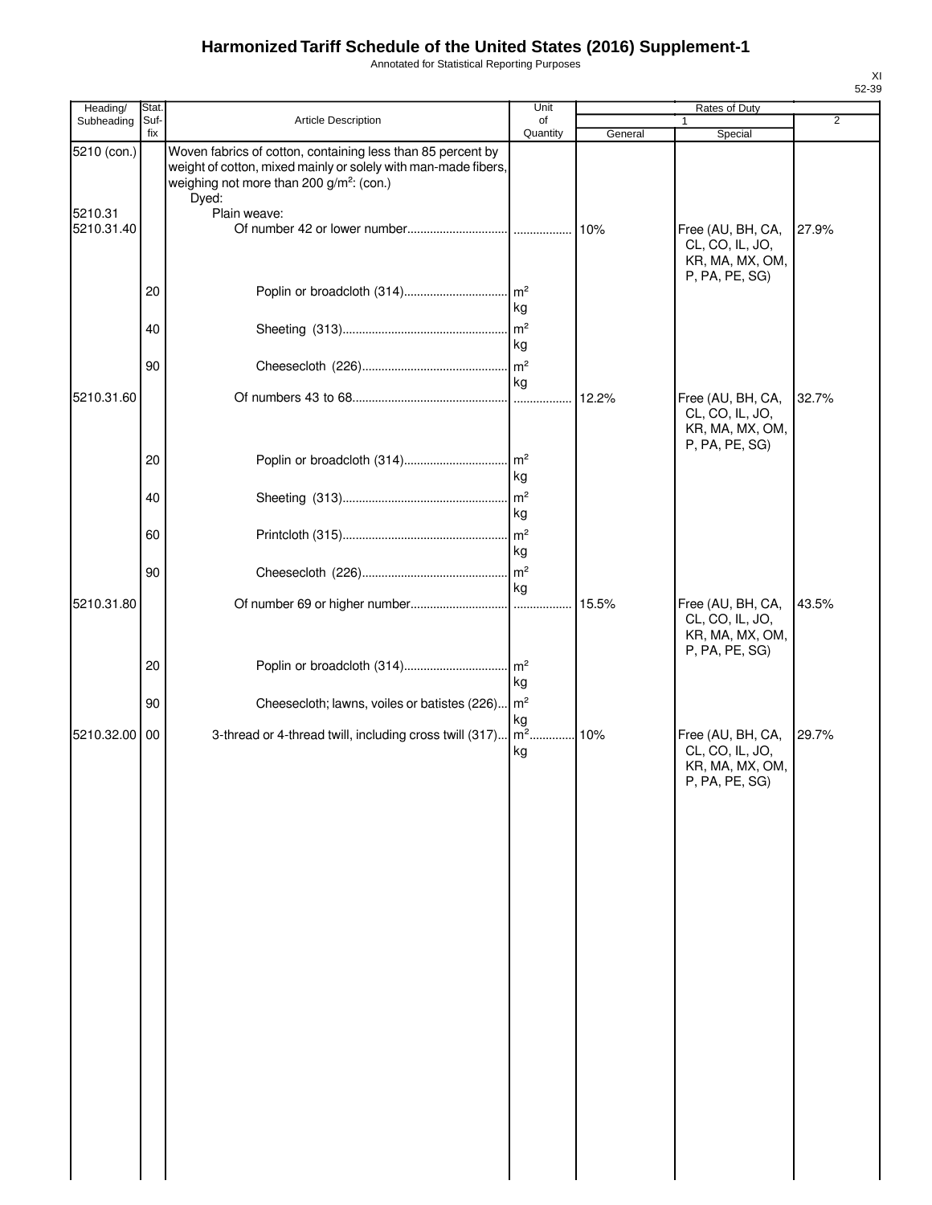# Harmonized Tariff Schedule of the United States (2016) Supplement-1

Annotated for Statistical Reporting Purposes

XI
52-39

| Heading/ Subheading | Stat. Suf- fix | Article Description | Unit of Quantity | Rates of Duty 1 General | Special | 2 |
|---|---|---|---|---|---|---|
| 5210 (con.) | | Woven fabrics of cotton, containing less than 85 percent by weight of cotton, mixed mainly or solely with man-made fibers, weighing not more than 200 g/m²: (con.) | | | | |
| | | Dyed: | | | | |
| 5210.31 | | Plain weave: | | | | |
| 5210.31.40 | | Of number 42 or lower number | | 10% | Free (AU, BH, CA, CL, CO, IL, JO, KR, MA, MX, OM, P, PA, PE, SG) | 27.9% |
| | 20 | Poplin or broadcloth (314) | m² kg | | | |
| | 40 | Sheeting (313) | m² kg | | | |
| | 90 | Cheesecloth (226) | m² kg | | | |
| 5210.31.60 | | Of numbers 43 to 68 | | 12.2% | Free (AU, BH, CA, CL, CO, IL, JO, KR, MA, MX, OM, P, PA, PE, SG) | 32.7% |
| | 20 | Poplin or broadcloth (314) | m² kg | | | |
| | 40 | Sheeting (313) | m² kg | | | |
| | 60 | Printcloth (315) | m² kg | | | |
| | 90 | Cheesecloth (226) | m² kg | | | |
| 5210.31.80 | | Of number 69 or higher number | | 15.5% | Free (AU, BH, CA, CL, CO, IL, JO, KR, MA, MX, OM, P, PA, PE, SG) | 43.5% |
| | 20 | Poplin or broadcloth (314) | m² kg | | | |
| | 90 | Cheesecloth; lawns, voiles or batistes (226) | m² kg | | | |
| 5210.32.00 | 00 | 3-thread or 4-thread twill, including cross twill (317) | m² kg | 10% | Free (AU, BH, CA, CL, CO, IL, JO, KR, MA, MX, OM, P, PA, PE, SG) | 29.7% |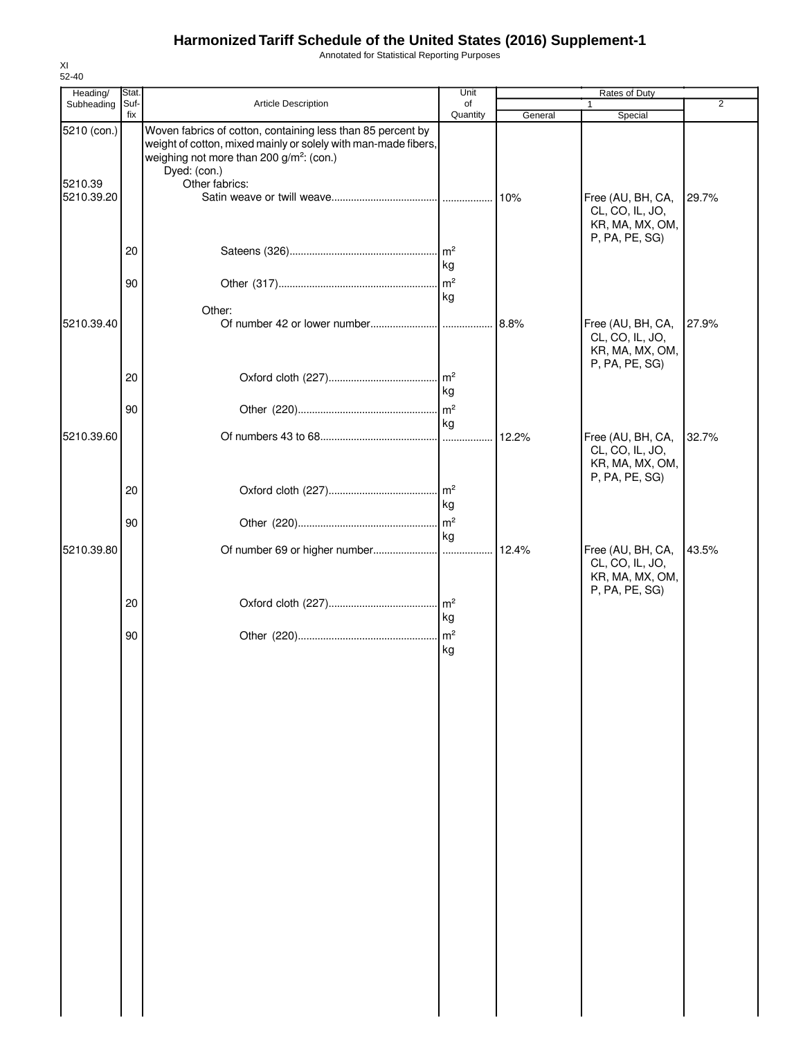# Harmonized Tariff Schedule of the United States (2016) Supplement-1

Annotated for Statistical Reporting Purposes

XI
52-40

| Heading/ Subheading | Stat. Suf-fix | Article Description | Unit of Quantity | Rates of Duty 1 General | 1 Special | 2 |
|---|---|---|---|---|---|---|
| 5210 (con.) | | Woven fabrics of cotton, containing less than 85 percent by weight of cotton, mixed mainly or solely with man-made fibers, weighing not more than 200 g/m²: (con.) | | | | |
| | | Dyed: (con.) | | | | |
| 5210.39 | | Other fabrics: | | | | |
| 5210.39.20 | | Satin weave or twill weave | | 10% | Free (AU, BH, CA, CL, CO, IL, JO, KR, MA, MX, OM, P, PA, PE, SG) | 29.7% |
| | 20 | Sateens (326) | m² kg | | | |
| | 90 | Other (317) | m² kg | | | |
| | | Other: | | | | |
| 5210.39.40 | | Of number 42 or lower number | | 8.8% | Free (AU, BH, CA, CL, CO, IL, JO, KR, MA, MX, OM, P, PA, PE, SG) | 27.9% |
| | 20 | Oxford cloth (227) | m² kg | | | |
| | 90 | Other (220) | m² kg | | | |
| 5210.39.60 | | Of numbers 43 to 68 | | 12.2% | Free (AU, BH, CA, CL, CO, IL, JO, KR, MA, MX, OM, P, PA, PE, SG) | 32.7% |
| | 20 | Oxford cloth (227) | m² kg | | | |
| | 90 | Other (220) | m² kg | | | |
| 5210.39.80 | | Of number 69 or higher number | | 12.4% | Free (AU, BH, CA, CL, CO, IL, JO, KR, MA, MX, OM, P, PA, PE, SG) | 43.5% |
| | 20 | Oxford cloth (227) | m² kg | | | |
| | 90 | Other (220) | m² kg | | | |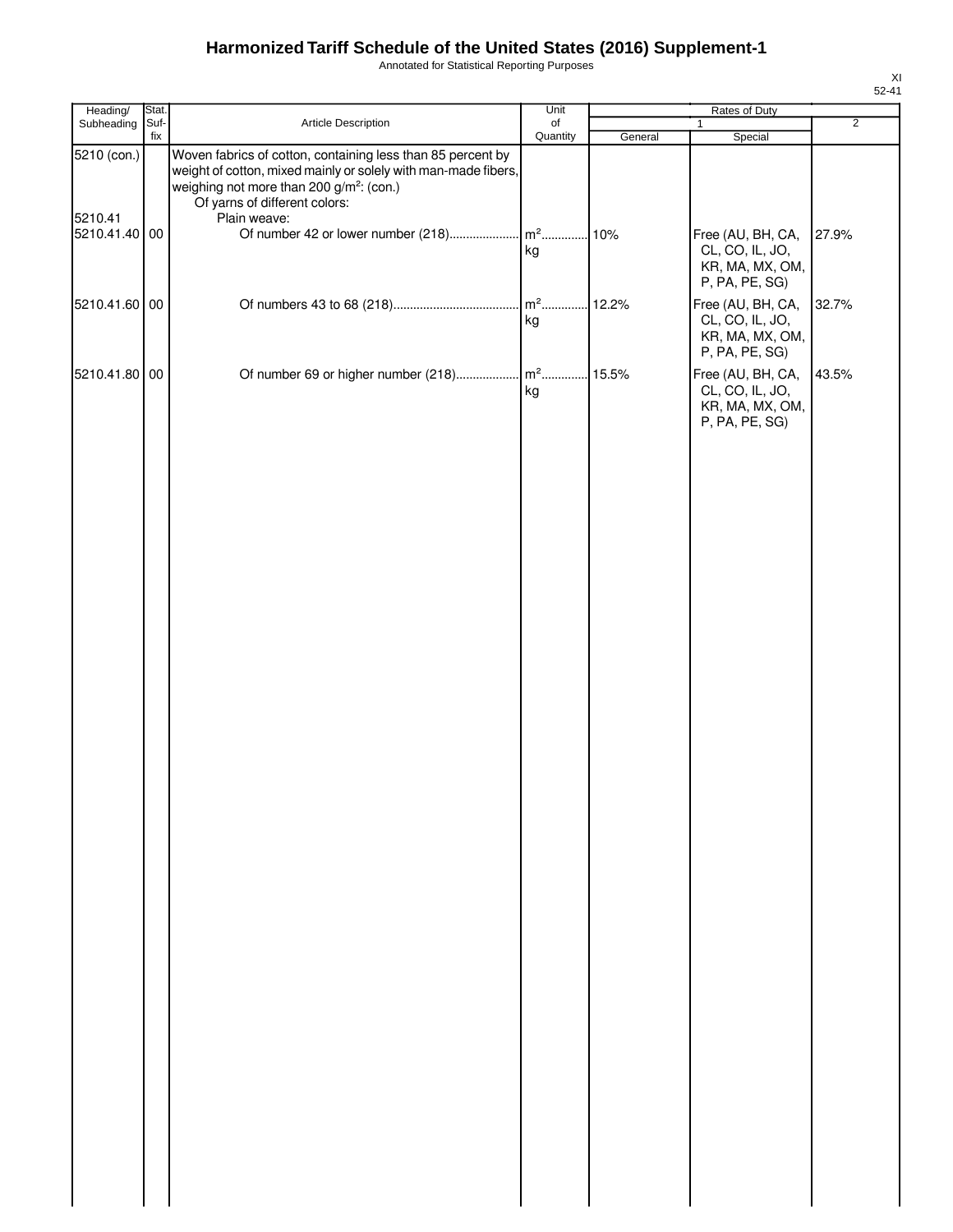# Harmonized Tariff Schedule of the United States (2016) Supplement-1

Annotated for Statistical Reporting Purposes

XI
52-41

| Heading/ Subheading | Stat. Suf- fix | Article Description | Unit of Quantity | Rates of Duty 1 General | Rates of Duty 1 Special | Rates of Duty 2 |
|---|---|---|---|---|---|---|
| 5210 (con.) | | Woven fabrics of cotton, containing less than 85 percent by weight of cotton, mixed mainly or solely with man-made fibers, weighing not more than 200 g/m²: (con.) | | | | |
| | | Of yarns of different colors: | | | | |
| 5210.41 | | Plain weave: | | | | |
| 5210.41.40 | 00 | Of number 42 or lower number (218) | m² kg | 10% | Free (AU, BH, CA, CL, CO, IL, JO, KR, MA, MX, OM, P, PA, PE, SG) | 27.9% |
| 5210.41.60 | 00 | Of numbers 43 to 68 (218) | m² kg | 12.2% | Free (AU, BH, CA, CL, CO, IL, JO, KR, MA, MX, OM, P, PA, PE, SG) | 32.7% |
| 5210.41.80 | 00 | Of number 69 or higher number (218) | m² kg | 15.5% | Free (AU, BH, CA, CL, CO, IL, JO, KR, MA, MX, OM, P, PA, PE, SG) | 43.5% |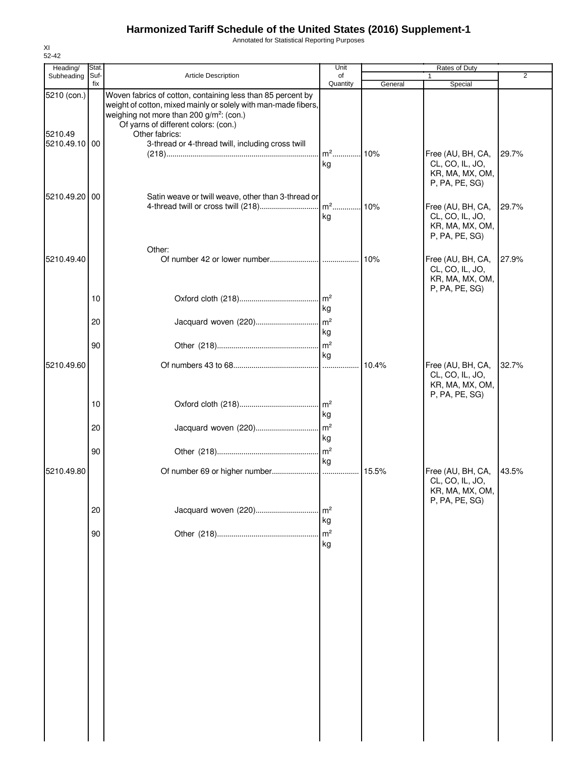# Harmonized Tariff Schedule of the United States (2016) Supplement-1

Annotated for Statistical Reporting Purposes

XI
52-42

| Heading/ Subheading | Stat. Suf- fix | Article Description | Unit of Quantity | Rates of Duty 1 General | Special | 2 |
|---|---|---|---|---|---|---|
| 5210 (con.) | | Woven fabrics of cotton, containing less than 85 percent by weight of cotton, mixed mainly or solely with man-made fibers, weighing not more than 200 g/m$^2$: (con.) | | | | |
| | | Of yarns of different colors: (con.) | | | | |
| 5210.49 | | Other fabrics: | | | | |
| 5210.49.10 | 00 | 3-thread or 4-thread twill, including cross twill (218) | m$^2$ kg | 10% | Free (AU, BH, CA, CL, CO, IL, JO, KR, MA, MX, OM, P, PA, PE, SG) | 29.7% |
| 5210.49.20 | 00 | Satin weave or twill weave, other than 3-thread or 4-thread twill or cross twill (218) | m$^2$ kg | 10% | Free (AU, BH, CA, CL, CO, IL, JO, KR, MA, MX, OM, P, PA, PE, SG) | 29.7% |
| | | Other: | | | | |
| 5210.49.40 | | Of number 42 or lower number | | 10% | Free (AU, BH, CA, CL, CO, IL, JO, KR, MA, MX, OM, P, PA, PE, SG) | 27.9% |
| | 10 | Oxford cloth (218) | m$^2$ kg | | | |
| | 20 | Jacquard woven (220) | m$^2$ kg | | | |
| | 90 | Other (218) | m$^2$ kg | | | |
| 5210.49.60 | | Of numbers 43 to 68 | | 10.4% | Free (AU, BH, CA, CL, CO, IL, JO, KR, MA, MX, OM, P, PA, PE, SG) | 32.7% |
| | 10 | Oxford cloth (218) | m$^2$ kg | | | |
| | 20 | Jacquard woven (220) | m$^2$ kg | | | |
| | 90 | Other (218) | m$^2$ kg | | | |
| 5210.49.80 | | Of number 69 or higher number | | 15.5% | Free (AU, BH, CA, CL, CO, IL, JO, KR, MA, MX, OM, P, PA, PE, SG) | 43.5% |
| | 20 | Jacquard woven (220) | m$^2$ kg | | | |
| | 90 | Other (218) | m$^2$ kg | | | |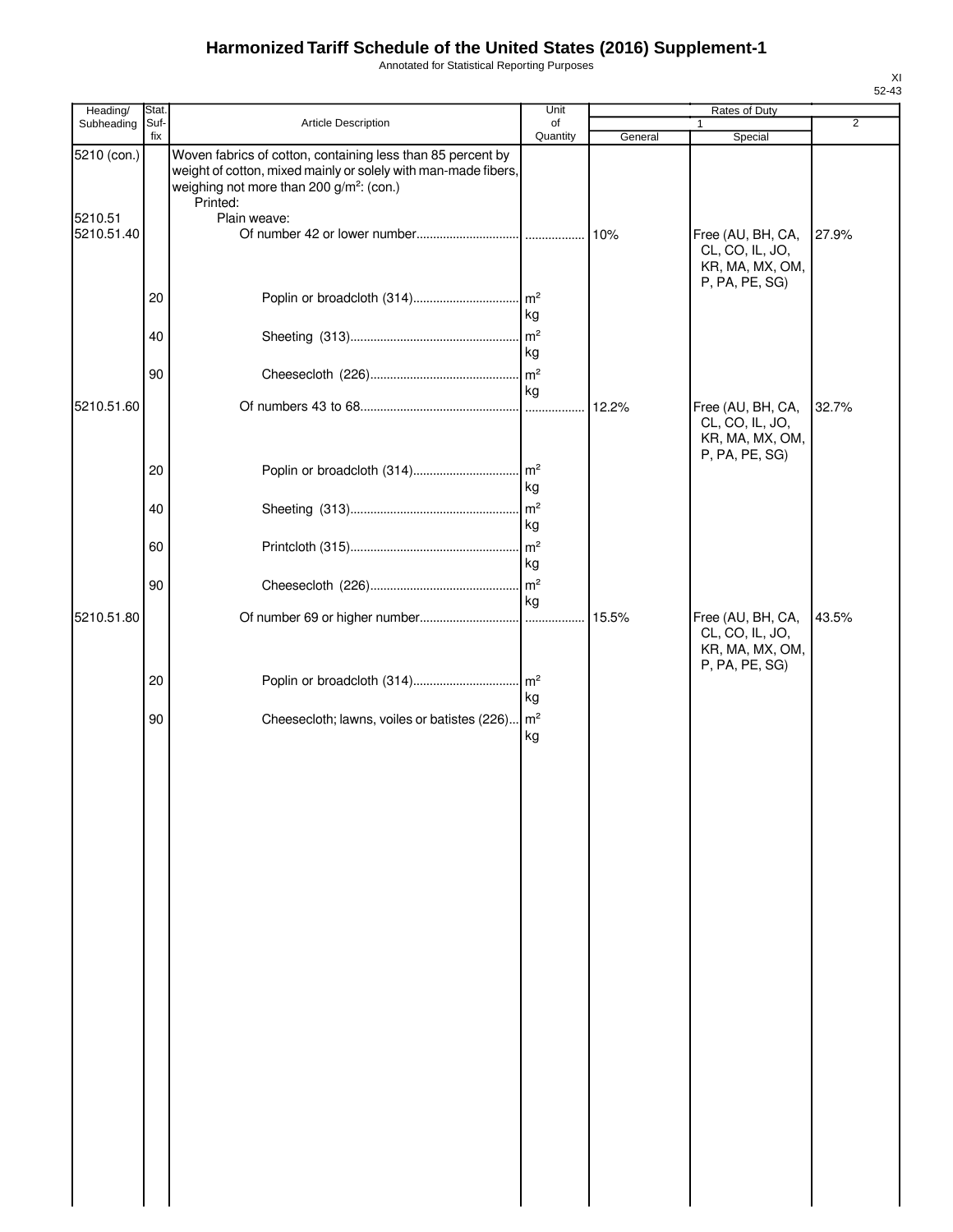# Harmonized Tariff Schedule of the United States (2016) Supplement-1

Annotated for Statistical Reporting Purposes

XI
52-43

| Heading/ Subheading | Stat. Suf- fix | Article Description | Unit of Quantity | Rates of Duty 1 General | Rates of Duty 1 Special | Rates of Duty 2 |
|---|---|---|---|---|---|---|
| 5210 (con.) | | Woven fabrics of cotton, containing less than 85 percent by weight of cotton, mixed mainly or solely with man-made fibers, weighing not more than 200 g/m²: (con.) | | | | |
| | | Printed: | | | | |
| 5210.51 | | Plain weave: | | | | |
| 5210.51.40 | | Of number 42 or lower number | | 10% | Free (AU, BH, CA, CL, CO, IL, JO, KR, MA, MX, OM, P, PA, PE, SG) | 27.9% |
| | 20 | Poplin or broadcloth (314) | m² kg | | | |
| | 40 | Sheeting (313) | m² kg | | | |
| | 90 | Cheesecloth (226) | m² kg | | | |
| 5210.51.60 | | Of numbers 43 to 68 | | 12.2% | Free (AU, BH, CA, CL, CO, IL, JO, KR, MA, MX, OM, P, PA, PE, SG) | 32.7% |
| | 20 | Poplin or broadcloth (314) | m² kg | | | |
| | 40 | Sheeting (313) | m² kg | | | |
| | 60 | Printcloth (315) | m² kg | | | |
| | 90 | Cheesecloth (226) | m² kg | | | |
| 5210.51.80 | | Of number 69 or higher number | | 15.5% | Free (AU, BH, CA, CL, CO, IL, JO, KR, MA, MX, OM, P, PA, PE, SG) | 43.5% |
| | 20 | Poplin or broadcloth (314) | m² kg | | | |
| | 90 | Cheesecloth; lawns, voiles or batistes (226) | m² kg | | | |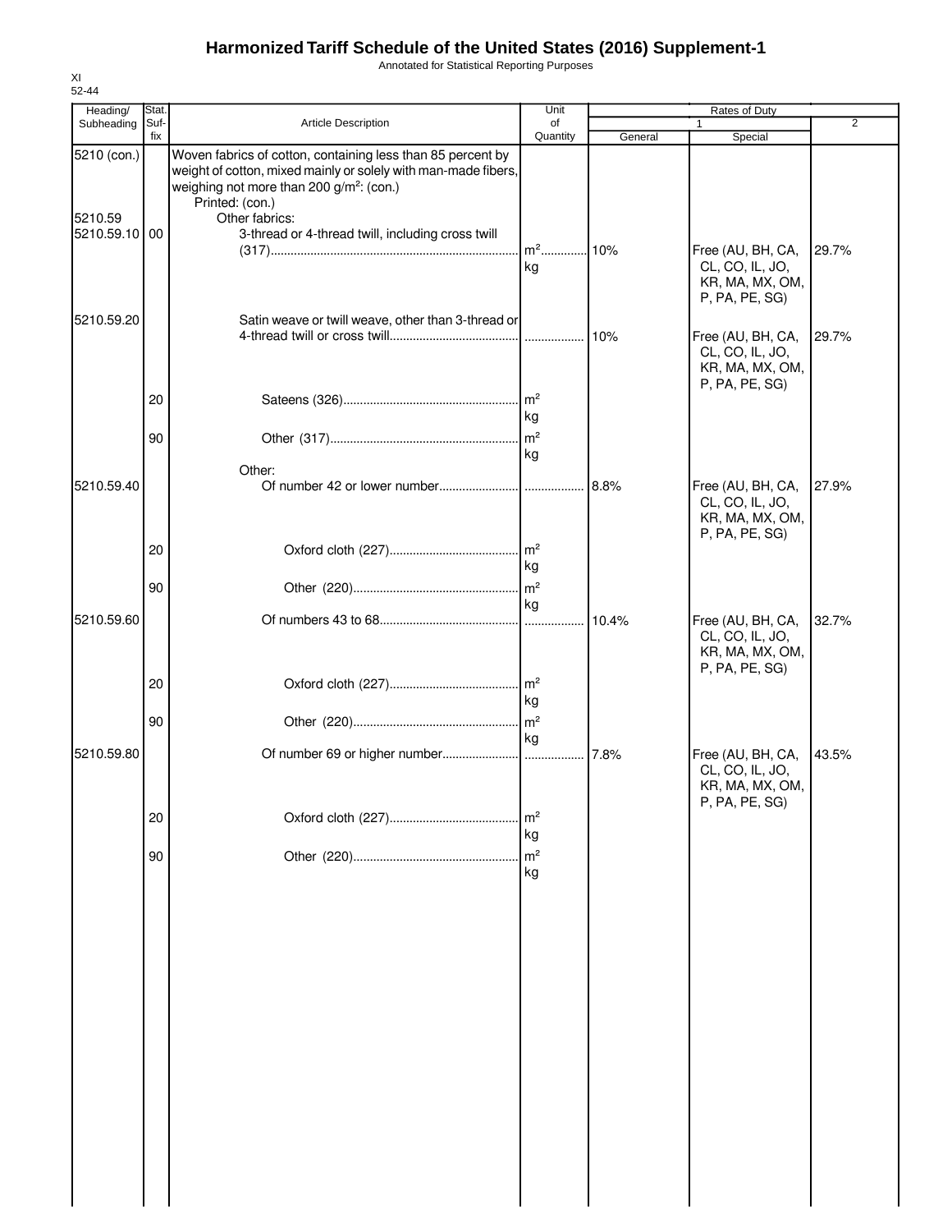# Harmonized Tariff Schedule of the United States (2016) Supplement-1

Annotated for Statistical Reporting Purposes

XI
52-44

| Heading/ Subheading | Stat. Suf- fix | Article Description | Unit of Quantity | Rates of Duty 1 General | Special | 2 |
|---|---|---|---|---|---|---|
| 5210 (con.) | | Woven fabrics of cotton, containing less than 85 percent by weight of cotton, mixed mainly or solely with man-made fibers, weighing not more than 200 g/m²: (con.) | | | | |
| | | Printed: (con.) | | | | |
| 5210.59 | | Other fabrics: | | | | |
| 5210.59.10 | 00 | 3-thread or 4-thread twill, including cross twill (317) | m² kg | 10% | Free (AU, BH, CA, CL, CO, IL, JO, KR, MA, MX, OM, P, PA, PE, SG) | 29.7% |
| 5210.59.20 | | Satin weave or twill weave, other than 3-thread or 4-thread twill or cross twill | | 10% | Free (AU, BH, CA, CL, CO, IL, JO, KR, MA, MX, OM, P, PA, PE, SG) | 29.7% |
| | 20 | Sateens (326) | m² kg | | | |
| | 90 | Other (317) | m² kg | | | |
| | | Other: | | | | |
| 5210.59.40 | | Of number 42 or lower number | | 8.8% | Free (AU, BH, CA, CL, CO, IL, JO, KR, MA, MX, OM, P, PA, PE, SG) | 27.9% |
| | 20 | Oxford cloth (227) | m² kg | | | |
| | 90 | Other (220) | m² kg | | | |
| 5210.59.60 | | Of numbers 43 to 68 | | 10.4% | Free (AU, BH, CA, CL, CO, IL, JO, KR, MA, MX, OM, P, PA, PE, SG) | 32.7% |
| | 20 | Oxford cloth (227) | m² kg | | | |
| | 90 | Other (220) | m² kg | | | |
| 5210.59.80 | | Of number 69 or higher number | | 7.8% | Free (AU, BH, CA, CL, CO, IL, JO, KR, MA, MX, OM, P, PA, PE, SG) | 43.5% |
| | 20 | Oxford cloth (227) | m² kg | | | |
| | 90 | Other (220) | m² kg | | | |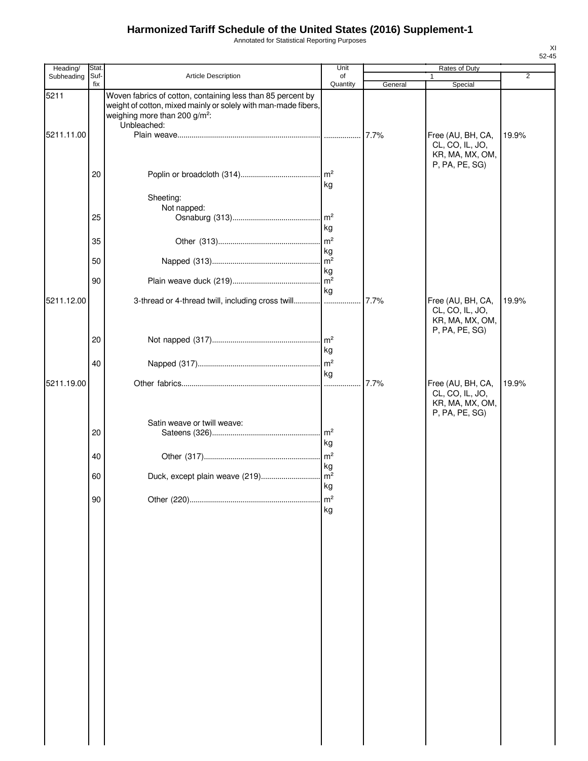# Harmonized Tariff Schedule of the United States (2016) Supplement-1

Annotated for Statistical Reporting Purposes

| Heading/ Subheading | Stat. Suf- fix | Article Description | Unit of Quantity | Rates of Duty 1 General | Rates of Duty 1 Special | Rates of Duty 2 |
|---|---|---|---|---|---|---|
| 5211 | | Woven fabrics of cotton, containing less than 85 percent by weight of cotton, mixed mainly or solely with man-made fibers, weighing more than 200 g/m²: | | | | |
| | | Unbleached: | | | | |
| 5211.11.00 | | Plain weave | | 7.7% | Free (AU, BH, CA, CL, CO, IL, JO, KR, MA, MX, OM, P, PA, PE, SG) | 19.9% |
| | 20 | Poplin or broadcloth (314) | m² kg | | | |
| | | Sheeting: | | | | |
| | | Not napped: | | | | |
| | 25 | Osnaburg (313) | m² kg | | | |
| | 35 | Other (313) | m² kg | | | |
| | 50 | Napped (313) | m² kg | | | |
| | 90 | Plain weave duck (219) | m² kg | | | |
| 5211.12.00 | | 3-thread or 4-thread twill, including cross twill | | 7.7% | Free (AU, BH, CA, CL, CO, IL, JO, KR, MA, MX, OM, P, PA, PE, SG) | 19.9% |
| | 20 | Not napped (317) | m² kg | | | |
| | 40 | Napped (317) | m² kg | | | |
| 5211.19.00 | | Other fabrics | | 7.7% | Free (AU, BH, CA, CL, CO, IL, JO, KR, MA, MX, OM, P, PA, PE, SG) | 19.9% |
| | | Satin weave or twill weave: | | | | |
| | 20 | Sateens (326) | m² kg | | | |
| | 40 | Other (317) | m² kg | | | |
| | 60 | Duck, except plain weave (219) | m² kg | | | |
| | 90 | Other (220) | m² kg | | | |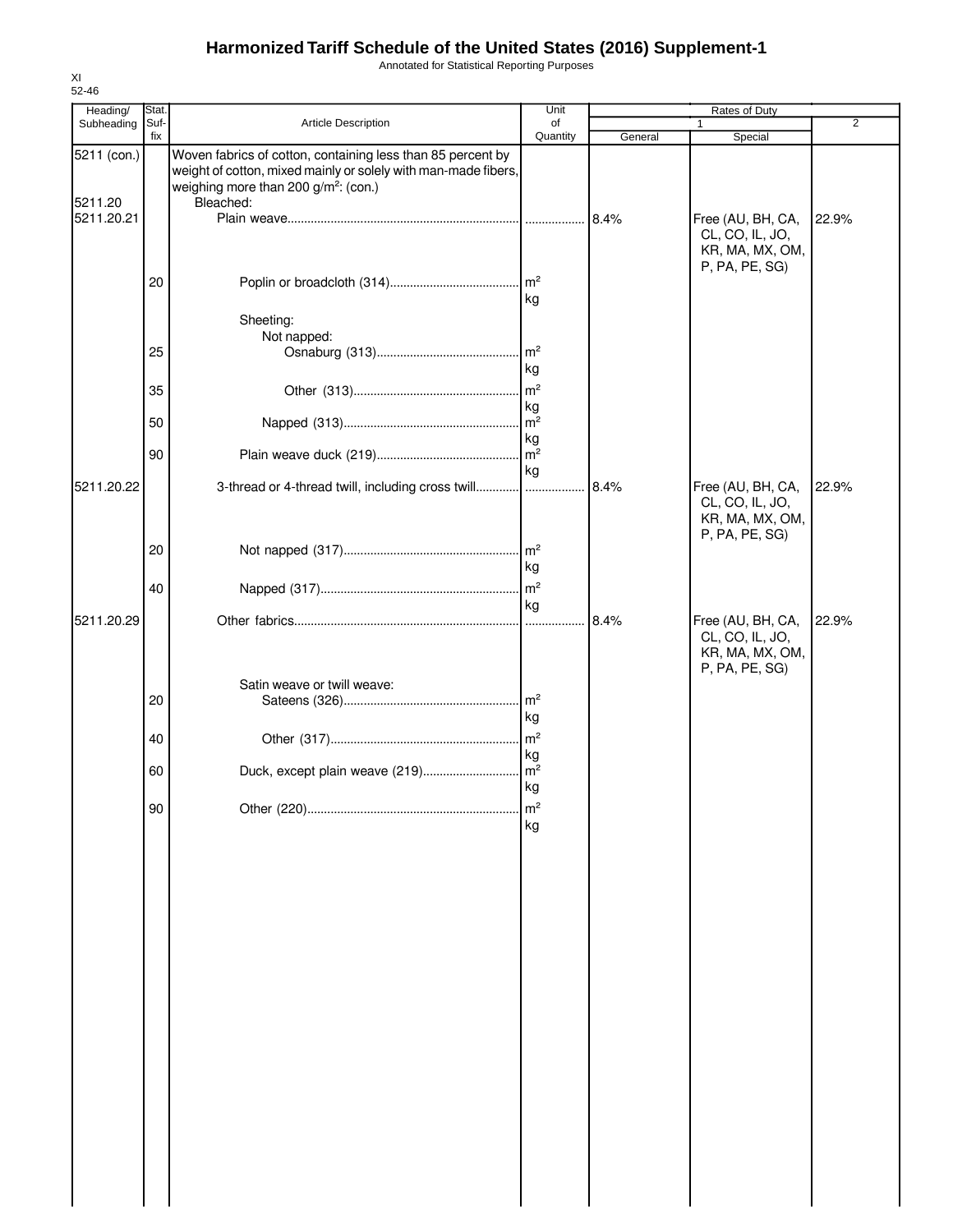# Harmonized Tariff Schedule of the United States (2016) Supplement-1

Annotated for Statistical Reporting Purposes

XI
52-46

| Heading/ Subheading | Stat. Suf- fix | Article Description | Unit of Quantity | Rates of Duty 1 General | Rates of Duty 1 Special | Rates of Duty 2 |
|---|---|---|---|---|---|---|
| 5211 (con.) | | Woven fabrics of cotton, containing less than 85 percent by weight of cotton, mixed mainly or solely with man-made fibers, weighing more than 200 g/m²: (con.) | | | | |
| 5211.20 | | Bleached: | | | | |
| 5211.20.21 | | Plain weave | | 8.4% | Free (AU, BH, CA, CL, CO, IL, JO, KR, MA, MX, OM, P, PA, PE, SG) | 22.9% |
| | 20 | Poplin or broadcloth (314) | m² kg | | | |
| | | Sheeting: | | | | |
| | | Not napped: | | | | |
| | 25 | Osnaburg (313) | m² kg | | | |
| | 35 | Other (313) | m² kg | | | |
| | 50 | Napped (313) | m² kg | | | |
| | 90 | Plain weave duck (219) | m² kg | | | |
| 5211.20.22 | | 3-thread or 4-thread twill, including cross twill | | 8.4% | Free (AU, BH, CA, CL, CO, IL, JO, KR, MA, MX, OM, P, PA, PE, SG) | 22.9% |
| | 20 | Not napped (317) | m² kg | | | |
| | 40 | Napped (317) | m² kg | | | |
| 5211.20.29 | | Other fabrics | | 8.4% | Free (AU, BH, CA, CL, CO, IL, JO, KR, MA, MX, OM, P, PA, PE, SG) | 22.9% |
| | | Satin weave or twill weave: | | | | |
| | 20 | Sateens (326) | m² kg | | | |
| | 40 | Other (317) | m² kg | | | |
| | 60 | Duck, except plain weave (219) | m² kg | | | |
| | 90 | Other (220) | m² kg | | | |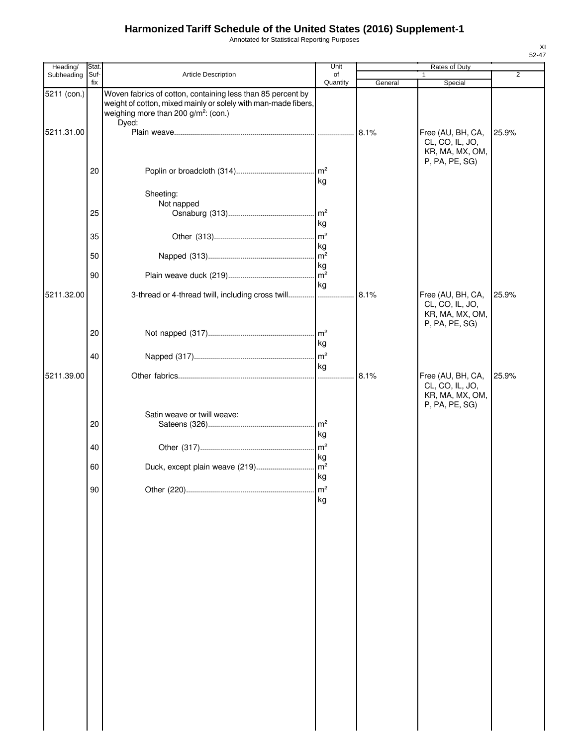# Harmonized Tariff Schedule of the United States (2016) Supplement-1

Annotated for Statistical Reporting Purposes

| Heading/ Subheading | Stat. Suf- fix | Article Description | Unit of Quantity | Rates of Duty 1 General | Special | 2 |
|---|---|---|---|---|---|---|
| 5211 (con.) | | Woven fabrics of cotton, containing less than 85 percent by weight of cotton, mixed mainly or solely with man-made fibers, weighing more than 200 g/m²: (con.) | | | | |
| | | Dyed: | | | | |
| 5211.31.00 | | Plain weave | | 8.1% | Free (AU, BH, CA, CL, CO, IL, JO, KR, MA, MX, OM, P, PA, PE, SG) | 25.9% |
| | 20 | Poplin or broadcloth (314) | m² kg | | | |
| | | Sheeting: | | | | |
| | | Not napped | | | | |
| | 25 | Osnaburg (313) | m² kg | | | |
| | 35 | Other (313) | m² kg | | | |
| | 50 | Napped (313) | m² kg | | | |
| | 90 | Plain weave duck (219) | m² kg | | | |
| 5211.32.00 | | 3-thread or 4-thread twill, including cross twill | | 8.1% | Free (AU, BH, CA, CL, CO, IL, JO, KR, MA, MX, OM, P, PA, PE, SG) | 25.9% |
| | 20 | Not napped (317) | m² kg | | | |
| | 40 | Napped (317) | m² kg | | | |
| 5211.39.00 | | Other fabrics | | 8.1% | Free (AU, BH, CA, CL, CO, IL, JO, KR, MA, MX, OM, P, PA, PE, SG) | 25.9% |
| | | Satin weave or twill weave: | | | | |
| | 20 | Sateens (326) | m² kg | | | |
| | 40 | Other (317) | m² kg | | | |
| | 60 | Duck, except plain weave (219) | m² kg | | | |
| | 90 | Other (220) | m² kg | | | |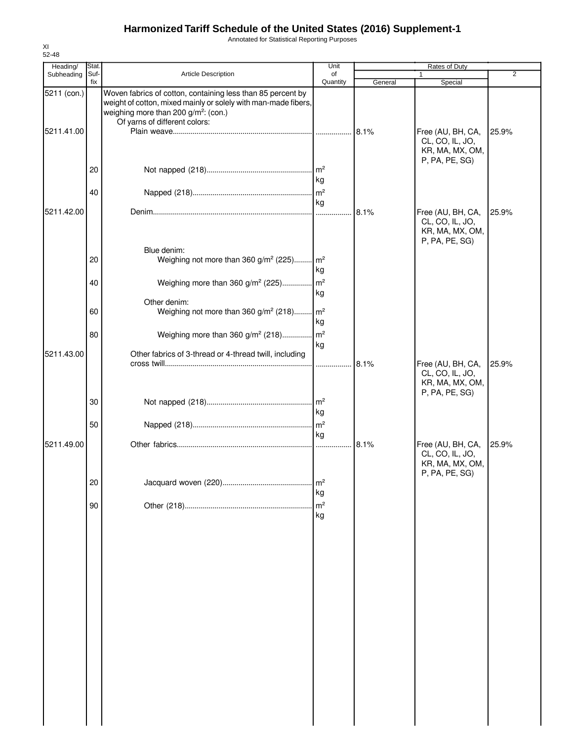# Harmonized Tariff Schedule of the United States (2016) Supplement-1

Annotated for Statistical Reporting Purposes

XI
52-48

| Heading/ Subheading | Stat. Suffix | Article Description | Unit of Quantity | Rates of Duty 1 General | Rates of Duty 1 Special | Rates of Duty 2 |
|---|---|---|---|---|---|---|
| 5211 (con.) | | Woven fabrics of cotton, containing less than 85 percent by weight of cotton, mixed mainly or solely with man-made fibers, weighing more than 200 g/m²: (con.) | | | | |
| | | Of yarns of different colors: | | | | |
| 5211.41.00 | | Plain weave | | 8.1% | Free (AU, BH, CA, CL, CO, IL, JO, KR, MA, MX, OM, P, PA, PE, SG) | 25.9% |
| | 20 | Not napped (218) | m² kg | | | |
| | 40 | Napped (218) | m² kg | | | |
| 5211.42.00 | | Denim | | 8.1% | Free (AU, BH, CA, CL, CO, IL, JO, KR, MA, MX, OM, P, PA, PE, SG) | 25.9% |
| | | Blue denim: | | | | |
| | 20 | Weighing not more than 360 g/m² (225) | m² kg | | | |
| | 40 | Weighing more than 360 g/m² (225) | m² kg | | | |
| | | Other denim: | | | | |
| | 60 | Weighing not more than 360 g/m² (218) | m² kg | | | |
| | 80 | Weighing more than 360 g/m² (218) | m² kg | | | |
| 5211.43.00 | | Other fabrics of 3-thread or 4-thread twill, including cross twill | | 8.1% | Free (AU, BH, CA, CL, CO, IL, JO, KR, MA, MX, OM, P, PA, PE, SG) | 25.9% |
| | 30 | Not napped (218) | m² kg | | | |
| | 50 | Napped (218) | m² kg | | | |
| 5211.49.00 | | Other fabrics | | 8.1% | Free (AU, BH, CA, CL, CO, IL, JO, KR, MA, MX, OM, P, PA, PE, SG) | 25.9% |
| | 20 | Jacquard woven (220) | m² kg | | | |
| | 90 | Other (218) | m² kg | | | |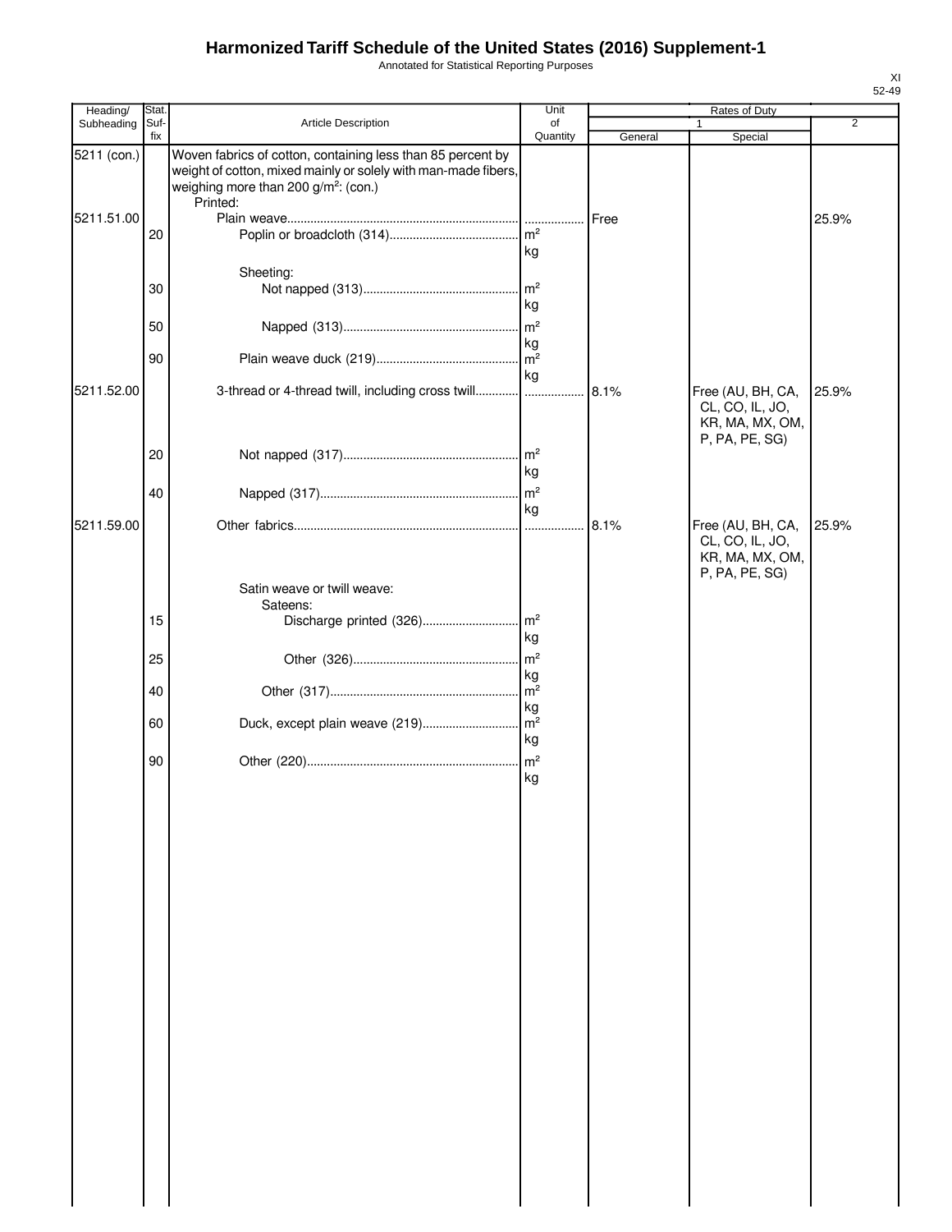# Harmonized Tariff Schedule of the United States (2016) Supplement-1

Annotated for Statistical Reporting Purposes

| Heading/ Subheading | Stat. Suf- fix | Article Description | Unit of Quantity | Rates of Duty 1 General | Special | 2 |
|---|---|---|---|---|---|---|
| 5211 (con.) | | Woven fabrics of cotton, containing less than 85 percent by weight of cotton, mixed mainly or solely with man-made fibers, weighing more than 200 g/m²: (con.) | | | | |
| | | Printed: | | | | |
| 5211.51.00 | | Plain weave | | Free | | 25.9% |
| | 20 | Poplin or broadcloth (314) | m² kg | | | |
| | | Sheeting: | | | | |
| | 30 | Not napped (313) | m² kg | | | |
| | 50 | Napped (313) | m² kg | | | |
| | 90 | Plain weave duck (219) | m² kg | | | |
| 5211.52.00 | | 3-thread or 4-thread twill, including cross twill | | 8.1% | Free (AU, BH, CA, CL, CO, IL, JO, KR, MA, MX, OM, P, PA, PE, SG) | 25.9% |
| | 20 | Not napped (317) | m² kg | | | |
| | 40 | Napped (317) | m² kg | | | |
| 5211.59.00 | | Other fabrics | | 8.1% | Free (AU, BH, CA, CL, CO, IL, JO, KR, MA, MX, OM, P, PA, PE, SG) | 25.9% |
| | | Satin weave or twill weave: | | | | |
| | | Sateens: | | | | |
| | 15 | Discharge printed (326) | m² kg | | | |
| | 25 | Other (326) | m² kg | | | |
| | 40 | Other (317) | m² kg | | | |
| | 60 | Duck, except plain weave (219) | m² kg | | | |
| | 90 | Other (220) | m² kg | | | |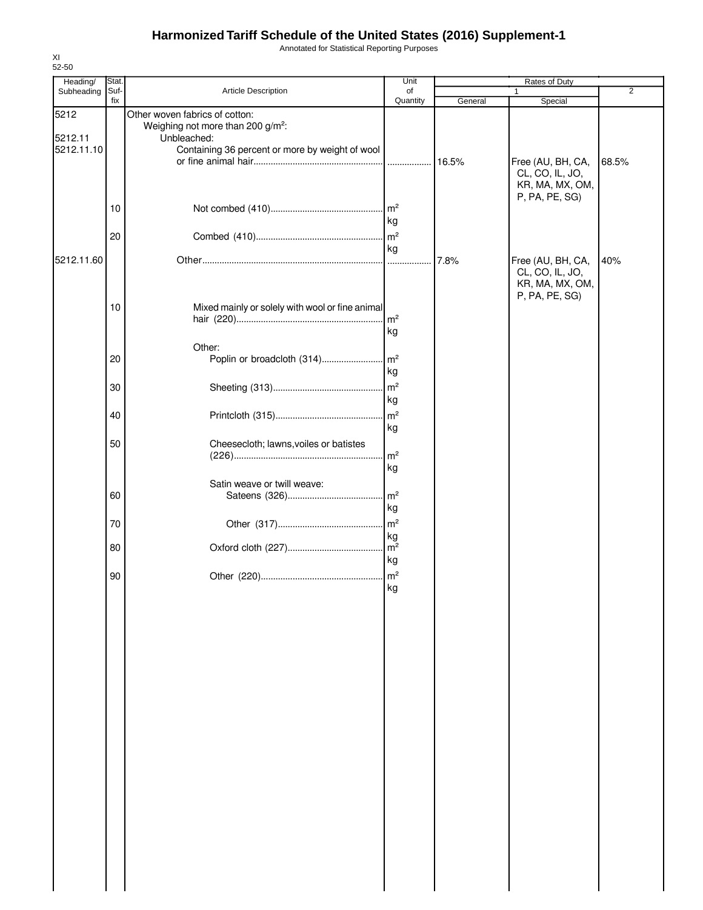# Harmonized Tariff Schedule of the United States (2016) Supplement-1

Annotated for Statistical Reporting Purposes

XI
52-50

| Heading/ Subheading | Stat. Suf- fix | Article Description | Unit of Quantity | Rates of Duty | | |
|---|---|---|---|---|---|---|
| | | | | 1 | | 2 |
| | | | | General | Special | |
| 5212 | | Other woven fabrics of cotton: | | | | |
| | | Weighing not more than 200 g/m²: | | | | |
| 5212.11 | | Unbleached: | | | | |
| 5212.11.10 | | Containing 36 percent or more by weight of wool or fine animal hair | | 16.5% | Free (AU, BH, CA, CL, CO, IL, JO, KR, MA, MX, OM, P, PA, PE, SG) | 68.5% |
| | 10 | Not combed (410) | m² kg | | | |
| | 20 | Combed (410) | m² kg | | | |
| 5212.11.60 | | Other | | 7.8% | Free (AU, BH, CA, CL, CO, IL, JO, KR, MA, MX, OM, P, PA, PE, SG) | 40% |
| | 10 | Mixed mainly or solely with wool or fine animal hair (220) | m² kg | | | |
| | | Other: | | | | |
| | 20 | Poplin or broadcloth (314) | m² kg | | | |
| | 30 | Sheeting (313) | m² kg | | | |
| | 40 | Printcloth (315) | m² kg | | | |
| | 50 | Cheesecloth; lawns,voiles or batistes (226) | m² kg | | | |
| | | Satin weave or twill weave: | | | | |
| | 60 | Sateens (326) | m² kg | | | |
| | 70 | Other (317) | m² kg | | | |
| | 80 | Oxford cloth (227) | m² kg | | | |
| | 90 | Other (220) | m² kg | | | |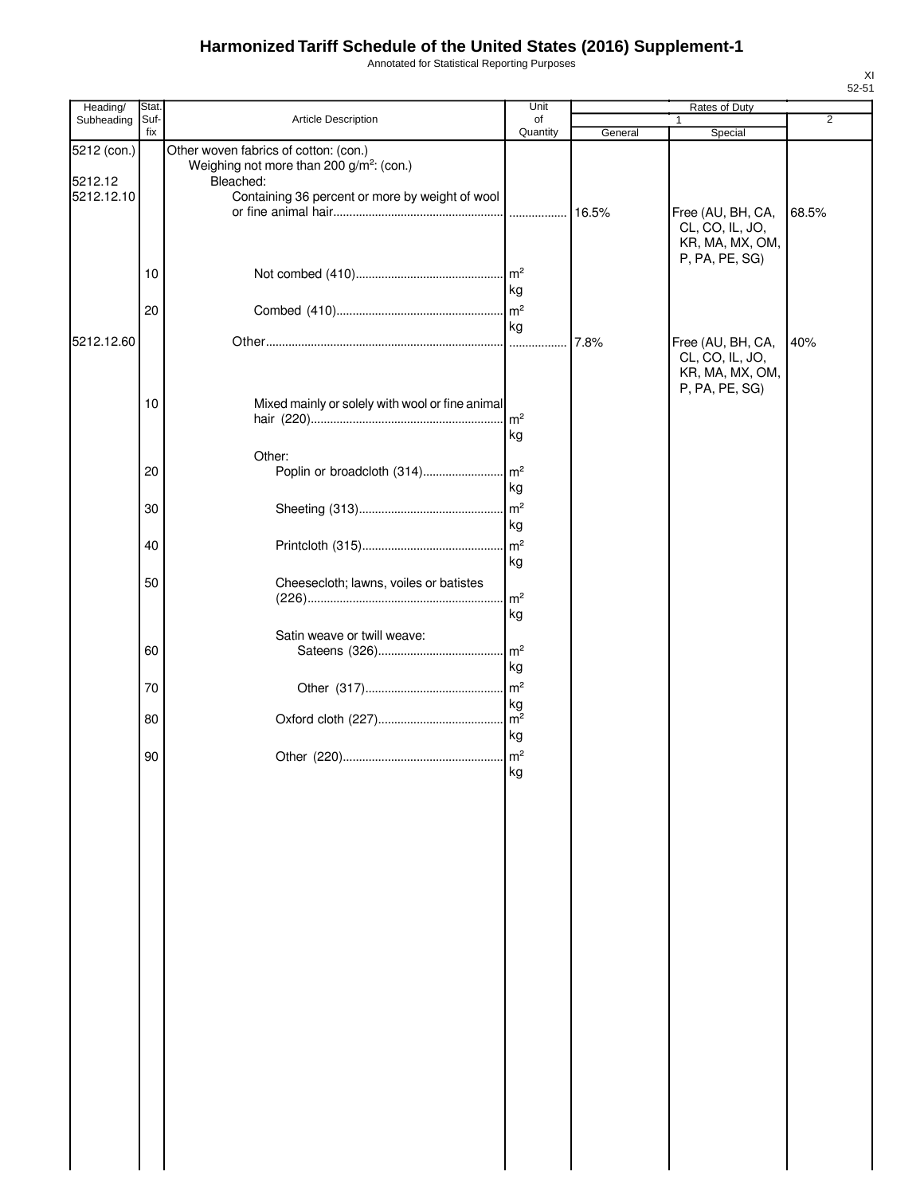# Harmonized Tariff Schedule of the United States (2016) Supplement-1

Annotated for Statistical Reporting Purposes

XI
52-51

| Heading/ Subheading | Stat. Suf-fix | Article Description | Unit of Quantity | Rates of Duty 1 General | Rates of Duty 1 Special | Rates of Duty 2 |
|---|---|---|---|---|---|---|
| 5212 (con.) | | Other woven fabrics of cotton: (con.) | | | | |
| | | Weighing not more than 200 g/m²: (con.) | | | | |
| 5212.12 | | Bleached: | | | | |
| 5212.12.10 | | Containing 36 percent or more by weight of wool or fine animal hair | | 16.5% | Free (AU, BH, CA, CL, CO, IL, JO, KR, MA, MX, OM, P, PA, PE, SG) | 68.5% |
| | 10 | Not combed (410) | m² kg | | | |
| | 20 | Combed (410) | m² kg | | | |
| 5212.12.60 | | Other | | 7.8% | Free (AU, BH, CA, CL, CO, IL, JO, KR, MA, MX, OM, P, PA, PE, SG) | 40% |
| | 10 | Mixed mainly or solely with wool or fine animal hair (220) | m² kg | | | |
| | | Other: | | | | |
| | 20 | Poplin or broadcloth (314) | m² kg | | | |
| | 30 | Sheeting (313) | m² kg | | | |
| | 40 | Printcloth (315) | m² kg | | | |
| | 50 | Cheesecloth; lawns, voiles or batistes (226) | m² kg | | | |
| | | Satin weave or twill weave: | | | | |
| | 60 | Sateens (326) | m² kg | | | |
| | 70 | Other (317) | m² kg | | | |
| | 80 | Oxford cloth (227) | m² kg | | | |
| | 90 | Other (220) | m² kg | | | |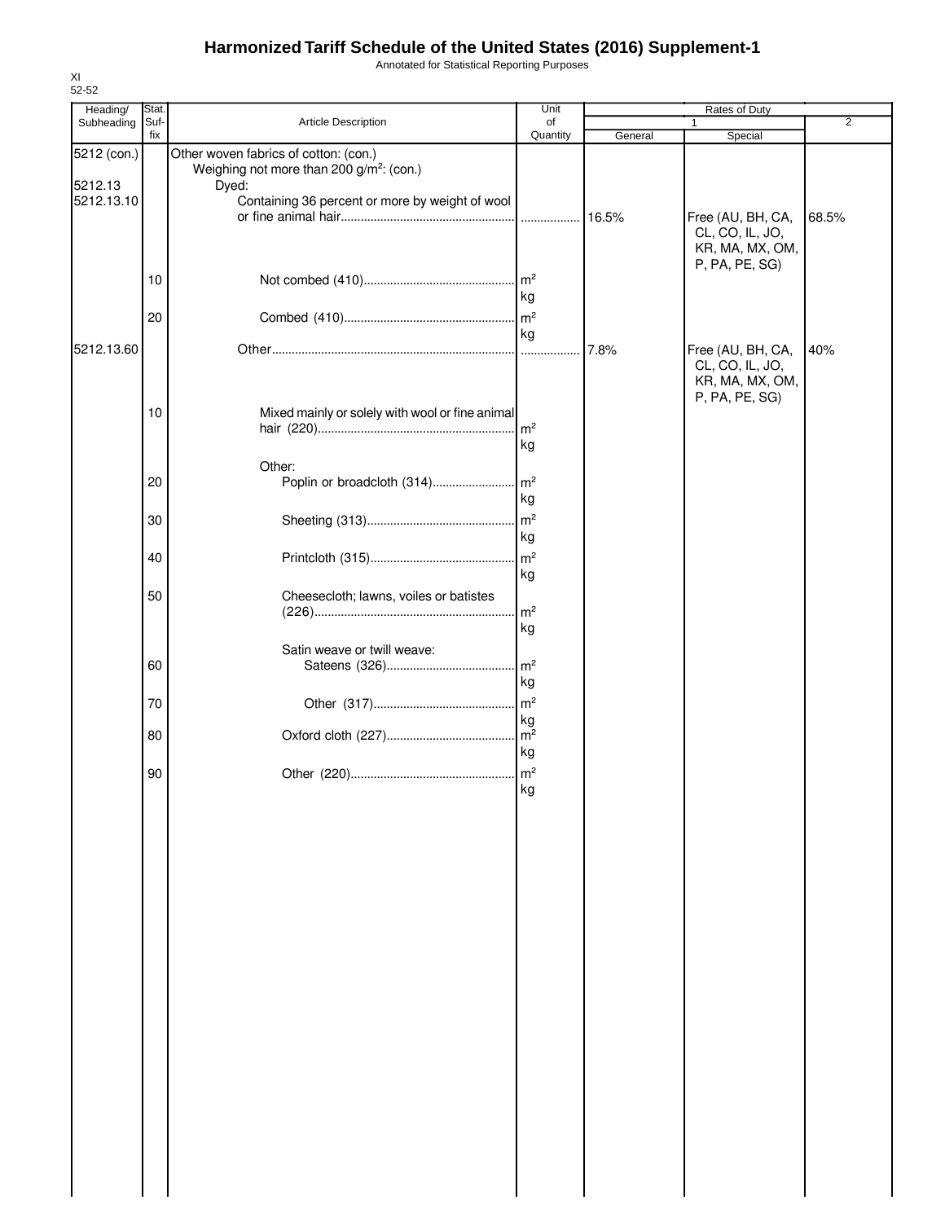# Harmonized Tariff Schedule of the United States (2016) Supplement-1

Annotated for Statistical Reporting Purposes

XI
52-52

| Heading/ Subheading | Stat. Suf- fix | Article Description | Unit of Quantity | Rates of Duty 1 General | Special | 2 |
|---|---|---|---|---|---|---|
| 5212 (con.) | | Other woven fabrics of cotton: (con.) | | | | |
| | | Weighing not more than 200 g/m²: (con.) | | | | |
| 5212.13 | | Dyed: | | | | |
| 5212.13.10 | | Containing 36 percent or more by weight of wool or fine animal hair | ........ | 16.5% | Free (AU, BH, CA, CL, CO, IL, JO, KR, MA, MX, OM, P, PA, PE, SG) | 68.5% |
| | 10 | Not combed (410) | m² kg | | | |
| | 20 | Combed (410) | m² kg | | | |
| 5212.13.60 | | Other | ........ | 7.8% | Free (AU, BH, CA, CL, CO, IL, JO, KR, MA, MX, OM, P, PA, PE, SG) | 40% |
| | 10 | Mixed mainly or solely with wool or fine animal hair (220) | m² kg | | | |
| | | Other: | | | | |
| | 20 | Poplin or broadcloth (314) | m² kg | | | |
| | 30 | Sheeting (313) | m² kg | | | |
| | 40 | Printcloth (315) | m² kg | | | |
| | 50 | Cheesecloth; lawns, voiles or batistes (226) | m² kg | | | |
| | | Satin weave or twill weave: | | | | |
| | 60 | Sateens (326) | m² kg | | | |
| | 70 | Other (317) | m² kg | | | |
| | 80 | Oxford cloth (227) | m² kg | | | |
| | 90 | Other (220) | m² kg | | | |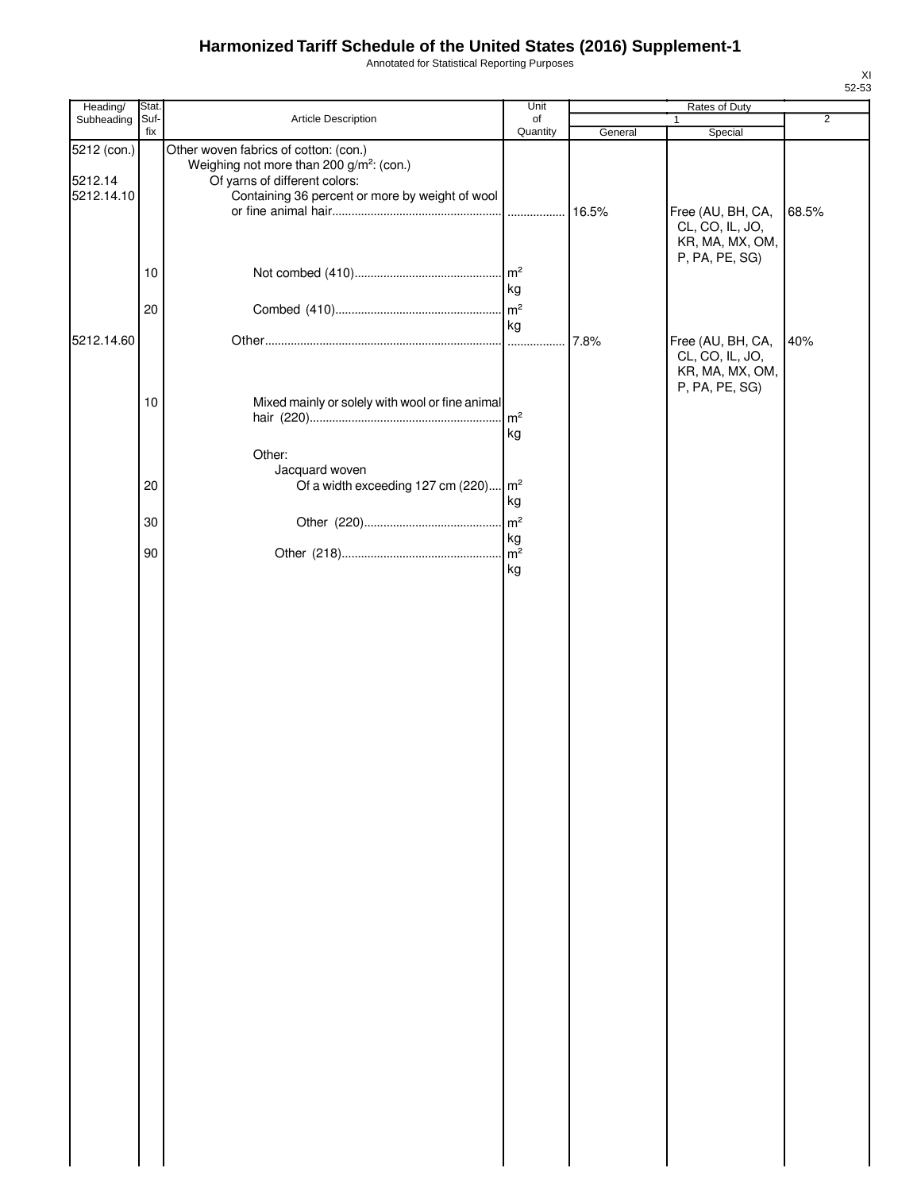# Harmonized Tariff Schedule of the United States (2016) Supplement-1

Annotated for Statistical Reporting Purposes

| Heading/ Subheading | Stat. Suf- fix | Article Description | Unit of Quantity | Rates of Duty 1 General | Rates of Duty 1 Special | Rates of Duty 2 |
|---|---|---|---|---|---|---|
| 5212 (con.) | | Other woven fabrics of cotton: (con.) | | | | |
| | | Weighing not more than 200 g/m²: (con.) | | | | |
| 5212.14 | | Of yarns of different colors: | | | | |
| 5212.14.10 | | Containing 36 percent or more by weight of wool or fine animal hair | | 16.5% | Free (AU, BH, CA, CL, CO, IL, JO, KR, MA, MX, OM, P, PA, PE, SG) | 68.5% |
| | 10 | Not combed (410) | m² kg | | | |
| | 20 | Combed (410) | m² kg | | | |
| 5212.14.60 | | Other | | 7.8% | Free (AU, BH, CA, CL, CO, IL, JO, KR, MA, MX, OM, P, PA, PE, SG) | 40% |
| | 10 | Mixed mainly or solely with wool or fine animal hair (220) | m² kg | | | |
| | | Other: | | | | |
| | | Jacquard woven | | | | |
| | 20 | Of a width exceeding 127 cm (220) | m² kg | | | |
| | 30 | Other (220) | m² kg | | | |
| | 90 | Other (218) | m² kg | | | |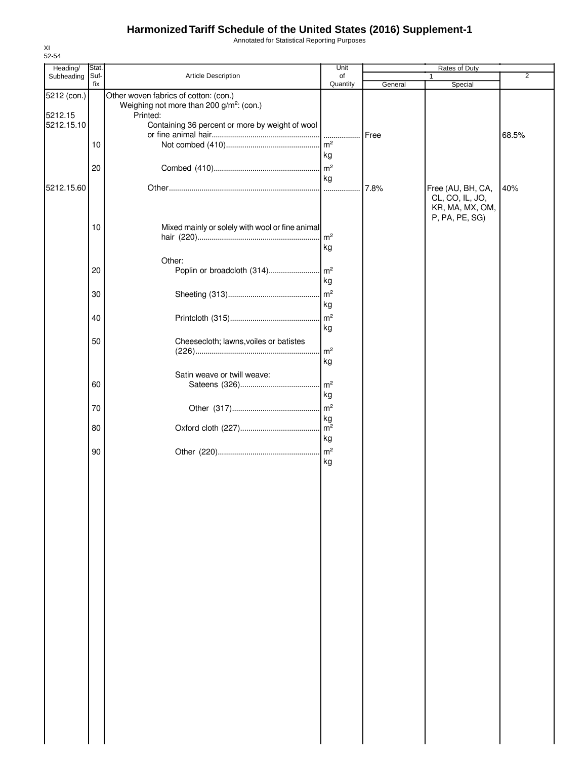# Harmonized Tariff Schedule of the United States (2016) Supplement-1

Annotated for Statistical Reporting Purposes

XI
52-54

| Heading/ Subheading | Stat. Suf- fix | Article Description | Unit of Quantity | Rates of Duty 1 General | Rates of Duty 1 Special | Rates of Duty 2 |
|---|---|---|---|---|---|---|
| 5212 (con.) | | Other woven fabrics of cotton: (con.) | | | | |
| | | Weighing not more than 200 g/m²: (con.) | | | | |
| 5212.15 | | Printed: | | | | |
| 5212.15.10 | | Containing 36 percent or more by weight of wool or fine animal hair | | Free | | 68.5% |
| | 10 | Not combed (410) | m² kg | | | |
| | 20 | Combed (410) | m² kg | | | |
| 5212.15.60 | | Other | | 7.8% | Free (AU, BH, CA, CL, CO, IL, JO, KR, MA, MX, OM, P, PA, PE, SG) | 40% |
| | 10 | Mixed mainly or solely with wool or fine animal hair (220) | m² kg | | | |
| | | Other: | | | | |
| | 20 | Poplin or broadcloth (314) | m² kg | | | |
| | 30 | Sheeting (313) | m² kg | | | |
| | 40 | Printcloth (315) | m² kg | | | |
| | 50 | Cheesecloth; lawns,voiles or batistes (226) | m² kg | | | |
| | | Satin weave or twill weave: | | | | |
| | 60 | Sateens (326) | m² kg | | | |
| | 70 | Other (317) | m² kg | | | |
| | 80 | Oxford cloth (227) | m² kg | | | |
| | 90 | Other (220) | m² kg | | | |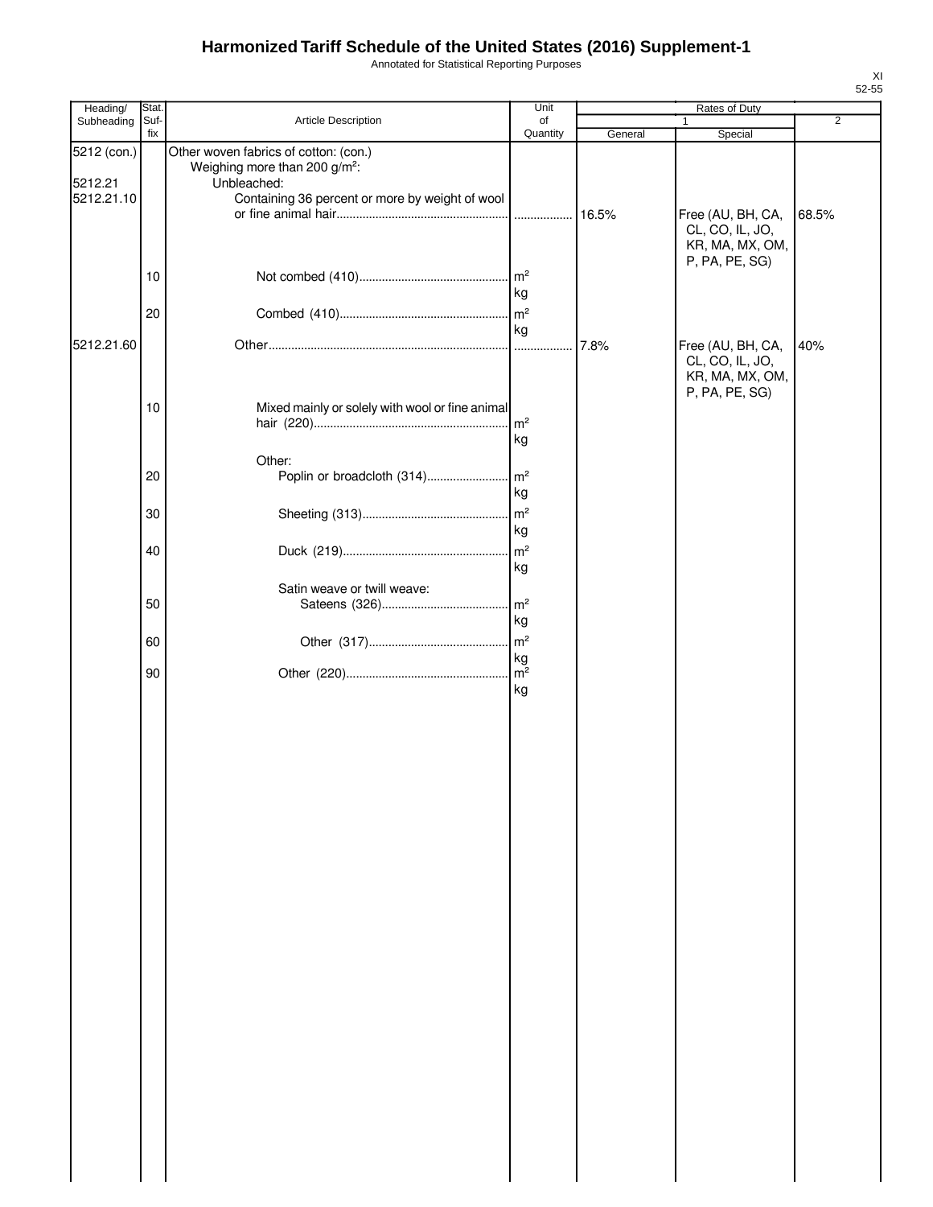# Harmonized Tariff Schedule of the United States (2016) Supplement-1

Annotated for Statistical Reporting Purposes

XI
52-55

| Heading/ Subheading | Stat. Suf- fix | Article Description | Unit of Quantity | Rates of Duty 1 General | Rates of Duty 1 Special | Rates of Duty 2 |
|---|---|---|---|---|---|---|
| 5212 (con.) | | Other woven fabrics of cotton: (con.) | | | | |
| | | Weighing more than 200 g/m²: | | | | |
| 5212.21 | | Unbleached: | | | | |
| 5212.21.10 | | Containing 36 percent or more by weight of wool or fine animal hair | ... | 16.5% | Free (AU, BH, CA, CL, CO, IL, JO, KR, MA, MX, OM, P, PA, PE, SG) | 68.5% |
| | 10 | Not combed (410) | m² kg | | | |
| | 20 | Combed (410) | m² kg | | | |
| 5212.21.60 | | Other | ... | 7.8% | Free (AU, BH, CA, CL, CO, IL, JO, KR, MA, MX, OM, P, PA, PE, SG) | 40% |
| | 10 | Mixed mainly or solely with wool or fine animal hair (220) | m² kg | | | |
| | | Other: | | | | |
| | 20 | Poplin or broadcloth (314) | m² kg | | | |
| | 30 | Sheeting (313) | m² kg | | | |
| | 40 | Duck (219) | m² kg | | | |
| | | Satin weave or twill weave: | | | | |
| | 50 | Sateens (326) | m² kg | | | |
| | 60 | Other (317) | m² kg | | | |
| | 90 | Other (220) | m² kg | | | |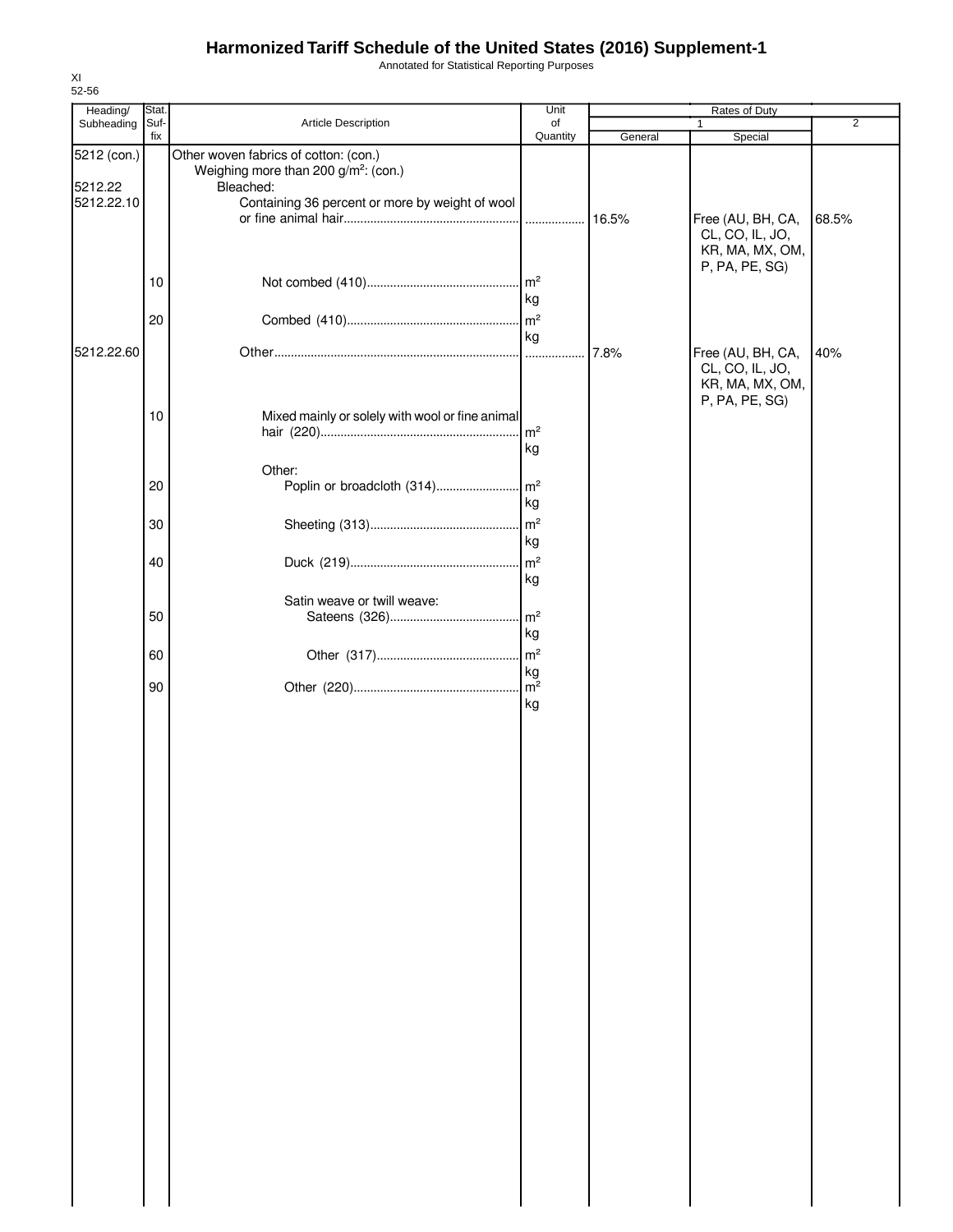# Harmonized Tariff Schedule of the United States (2016) Supplement-1

Annotated for Statistical Reporting Purposes

XI
52-56

| Heading/ Subheading | Stat. Suf- fix | Article Description | Unit of Quantity | Rates of Duty 1 General | Special | 2 |
|---|---|---|---|---|---|---|
| 5212 (con.) | | Other woven fabrics of cotton: (con.) | | | | |
| | | Weighing more than 200 g/m²: (con.) | | | | |
| 5212.22 | | Bleached: | | | | |
| 5212.22.10 | | Containing 36 percent or more by weight of wool or fine animal hair | ........ | 16.5% | Free (AU, BH, CA, CL, CO, IL, JO, KR, MA, MX, OM, P, PA, PE, SG) | 68.5% |
| | 10 | Not combed (410) | m² kg | | | |
| | 20 | Combed (410) | m² kg | | | |
| 5212.22.60 | | Other | ........ | 7.8% | Free (AU, BH, CA, CL, CO, IL, JO, KR, MA, MX, OM, P, PA, PE, SG) | 40% |
| | 10 | Mixed mainly or solely with wool or fine animal hair (220) | m² kg | | | |
| | | Other: | | | | |
| | 20 | Poplin or broadcloth (314) | m² kg | | | |
| | 30 | Sheeting (313) | m² kg | | | |
| | 40 | Duck (219) | m² kg | | | |
| | | Satin weave or twill weave: | | | | |
| | 50 | Sateens (326) | m² kg | | | |
| | 60 | Other (317) | m² kg | | | |
| | 90 | Other (220) | m² kg | | | |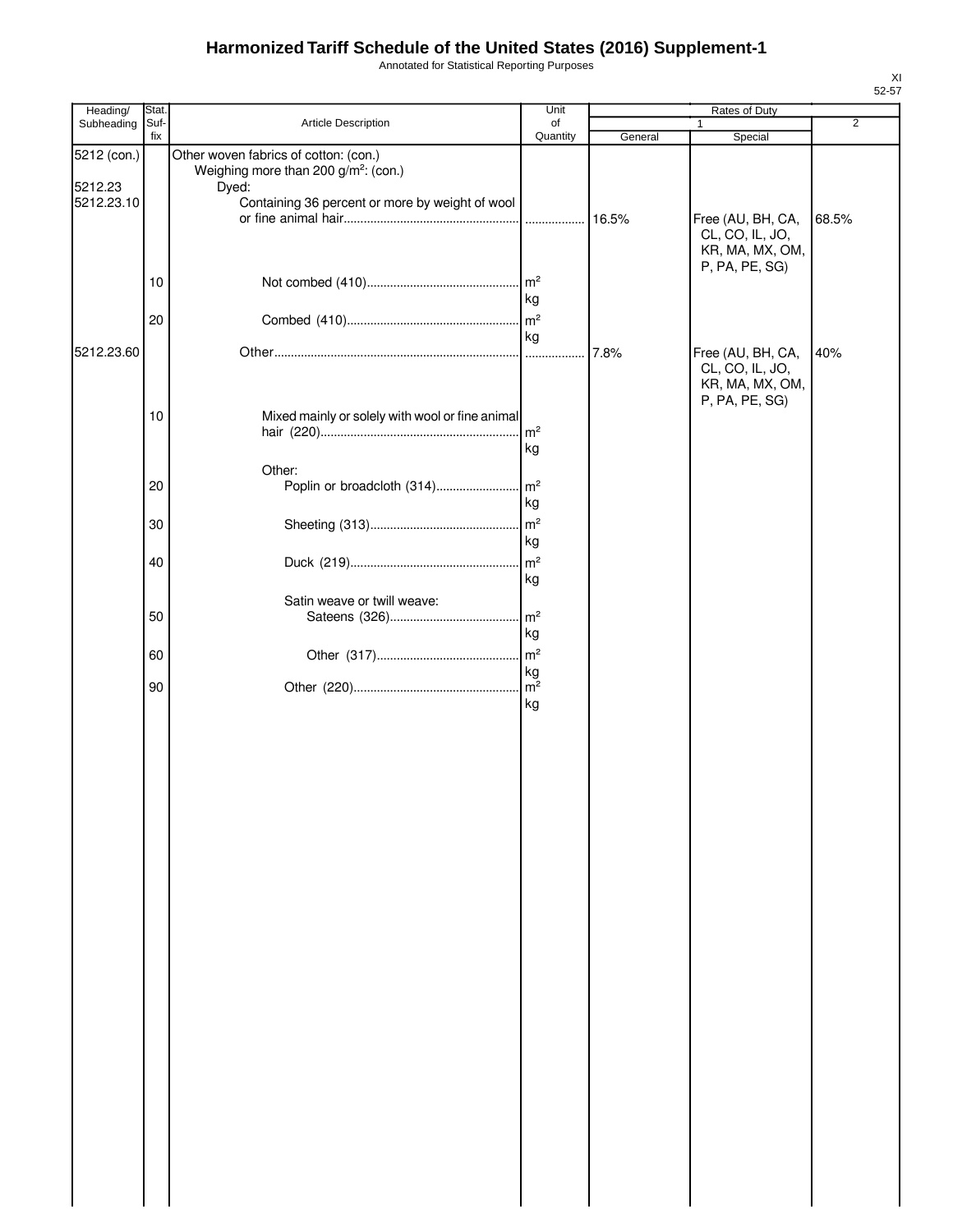# Harmonized Tariff Schedule of the United States (2016) Supplement-1

Annotated for Statistical Reporting Purposes

XI
52-57

| Heading/ Subheading | Stat. Suf- fix | Article Description | Unit of Quantity | Rates of Duty 1 General | Special | 2 |
|---|---|---|---|---|---|---|
| 5212 (con.) | | Other woven fabrics of cotton: (con.) | | | | |
| | | Weighing more than 200 g/m²: (con.) | | | | |
| 5212.23 | | Dyed: | | | | |
| 5212.23.10 | | Containing 36 percent or more by weight of wool or fine animal hair | ................. | 16.5% | Free (AU, BH, CA, CL, CO, IL, JO, KR, MA, MX, OM, P, PA, PE, SG) | 68.5% |
| | 10 | Not combed (410) | m² kg | | | |
| | 20 | Combed (410) | m² kg | | | |
| 5212.23.60 | | Other | ................. | 7.8% | Free (AU, BH, CA, CL, CO, IL, JO, KR, MA, MX, OM, P, PA, PE, SG) | 40% |
| | 10 | Mixed mainly or solely with wool or fine animal hair (220) | m² kg | | | |
| | | Other: | | | | |
| | 20 | Poplin or broadcloth (314) | m² kg | | | |
| | 30 | Sheeting (313) | m² kg | | | |
| | 40 | Duck (219) | m² kg | | | |
| | | Satin weave or twill weave: | | | | |
| | 50 | Sateens (326) | m² kg | | | |
| | 60 | Other (317) | m² kg | | | |
| | 90 | Other (220) | m² kg | | | |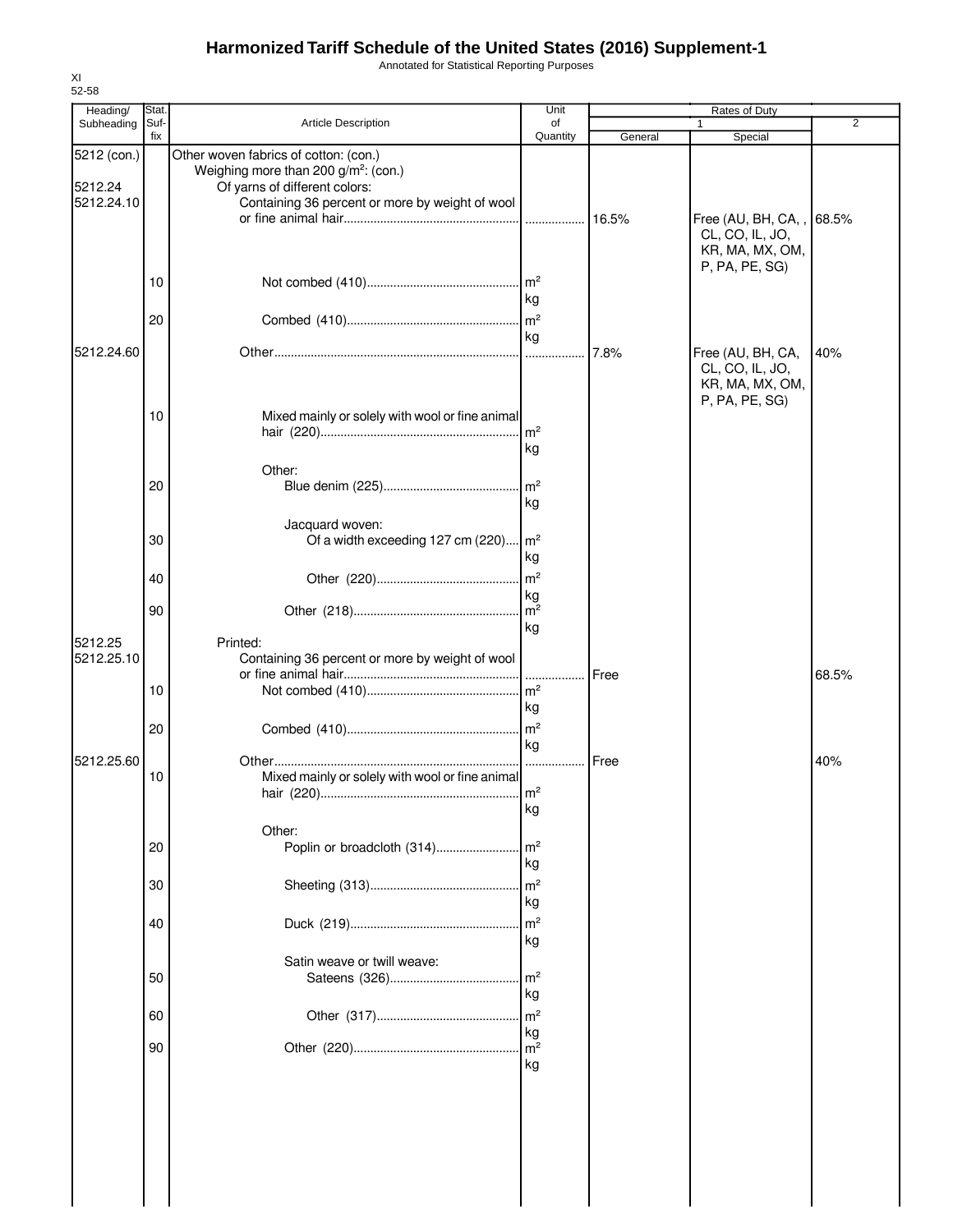# Harmonized Tariff Schedule of the United States (2016) Supplement-1

Annotated for Statistical Reporting Purposes

XI
52-58

| Heading/ Subheading | Stat. Suf- fix | Article Description | Unit of Quantity | Rates of Duty 1 General | Special | 2 |
|---|---|---|---|---|---|---|
| 5212 (con.) | | Other woven fabrics of cotton: (con.) | | | | |
| | | Weighing more than 200 g/m²: (con.) | | | | |
| 5212.24 | | Of yarns of different colors: | | | | |
| 5212.24.10 | | Containing 36 percent or more by weight of wool or fine animal hair | | 16.5% | Free (AU, BH, CA, , CL, CO, IL, JO, KR, MA, MX, OM, P, PA, PE, SG) | 68.5% |
| | 10 | Not combed (410) | m² kg | | | |
| | 20 | Combed (410) | m² kg | | | |
| 5212.24.60 | | Other | | 7.8% | Free (AU, BH, CA, CL, CO, IL, JO, KR, MA, MX, OM, P, PA, PE, SG) | 40% |
| | 10 | Mixed mainly or solely with wool or fine animal hair (220) | m² kg | | | |
| | | Other: | | | | |
| | 20 | Blue denim (225) | m² kg | | | |
| | | Jacquard woven: | | | | |
| | 30 | Of a width exceeding 127 cm (220) | m² kg | | | |
| | 40 | Other (220) | m² kg | | | |
| | 90 | Other (218) | m² kg | | | |
| 5212.25 | | Printed: | | | | |
| 5212.25.10 | | Containing 36 percent or more by weight of wool or fine animal hair | | Free | | 68.5% |
| | 10 | Not combed (410) | m² kg | | | |
| | 20 | Combed (410) | m² kg | | | |
| 5212.25.60 | | Other | | Free | | 40% |
| | 10 | Mixed mainly or solely with wool or fine animal hair (220) | m² kg | | | |
| | | Other: | | | | |
| | 20 | Poplin or broadcloth (314) | m² kg | | | |
| | 30 | Sheeting (313) | m² kg | | | |
| | 40 | Duck (219) | m² kg | | | |
| | | Satin weave or twill weave: | | | | |
| | 50 | Sateens (326) | m² kg | | | |
| | 60 | Other (317) | m² kg | | | |
| | 90 | Other (220) | m² kg | | | |